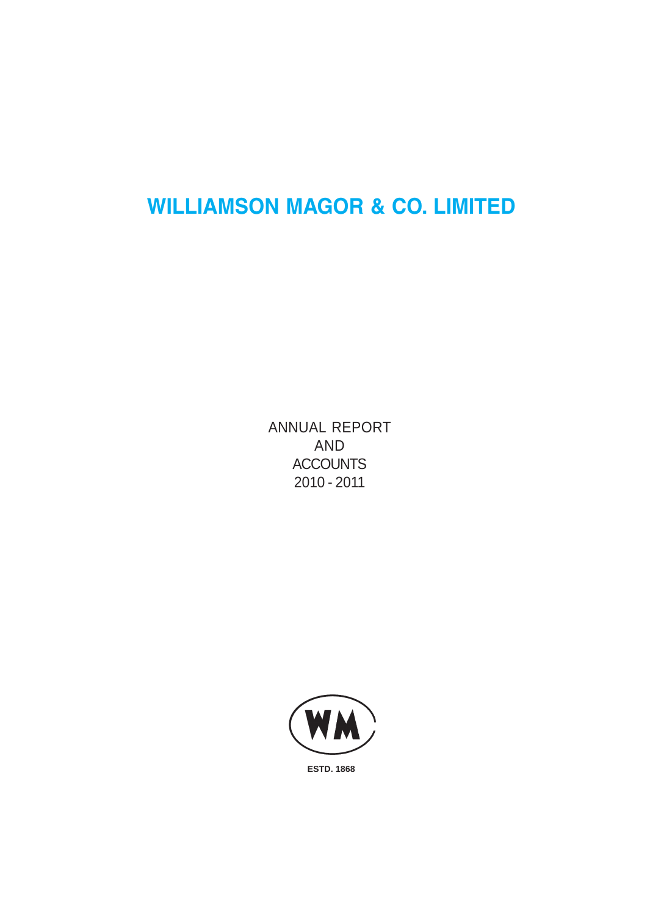# WILLIAMSON MAGOR & CO. LIMITED

ANNUAL REPORT
AND
ACCOUNTS
2010 - 2011

WM

ESTD. 1868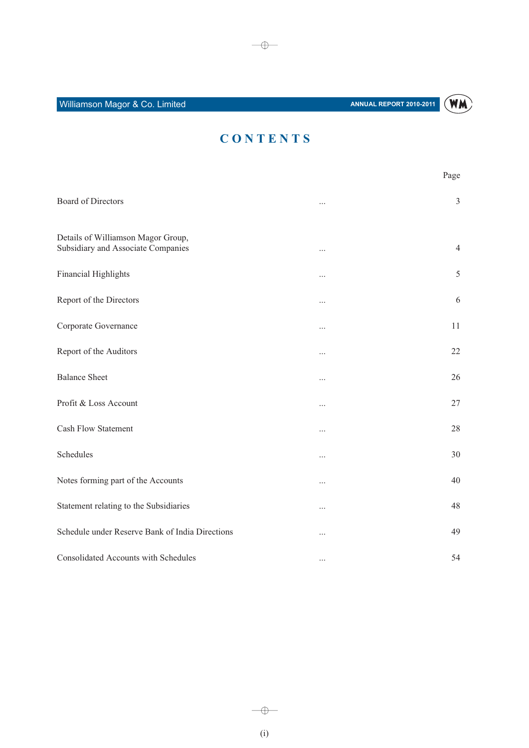# CONTENTS

| | | Page |
|---|---|---|
| Board of Directors | ... | 3 |
| Details of Williamson Magor Group, Subsidiary and Associate Companies | ... | 4 |
| Financial Highlights | ... | 5 |
| Report of the Directors | ... | 6 |
| Corporate Governance | ... | 11 |
| Report of the Auditors | ... | 22 |
| Balance Sheet | ... | 26 |
| Profit & Loss Account | ... | 27 |
| Cash Flow Statement | ... | 28 |
| Schedules | ... | 30 |
| Notes forming part of the Accounts | ... | 40 |
| Statement relating to the Subsidiaries | ... | 48 |
| Schedule under Reserve Bank of India Directions | ... | 49 |
| Consolidated Accounts with Schedules | ... | 54 |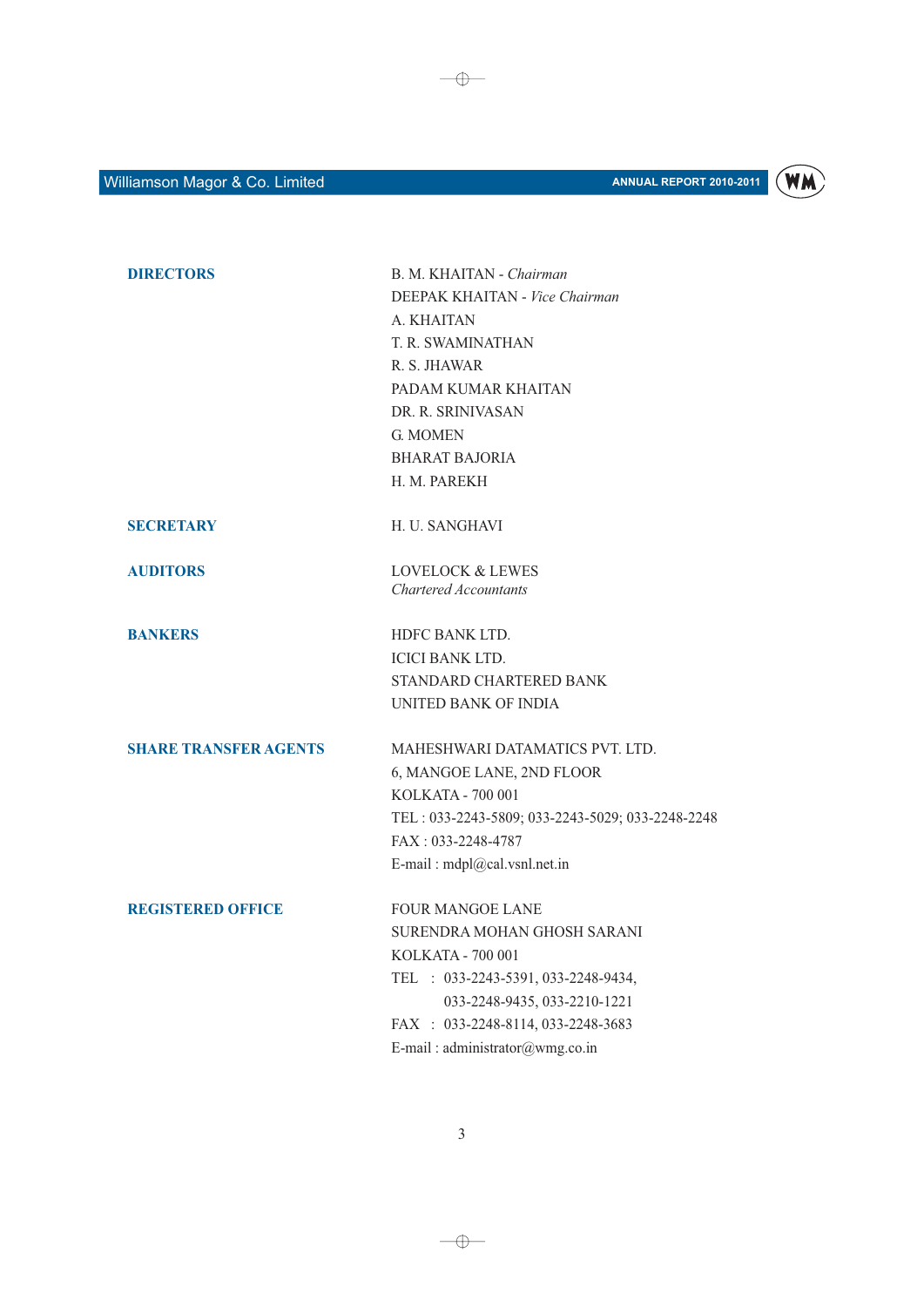**DIRECTORS**

B. M. KHAITAN - *Chairman*
DEEPAK KHAITAN - *Vice Chairman*
A. KHAITAN
T. R. SWAMINATHAN
R. S. JHAWAR
PADAM KUMAR KHAITAN
DR. R. SRINIVASAN
G. MOMEN
BHARAT BAJORIA
H. M. PAREKH

**SECRETARY**

H. U. SANGHAVI

**AUDITORS**

LOVELOCK & LEWES
*Chartered Accountants*

**BANKERS**

HDFC BANK LTD.
ICICI BANK LTD.
STANDARD CHARTERED BANK
UNITED BANK OF INDIA

**SHARE TRANSFER AGENTS**

MAHESHWARI DATAMATICS PVT. LTD.
6, MANGOE LANE, 2ND FLOOR
KOLKATA - 700 001
TEL : 033-2243-5809; 033-2243-5029; 033-2248-2248
FAX : 033-2248-4787
E-mail : mdpl@cal.vsnl.net.in

**REGISTERED OFFICE**

FOUR MANGOE LANE
SURENDRA MOHAN GHOSH SARANI
KOLKATA - 700 001
TEL : 033-2243-5391, 033-2248-9434,
033-2248-9435, 033-2210-1221
FAX : 033-2248-8114, 033-2248-3683
E-mail : administrator@wmg.co.in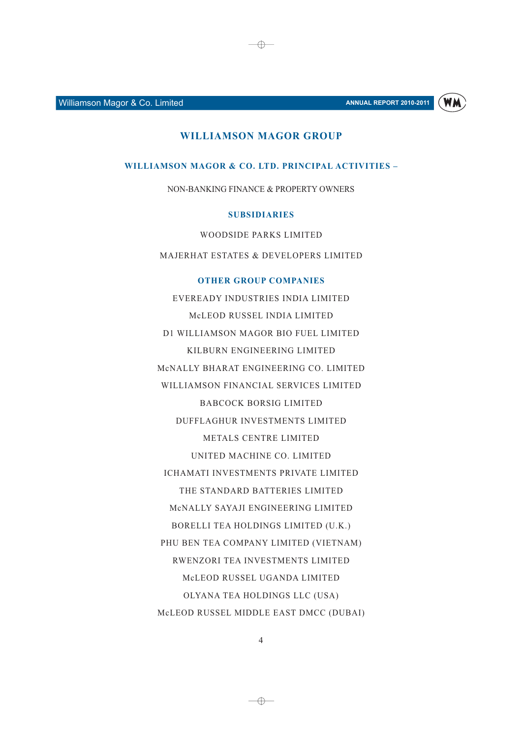# WILLIAMSON MAGOR GROUP

## WILLIAMSON MAGOR & CO. LTD. PRINCIPAL ACTIVITIES –

NON-BANKING FINANCE & PROPERTY OWNERS

## SUBSIDIARIES

WOODSIDE PARKS LIMITED

MAJERHAT ESTATES & DEVELOPERS LIMITED

## OTHER GROUP COMPANIES

EVEREADY INDUSTRIES INDIA LIMITED

McLEOD RUSSEL INDIA LIMITED

D1 WILLIAMSON MAGOR BIO FUEL LIMITED

KILBURN ENGINEERING LIMITED

McNALLY BHARAT ENGINEERING CO. LIMITED

WILLIAMSON FINANCIAL SERVICES LIMITED

BABCOCK BORSIG LIMITED

DUFFLAGHUR INVESTMENTS LIMITED

METALS CENTRE LIMITED

UNITED MACHINE CO. LIMITED

ICHAMATI INVESTMENTS PRIVATE LIMITED

THE STANDARD BATTERIES LIMITED

McNALLY SAYAJI ENGINEERING LIMITED

BORELLI TEA HOLDINGS LIMITED (U.K.)

PHU BEN TEA COMPANY LIMITED (VIETNAM)

RWENZORI TEA INVESTMENTS LIMITED

McLEOD RUSSEL UGANDA LIMITED

OLYANA TEA HOLDINGS LLC (USA)

McLEOD RUSSEL MIDDLE EAST DMCC (DUBAI)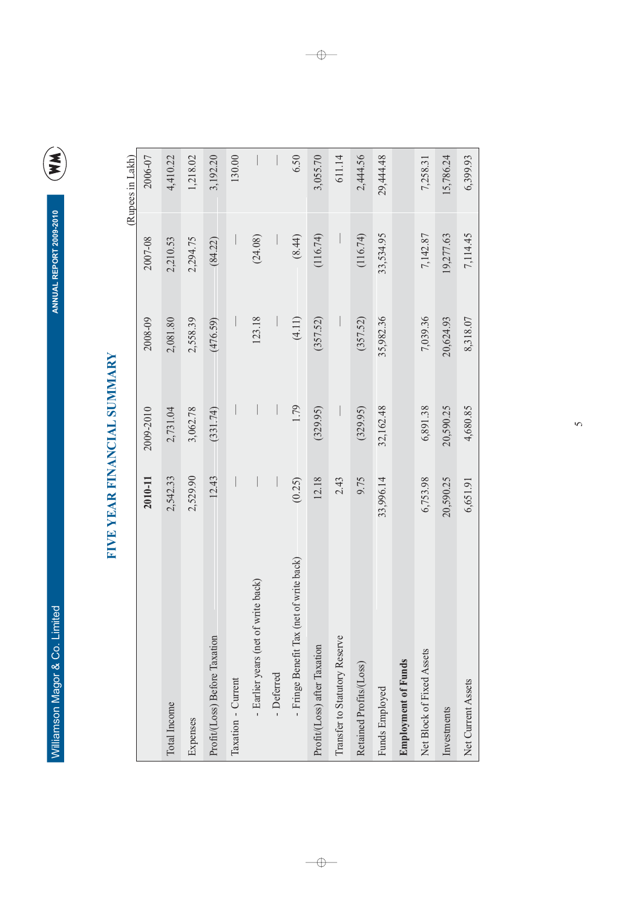# FIVE YEAR FINANCIAL SUMMARY

(Rupees in Lakh)

| | 2010-11 | 2009-2010 | 2008-09 | 2007-08 | 2006-07 |
|---|---|---|---|---|---|
| Total Income | 2,542.33 | 2,731.04 | 2,081.80 | 2,210.53 | 4,410.22 |
| Expenses | 2,529.90 | 3,062.78 | 2,558.39 | 2,294.75 | 1,218.02 |
| Profit/(Loss) Before Taxation | 12.43 | (331.74) | (476.59) | (84.22) | 3,192.20 |
| Taxation - Current | — | — | — | — | 130.00 |
| - Earlier years (net of write back) | — | — | 123.18 | (24.08) | — |
| - Deferred | — | — | — | — | — |
| - Fringe Benefit Tax (net of write back) | (0.25) | 1.79 | (4.11) | (8.44) | 6.50 |
| Profit/(Loss) after Taxation | 12.18 | (329.95) | (357.52) | (116.74) | 3,055.70 |
| Transfer to Statutory Reserve | 2.43 | — | — | — | 611.14 |
| Retained Profits/(Loss) | 9.75 | (329.95) | (357.52) | (116.74) | 2,444.56 |
| Funds Employed | 33,996.14 | 32,162.48 | 35,982.36 | 33,534.95 | 29,444.48 |
| **Employment of Funds** | | | | | |
| Net Block of Fixed Assets | 6,753.98 | 6,891.38 | 7,039.36 | 7,142.87 | 7,258.31 |
| Investments | 20,590.25 | 20,590.25 | 20,624.93 | 19,277.63 | 15,786.24 |
| Net Current Assets | 6,651.91 | 4,680.85 | 8,318.07 | 7,114.45 | 6,399.93 |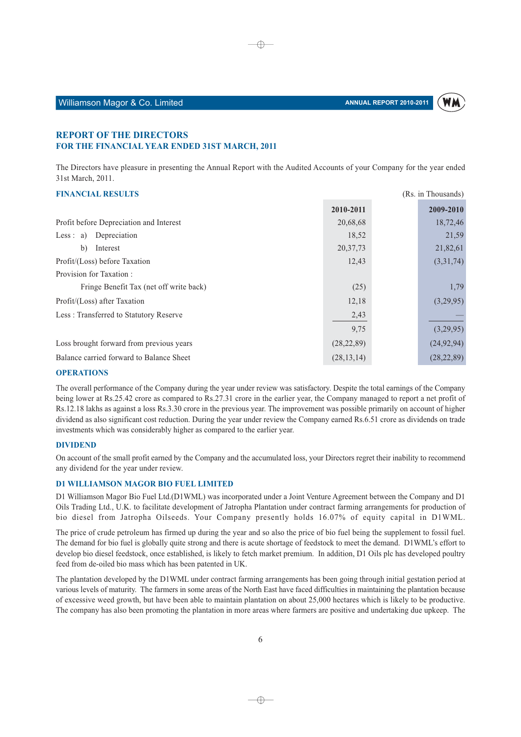## REPORT OF THE DIRECTORS
### FOR THE FINANCIAL YEAR ENDED 31ST MARCH, 2011

The Directors have pleasure in presenting the Annual Report with the Audited Accounts of your Company for the year ended 31st March, 2011.

### FINANCIAL RESULTS

(Rs. in Thousands)

| | 2010-2011 | 2009-2010 |
|---|---|---|
| Profit before Depreciation and Interest | 20,68,68 | 18,72,46 |
| Less : a) Depreciation | 18,52 | 21,59 |
| b) Interest | 20,37,73 | 21,82,61 |
| Profit/(Loss) before Taxation | 12,43 | (3,31,74) |
| Provision for Taxation : | | |
| Fringe Benefit Tax (net off write back) | (25) | 1,79 |
| Profit/(Loss) after Taxation | 12,18 | (3,29,95) |
| Less : Transferred to Statutory Reserve | 2,43 | — |
| | 9,75 | (3,29,95) |
| Loss brought forward from previous years | (28,22,89) | (24,92,94) |
| Balance carried forward to Balance Sheet | (28,13,14) | (28,22,89) |

### OPERATIONS

The overall performance of the Company during the year under review was satisfactory. Despite the total earnings of the Company being lower at Rs.25.42 crore as compared to Rs.27.31 crore in the earlier year, the Company managed to report a net profit of Rs.12.18 lakhs as against a loss Rs.3.30 crore in the previous year. The improvement was possible primarily on account of higher dividend as also significant cost reduction. During the year under review the Company earned Rs.6.51 crore as dividends on trade investments which was considerably higher as compared to the earlier year.

### DIVIDEND

On account of the small profit earned by the Company and the accumulated loss, your Directors regret their inability to recommend any dividend for the year under review.

### D1 WILLIAMSON MAGOR BIO FUEL LIMITED

D1 Williamson Magor Bio Fuel Ltd.(D1WML) was incorporated under a Joint Venture Agreement between the Company and D1 Oils Trading Ltd., U.K. to facilitate development of Jatropha Plantation under contract farming arrangements for production of bio diesel from Jatropha Oilseeds. Your Company presently holds 16.07% of equity capital in D1WML.

The price of crude petroleum has firmed up during the year and so also the price of bio fuel being the supplement to fossil fuel. The demand for bio fuel is globally quite strong and there is acute shortage of feedstock to meet the demand. D1WML's effort to develop bio diesel feedstock, once established, is likely to fetch market premium. In addition, D1 Oils plc has developed poultry feed from de-oiled bio mass which has been patented in UK.

The plantation developed by the D1WML under contract farming arrangements has been going through initial gestation period at various levels of maturity. The farmers in some areas of the North East have faced difficulties in maintaining the plantation because of excessive weed growth, but have been able to maintain plantation on about 25,000 hectares which is likely to be productive. The company has also been promoting the plantation in more areas where farmers are positive and undertaking due upkeep. The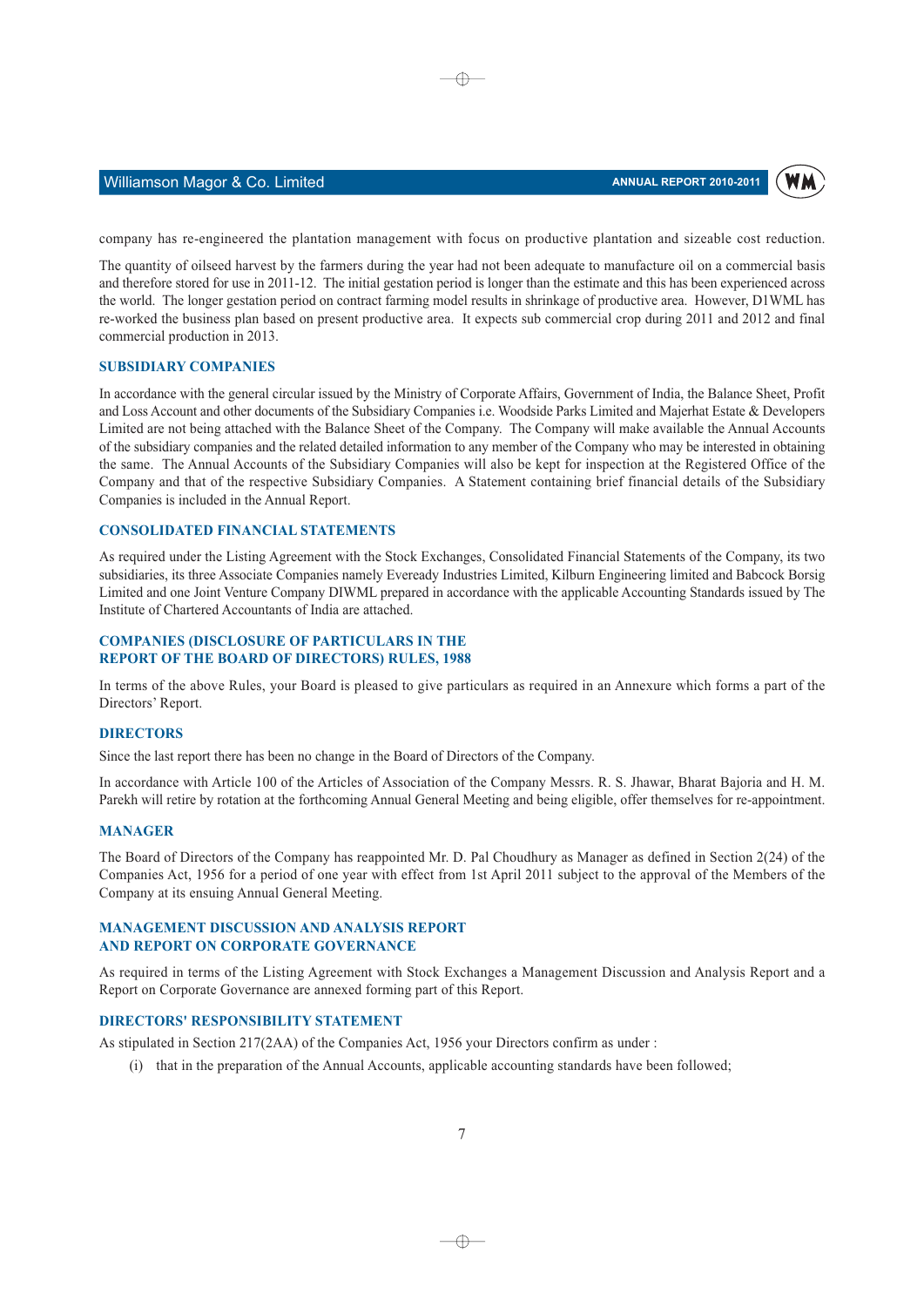company has re-engineered the plantation management with focus on productive plantation and sizeable cost reduction.

The quantity of oilseed harvest by the farmers during the year had not been adequate to manufacture oil on a commercial basis and therefore stored for use in 2011-12. The initial gestation period is longer than the estimate and this has been experienced across the world. The longer gestation period on contract farming model results in shrinkage of productive area. However, D1WML has re-worked the business plan based on present productive area. It expects sub commercial crop during 2011 and 2012 and final commercial production in 2013.

## SUBSIDIARY COMPANIES

In accordance with the general circular issued by the Ministry of Corporate Affairs, Government of India, the Balance Sheet, Profit and Loss Account and other documents of the Subsidiary Companies i.e. Woodside Parks Limited and Majerhat Estate & Developers Limited are not being attached with the Balance Sheet of the Company. The Company will make available the Annual Accounts of the subsidiary companies and the related detailed information to any member of the Company who may be interested in obtaining the same. The Annual Accounts of the Subsidiary Companies will also be kept for inspection at the Registered Office of the Company and that of the respective Subsidiary Companies. A Statement containing brief financial details of the Subsidiary Companies is included in the Annual Report.

## CONSOLIDATED FINANCIAL STATEMENTS

As required under the Listing Agreement with the Stock Exchanges, Consolidated Financial Statements of the Company, its two subsidiaries, its three Associate Companies namely Eveready Industries Limited, Kilburn Engineering limited and Babcock Borsig Limited and one Joint Venture Company DIWML prepared in accordance with the applicable Accounting Standards issued by The Institute of Chartered Accountants of India are attached.

## COMPANIES (DISCLOSURE OF PARTICULARS IN THE REPORT OF THE BOARD OF DIRECTORS) RULES, 1988

In terms of the above Rules, your Board is pleased to give particulars as required in an Annexure which forms a part of the Directors' Report.

## DIRECTORS

Since the last report there has been no change in the Board of Directors of the Company.

In accordance with Article 100 of the Articles of Association of the Company Messrs. R. S. Jhawar, Bharat Bajoria and H. M. Parekh will retire by rotation at the forthcoming Annual General Meeting and being eligible, offer themselves for re-appointment.

## MANAGER

The Board of Directors of the Company has reappointed Mr. D. Pal Choudhury as Manager as defined in Section 2(24) of the Companies Act, 1956 for a period of one year with effect from 1st April 2011 subject to the approval of the Members of the Company at its ensuing Annual General Meeting.

## MANAGEMENT DISCUSSION AND ANALYSIS REPORT AND REPORT ON CORPORATE GOVERNANCE

As required in terms of the Listing Agreement with Stock Exchanges a Management Discussion and Analysis Report and a Report on Corporate Governance are annexed forming part of this Report.

## DIRECTORS' RESPONSIBILITY STATEMENT

As stipulated in Section 217(2AA) of the Companies Act, 1956 your Directors confirm as under :

(i) that in the preparation of the Annual Accounts, applicable accounting standards have been followed;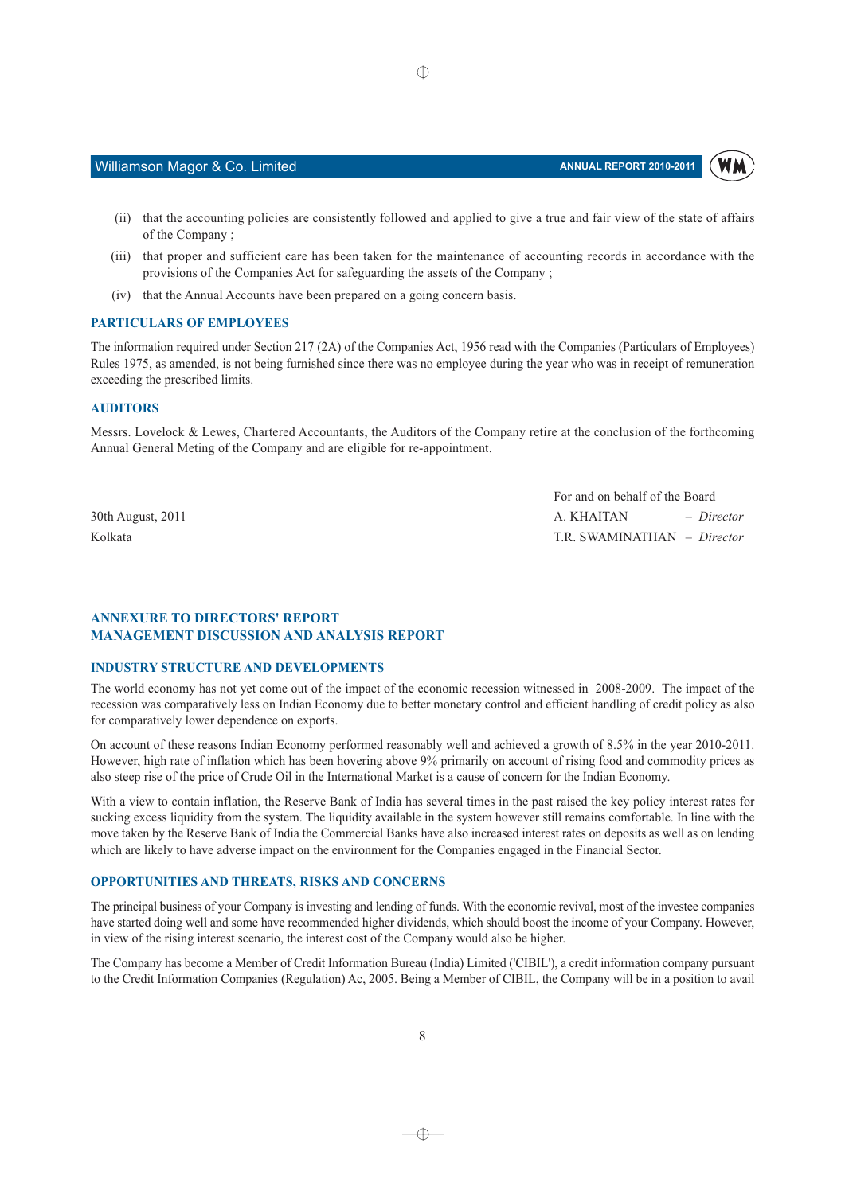(ii) that the accounting policies are consistently followed and applied to give a true and fair view of the state of affairs of the Company ;

(iii) that proper and sufficient care has been taken for the maintenance of accounting records in accordance with the provisions of the Companies Act for safeguarding the assets of the Company ;

(iv) that the Annual Accounts have been prepared on a going concern basis.

### PARTICULARS OF EMPLOYEES

The information required under Section 217 (2A) of the Companies Act, 1956 read with the Companies (Particulars of Employees) Rules 1975, as amended, is not being furnished since there was no employee during the year who was in receipt of remuneration exceeding the prescribed limits.

### AUDITORS

Messrs. Lovelock & Lewes, Chartered Accountants, the Auditors of the Company retire at the conclusion of the forthcoming Annual General Meting of the Company and are eligible for re-appointment.

For and on behalf of the Board

30th August, 2011 — A. KHAITAN – *Director*

Kolkata — T.R. SWAMINATHAN – *Director*

## ANNEXURE TO DIRECTORS' REPORT
## MANAGEMENT DISCUSSION AND ANALYSIS REPORT

### INDUSTRY STRUCTURE AND DEVELOPMENTS

The world economy has not yet come out of the impact of the economic recession witnessed in 2008-2009. The impact of the recession was comparatively less on Indian Economy due to better monetary control and efficient handling of credit policy as also for comparatively lower dependence on exports.

On account of these reasons Indian Economy performed reasonably well and achieved a growth of 8.5% in the year 2010-2011. However, high rate of inflation which has been hovering above 9% primarily on account of rising food and commodity prices as also steep rise of the price of Crude Oil in the International Market is a cause of concern for the Indian Economy.

With a view to contain inflation, the Reserve Bank of India has several times in the past raised the key policy interest rates for sucking excess liquidity from the system. The liquidity available in the system however still remains comfortable. In line with the move taken by the Reserve Bank of India the Commercial Banks have also increased interest rates on deposits as well as on lending which are likely to have adverse impact on the environment for the Companies engaged in the Financial Sector.

### OPPORTUNITIES AND THREATS, RISKS AND CONCERNS

The principal business of your Company is investing and lending of funds. With the economic revival, most of the investee companies have started doing well and some have recommended higher dividends, which should boost the income of your Company. However, in view of the rising interest scenario, the interest cost of the Company would also be higher.

The Company has become a Member of Credit Information Bureau (India) Limited ('CIBIL'), a credit information company pursuant to the Credit Information Companies (Regulation) Ac, 2005. Being a Member of CIBIL, the Company will be in a position to avail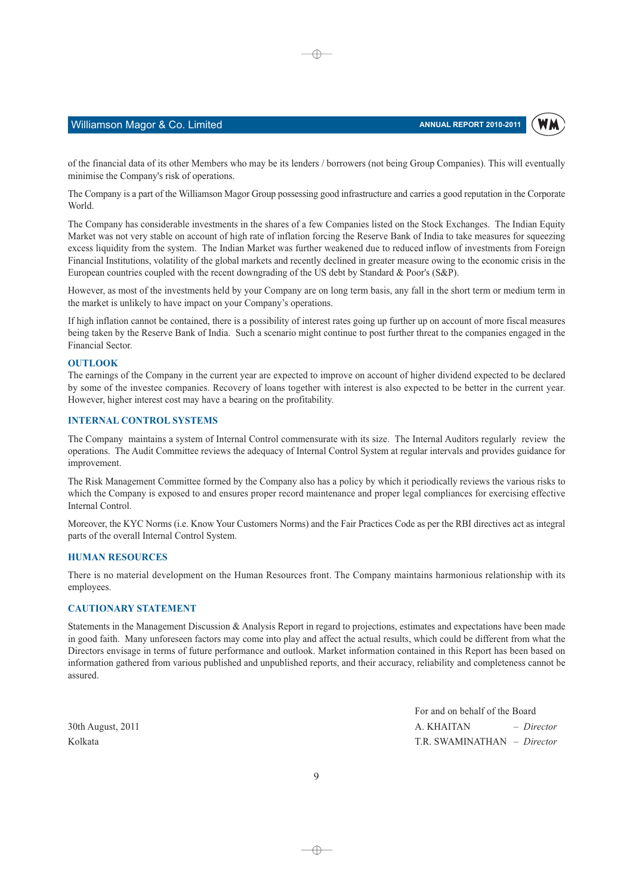of the financial data of its other Members who may be its lenders / borrowers (not being Group Companies). This will eventually minimise the Company's risk of operations.

The Company is a part of the Williamson Magor Group possessing good infrastructure and carries a good reputation in the Corporate World.

The Company has considerable investments in the shares of a few Companies listed on the Stock Exchanges. The Indian Equity Market was not very stable on account of high rate of inflation forcing the Reserve Bank of India to take measures for squeezing excess liquidity from the system. The Indian Market was further weakened due to reduced inflow of investments from Foreign Financial Institutions, volatility of the global markets and recently declined in greater measure owing to the economic crisis in the European countries coupled with the recent downgrading of the US debt by Standard & Poor's (S&P).

However, as most of the investments held by your Company are on long term basis, any fall in the short term or medium term in the market is unlikely to have impact on your Company's operations.

If high inflation cannot be contained, there is a possibility of interest rates going up further up on account of more fiscal measures being taken by the Reserve Bank of India. Such a scenario might continue to post further threat to the companies engaged in the Financial Sector.

## OUTLOOK

The earnings of the Company in the current year are expected to improve on account of higher dividend expected to be declared by some of the investee companies. Recovery of loans together with interest is also expected to be better in the current year. However, higher interest cost may have a bearing on the profitability.

## INTERNAL CONTROL SYSTEMS

The Company maintains a system of Internal Control commensurate with its size. The Internal Auditors regularly review the operations. The Audit Committee reviews the adequacy of Internal Control System at regular intervals and provides guidance for improvement.

The Risk Management Committee formed by the Company also has a policy by which it periodically reviews the various risks to which the Company is exposed to and ensures proper record maintenance and proper legal compliances for exercising effective Internal Control.

Moreover, the KYC Norms (i.e. Know Your Customers Norms) and the Fair Practices Code as per the RBI directives act as integral parts of the overall Internal Control System.

## HUMAN RESOURCES

There is no material development on the Human Resources front. The Company maintains harmonious relationship with its employees.

## CAUTIONARY STATEMENT

Statements in the Management Discussion & Analysis Report in regard to projections, estimates and expectations have been made in good faith. Many unforeseen factors may come into play and affect the actual results, which could be different from what the Directors envisage in terms of future performance and outlook. Market information contained in this Report has been based on information gathered from various published and unpublished reports, and their accuracy, reliability and completeness cannot be assured.

For and on behalf of the Board

30th August, 2011
Kolkata

A. KHAITAN – *Director*
T.R. SWAMINATHAN – *Director*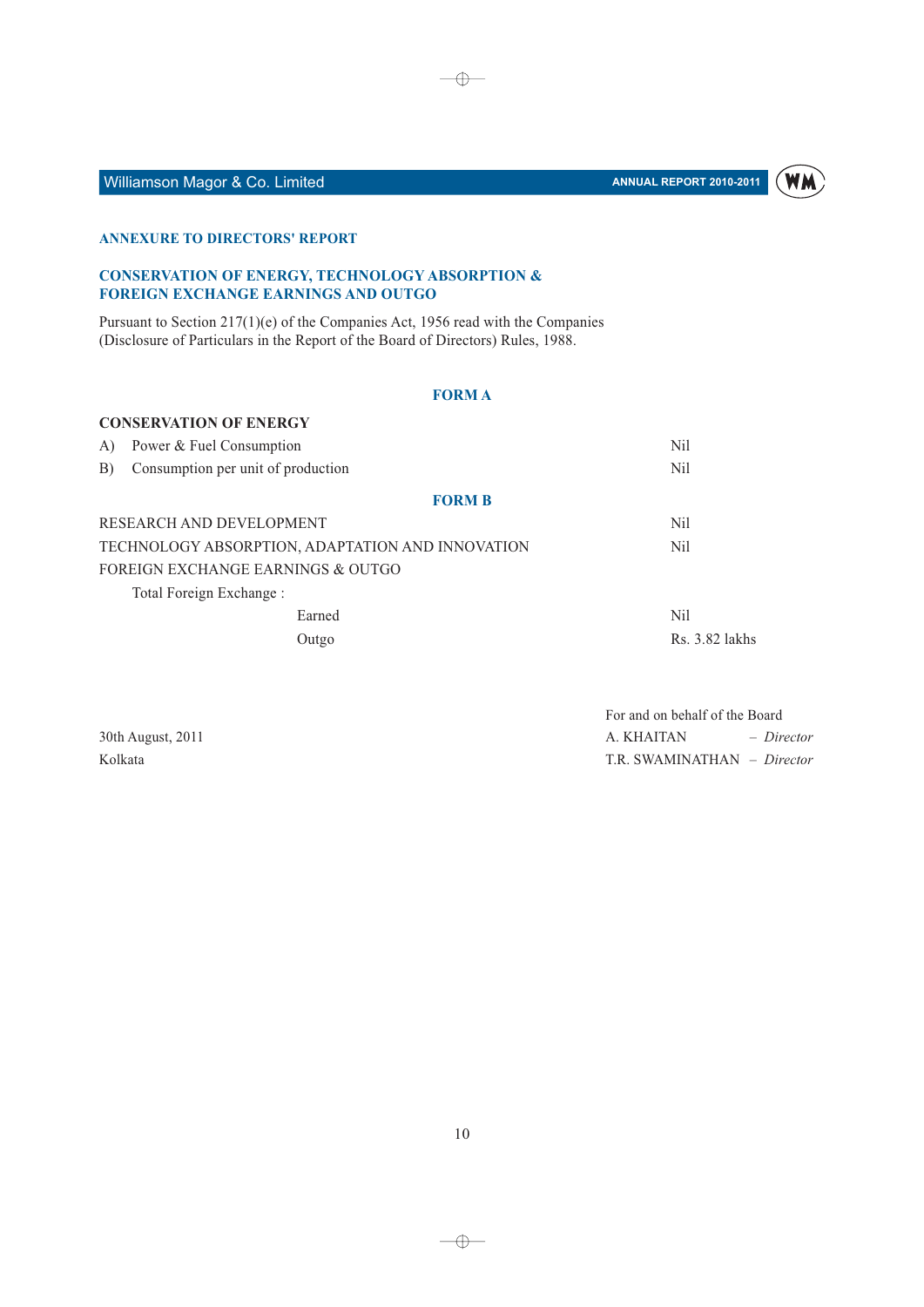## ANNEXURE TO DIRECTORS' REPORT

## CONSERVATION OF ENERGY, TECHNOLOGY ABSORPTION & FOREIGN EXCHANGE EARNINGS AND OUTGO

Pursuant to Section 217(1)(e) of the Companies Act, 1956 read with the Companies (Disclosure of Particulars in the Report of the Board of Directors) Rules, 1988.

### FORM A

**CONSERVATION OF ENERGY**

| | |
|---|---|
| A) Power & Fuel Consumption | Nil |
| B) Consumption per unit of production | Nil |

### FORM B

| | |
|---|---|
| RESEARCH AND DEVELOPMENT | Nil |
| TECHNOLOGY ABSORPTION, ADAPTATION AND INNOVATION | Nil |
| FOREIGN EXCHANGE EARNINGS & OUTGO | |
| Total Foreign Exchange : | |
| Earned | Nil |
| Outgo | Rs. 3.82 lakhs |

For and on behalf of the Board

30th August, 2011
Kolkata

A. KHAITAN – *Director*
T.R. SWAMINATHAN – *Director*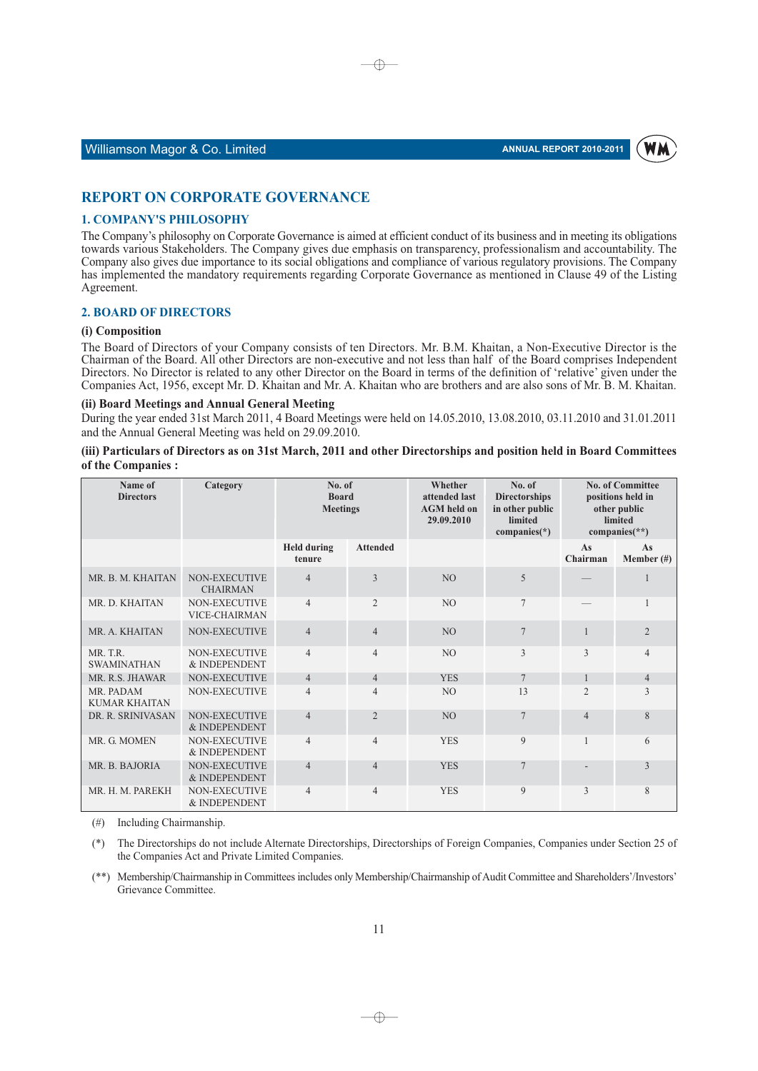# REPORT ON CORPORATE GOVERNANCE

## 1. COMPANY'S PHILOSOPHY

The Company's philosophy on Corporate Governance is aimed at efficient conduct of its business and in meeting its obligations towards various Stakeholders. The Company gives due emphasis on transparency, professionalism and accountability. The Company also gives due importance to its social obligations and compliance of various regulatory provisions. The Company has implemented the mandatory requirements regarding Corporate Governance as mentioned in Clause 49 of the Listing Agreement.

## 2. BOARD OF DIRECTORS

### (i) Composition

The Board of Directors of your Company consists of ten Directors. Mr. B.M. Khaitan, a Non-Executive Director is the Chairman of the Board. All other Directors are non-executive and not less than half of the Board comprises Independent Directors. No Director is related to any other Director on the Board in terms of the definition of 'relative' given under the Companies Act, 1956, except Mr. D. Khaitan and Mr. A. Khaitan who are brothers and are also sons of Mr. B. M. Khaitan.

### (ii) Board Meetings and Annual General Meeting

During the year ended 31st March 2011, 4 Board Meetings were held on 14.05.2010, 13.08.2010, 03.11.2010 and 31.01.2011 and the Annual General Meeting was held on 29.09.2010.

### (iii) Particulars of Directors as on 31st March, 2011 and other Directorships and position held in Board Committees of the Companies :

| Name of Directors | Category | No. of Board Meetings | | Whether attended last AGM held on 29.09.2010 | No. of Directorships in other public limited companies(*) | No. of Committee positions held in other public limited companies(**) | |
|---|---|---|---|---|---|---|---|
| | | Held during tenure | Attended | | | As Chairman | As Member (#) |
| MR. B. M. KHAITAN | NON-EXECUTIVE CHAIRMAN | 4 | 3 | NO | 5 | — | 1 |
| MR. D. KHAITAN | NON-EXECUTIVE VICE-CHAIRMAN | 4 | 2 | NO | 7 | — | 1 |
| MR. A. KHAITAN | NON-EXECUTIVE | 4 | 4 | NO | 7 | 1 | 2 |
| MR. T.R. SWAMINATHAN | NON-EXECUTIVE & INDEPENDENT | 4 | 4 | NO | 3 | 3 | 4 |
| MR. R.S. JHAWAR | NON-EXECUTIVE | 4 | 4 | YES | 7 | 1 | 4 |
| MR. PADAM KUMAR KHAITAN | NON-EXECUTIVE | 4 | 4 | NO | 13 | 2 | 3 |
| DR. R. SRINIVASAN | NON-EXECUTIVE & INDEPENDENT | 4 | 2 | NO | 7 | 4 | 8 |
| MR. G. MOMEN | NON-EXECUTIVE & INDEPENDENT | 4 | 4 | YES | 9 | 1 | 6 |
| MR. B. BAJORIA | NON-EXECUTIVE & INDEPENDENT | 4 | 4 | YES | 7 | - | 3 |
| MR. H. M. PAREKH | NON-EXECUTIVE & INDEPENDENT | 4 | 4 | YES | 9 | 3 | 8 |

(#) Including Chairmanship.

(*) The Directorships do not include Alternate Directorships, Directorships of Foreign Companies, Companies under Section 25 of the Companies Act and Private Limited Companies.

(**) Membership/Chairmanship in Committees includes only Membership/Chairmanship of Audit Committee and Shareholders'/Investors' Grievance Committee.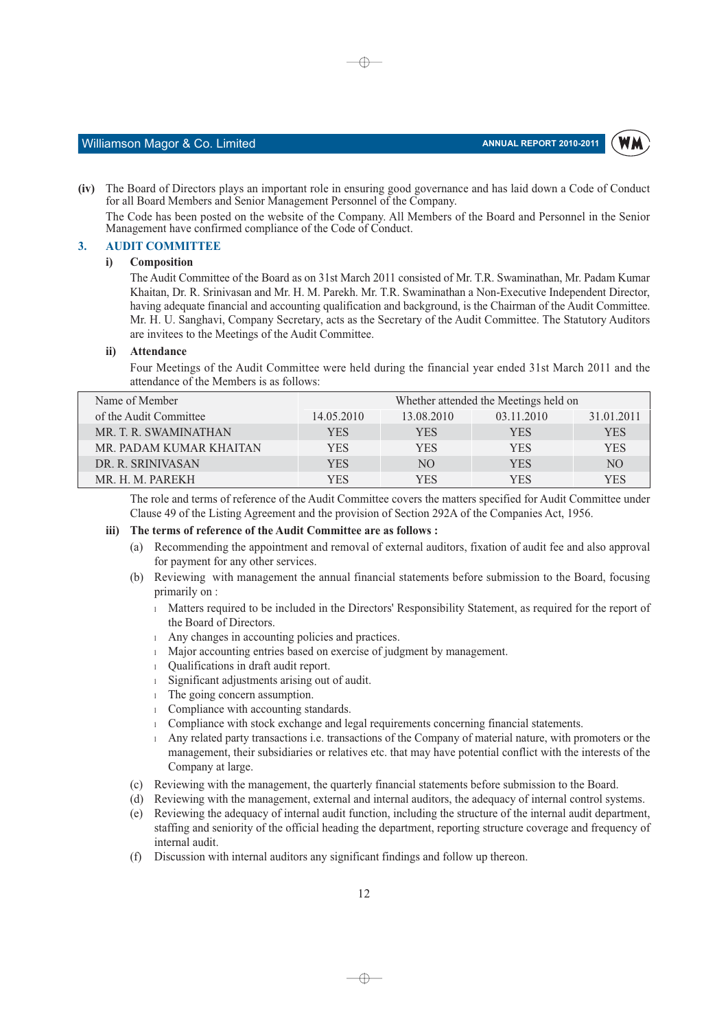(iv) The Board of Directors plays an important role in ensuring good governance and has laid down a Code of Conduct for all Board Members and Senior Management Personnel of the Company.

The Code has been posted on the website of the Company. All Members of the Board and Personnel in the Senior Management have confirmed compliance of the Code of Conduct.

## 3. AUDIT COMMITTEE

### i) Composition

The Audit Committee of the Board as on 31st March 2011 consisted of Mr. T.R. Swaminathan, Mr. Padam Kumar Khaitan, Dr. R. Srinivasan and Mr. H. M. Parekh. Mr. T.R. Swaminathan a Non-Executive Independent Director, having adequate financial and accounting qualification and background, is the Chairman of the Audit Committee. Mr. H. U. Sanghavi, Company Secretary, acts as the Secretary of the Audit Committee. The Statutory Auditors are invitees to the Meetings of the Audit Committee.

### ii) Attendance

Four Meetings of the Audit Committee were held during the financial year ended 31st March 2011 and the attendance of the Members is as follows:

| Name of Member | Whether attended the Meetings held on | | | |
|---|---|---|---|---|
| of the Audit Committee | 14.05.2010 | 13.08.2010 | 03.11.2010 | 31.01.2011 |
| MR. T. R. SWAMINATHAN | YES | YES | YES | YES |
| MR. PADAM KUMAR KHAITAN | YES | YES | YES | YES |
| DR. R. SRINIVASAN | YES | NO | YES | NO |
| MR. H. M. PAREKH | YES | YES | YES | YES |

The role and terms of reference of the Audit Committee covers the matters specified for Audit Committee under Clause 49 of the Listing Agreement and the provision of Section 292A of the Companies Act, 1956.

### iii) The terms of reference of the Audit Committee are as follows :

(a) Recommending the appointment and removal of external auditors, fixation of audit fee and also approval for payment for any other services.

(b) Reviewing with management the annual financial statements before submission to the Board, focusing primarily on :

- Matters required to be included in the Directors' Responsibility Statement, as required for the report of the Board of Directors.
- Any changes in accounting policies and practices.
- Major accounting entries based on exercise of judgment by management.
- Qualifications in draft audit report.
- Significant adjustments arising out of audit.
- The going concern assumption.
- Compliance with accounting standards.
- Compliance with stock exchange and legal requirements concerning financial statements.
- Any related party transactions i.e. transactions of the Company of material nature, with promoters or the management, their subsidiaries or relatives etc. that may have potential conflict with the interests of the Company at large.

(c) Reviewing with the management, the quarterly financial statements before submission to the Board.

(d) Reviewing with the management, external and internal auditors, the adequacy of internal control systems.

(e) Reviewing the adequacy of internal audit function, including the structure of the internal audit department, staffing and seniority of the official heading the department, reporting structure coverage and frequency of internal audit.

(f) Discussion with internal auditors any significant findings and follow up thereon.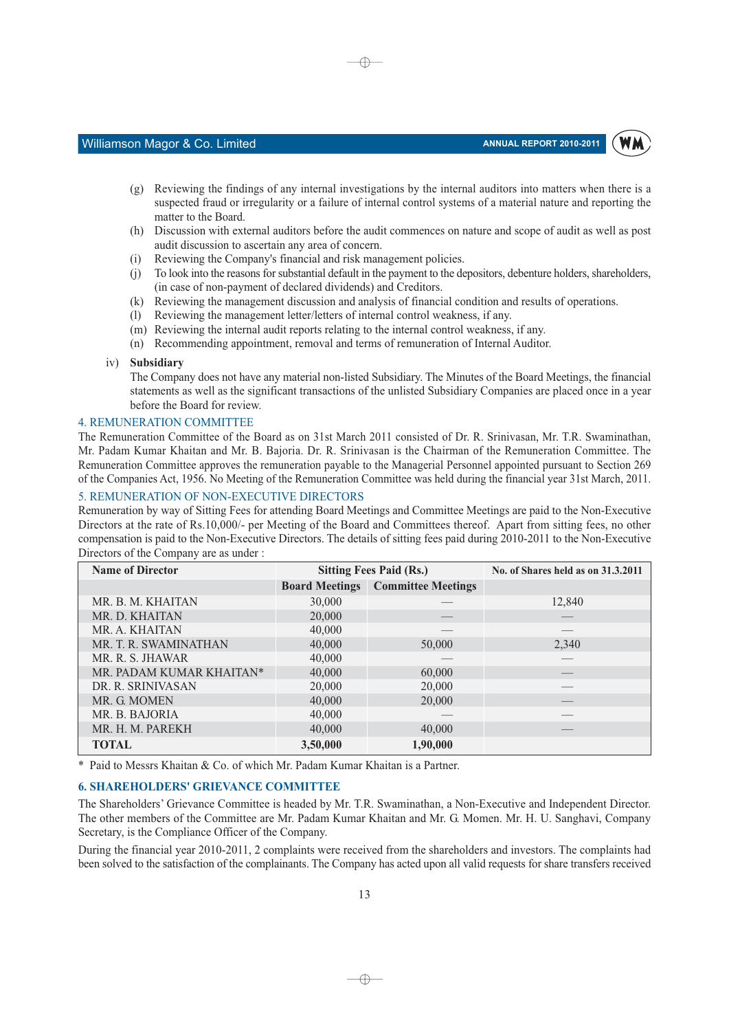(g) Reviewing the findings of any internal investigations by the internal auditors into matters when there is a suspected fraud or irregularity or a failure of internal control systems of a material nature and reporting the matter to the Board.

(h) Discussion with external auditors before the audit commences on nature and scope of audit as well as post audit discussion to ascertain any area of concern.

(i) Reviewing the Company's financial and risk management policies.

(j) To look into the reasons for substantial default in the payment to the depositors, debenture holders, shareholders, (in case of non-payment of declared dividends) and Creditors.

(k) Reviewing the management discussion and analysis of financial condition and results of operations.

(l) Reviewing the management letter/letters of internal control weakness, if any.

(m) Reviewing the internal audit reports relating to the internal control weakness, if any.

(n) Recommending appointment, removal and terms of remuneration of Internal Auditor.

iv) **Subsidiary**

The Company does not have any material non-listed Subsidiary. The Minutes of the Board Meetings, the financial statements as well as the significant transactions of the unlisted Subsidiary Companies are placed once in a year before the Board for review.

## 4. REMUNERATION COMMITTEE

The Remuneration Committee of the Board as on 31st March 2011 consisted of Dr. R. Srinivasan, Mr. T.R. Swaminathan, Mr. Padam Kumar Khaitan and Mr. B. Bajoria. Dr. R. Srinivasan is the Chairman of the Remuneration Committee. The Remuneration Committee approves the remuneration payable to the Managerial Personnel appointed pursuant to Section 269 of the Companies Act, 1956. No Meeting of the Remuneration Committee was held during the financial year 31st March, 2011.

## 5. REMUNERATION OF NON-EXECUTIVE DIRECTORS

Remuneration by way of Sitting Fees for attending Board Meetings and Committee Meetings are paid to the Non-Executive Directors at the rate of Rs.10,000/- per Meeting of the Board and Committees thereof. Apart from sitting fees, no other compensation is paid to the Non-Executive Directors. The details of sitting fees paid during 2010-2011 to the Non-Executive Directors of the Company are as under :

| Name of Director | Sitting Fees Paid (Rs.) | | No. of Shares held as on 31.3.2011 |
|---|---|---|---|
| | Board Meetings | Committee Meetings | |
| MR. B. M. KHAITAN | 30,000 | — | 12,840 |
| MR. D. KHAITAN | 20,000 | — | — |
| MR. A. KHAITAN | 40,000 | — | — |
| MR. T. R. SWAMINATHAN | 40,000 | 50,000 | 2,340 |
| MR. R. S. JHAWAR | 40,000 | — | — |
| MR. PADAM KUMAR KHAITAN* | 40,000 | 60,000 | — |
| DR. R. SRINIVASAN | 20,000 | 20,000 | — |
| MR. G. MOMEN | 40,000 | 20,000 | — |
| MR. B. BAJORIA | 40,000 | — | — |
| MR. H. M. PAREKH | 40,000 | 40,000 | — |
| **TOTAL** | **3,50,000** | **1,90,000** | |

\* Paid to Messrs Khaitan & Co. of which Mr. Padam Kumar Khaitan is a Partner.

## 6. SHAREHOLDERS' GRIEVANCE COMMITTEE

The Shareholders' Grievance Committee is headed by Mr. T.R. Swaminathan, a Non-Executive and Independent Director. The other members of the Committee are Mr. Padam Kumar Khaitan and Mr. G. Momen. Mr. H. U. Sanghavi, Company Secretary, is the Compliance Officer of the Company.

During the financial year 2010-2011, 2 complaints were received from the shareholders and investors. The complaints had been solved to the satisfaction of the complainants. The Company has acted upon all valid requests for share transfers received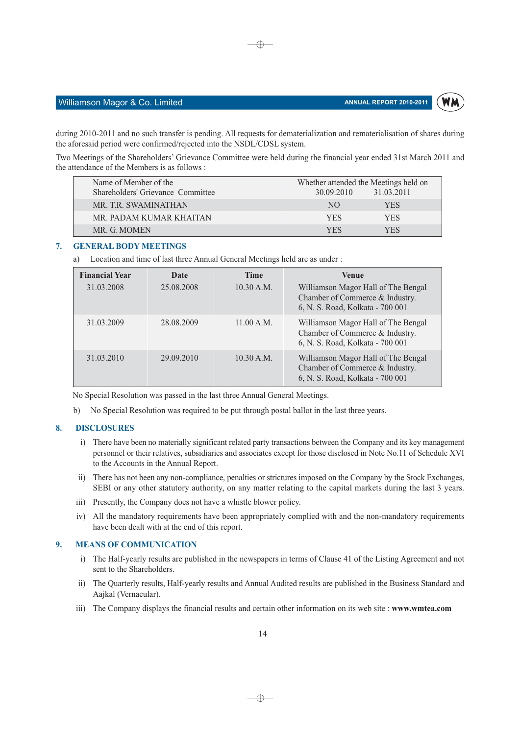during 2010-2011 and no such transfer is pending. All requests for dematerialization and rematerialisation of shares during the aforesaid period were confirmed/rejected into the NSDL/CDSL system.

Two Meetings of the Shareholders' Grievance Committee were held during the financial year ended 31st March 2011 and the attendance of the Members is as follows :

| Name of Member of the Shareholders' Grievance Committee | Whether attended the Meetings held on 30.09.2010 | 31.03.2011 |
|---|---|---|
| MR. T.R. SWAMINATHAN | NO | YES |
| MR. PADAM KUMAR KHAITAN | YES | YES |
| MR. G. MOMEN | YES | YES |

## 7. GENERAL BODY MEETINGS

a) Location and time of last three Annual General Meetings held are as under :

| Financial Year | Date | Time | Venue |
|---|---|---|---|
| 31.03.2008 | 25.08.2008 | 10.30 A.M. | Williamson Magor Hall of The Bengal Chamber of Commerce & Industry. 6, N. S. Road, Kolkata - 700 001 |
| 31.03.2009 | 28.08.2009 | 11.00 A.M. | Williamson Magor Hall of The Bengal Chamber of Commerce & Industry. 6, N. S. Road, Kolkata - 700 001 |
| 31.03.2010 | 29.09.2010 | 10.30 A.M. | Williamson Magor Hall of The Bengal Chamber of Commerce & Industry. 6, N. S. Road, Kolkata - 700 001 |

No Special Resolution was passed in the last three Annual General Meetings.

b) No Special Resolution was required to be put through postal ballot in the last three years.

## 8. DISCLOSURES

i) There have been no materially significant related party transactions between the Company and its key management personnel or their relatives, subsidiaries and associates except for those disclosed in Note No.11 of Schedule XVI to the Accounts in the Annual Report.

ii) There has not been any non-compliance, penalties or strictures imposed on the Company by the Stock Exchanges, SEBI or any other statutory authority, on any matter relating to the capital markets during the last 3 years.

iii) Presently, the Company does not have a whistle blower policy.

iv) All the mandatory requirements have been appropriately complied with and the non-mandatory requirements have been dealt with at the end of this report.

## 9. MEANS OF COMMUNICATION

i) The Half-yearly results are published in the newspapers in terms of Clause 41 of the Listing Agreement and not sent to the Shareholders.

ii) The Quarterly results, Half-yearly results and Annual Audited results are published in the Business Standard and Aajkal (Vernacular).

iii) The Company displays the financial results and certain other information on its web site : **www.wmtea.com**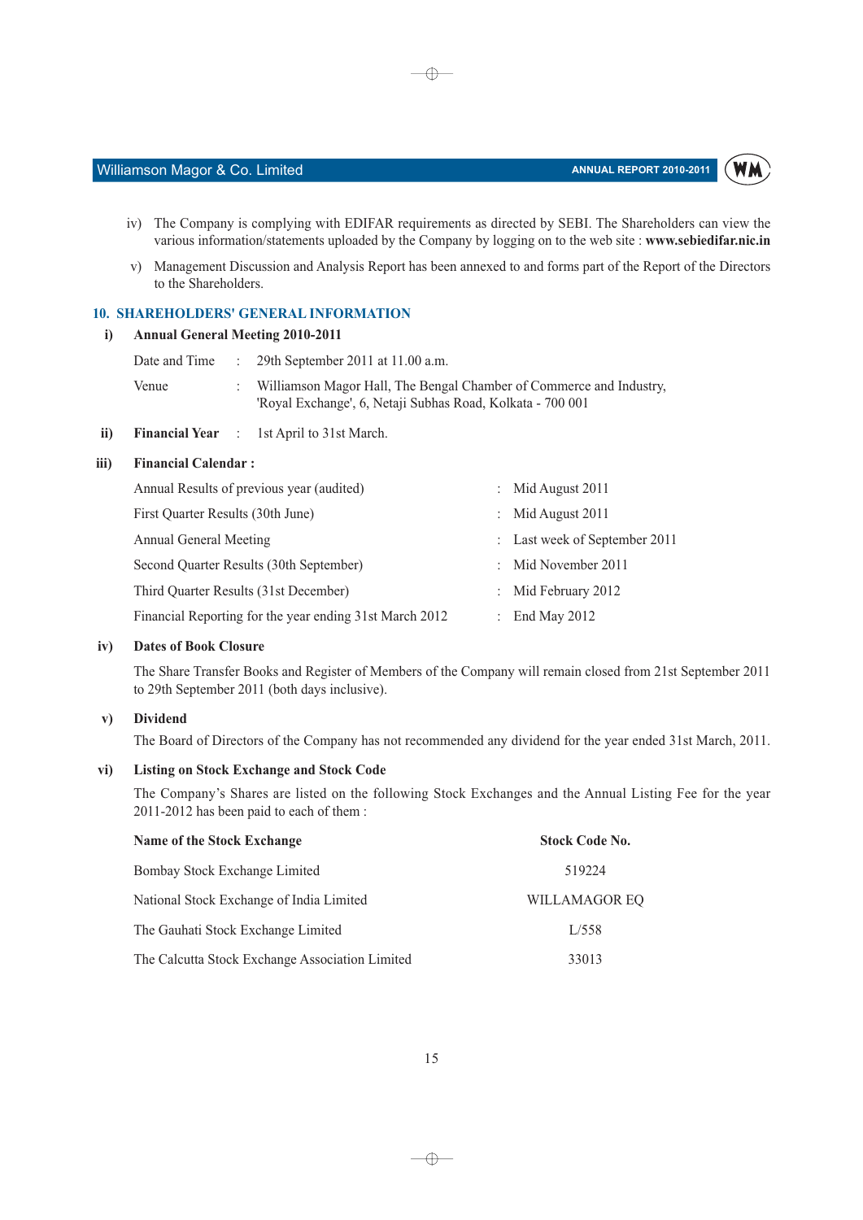iv) The Company is complying with EDIFAR requirements as directed by SEBI. The Shareholders can view the various information/statements uploaded by the Company by logging on to the web site : **www.sebiedifar.nic.in**

v) Management Discussion and Analysis Report has been annexed to and forms part of the Report of the Directors to the Shareholders.

## 10. SHAREHOLDERS' GENERAL INFORMATION

**i) Annual General Meeting 2010-2011**

Date and Time : 29th September 2011 at 11.00 a.m.

Venue : Williamson Magor Hall, The Bengal Chamber of Commerce and Industry, 'Royal Exchange', 6, Netaji Subhas Road, Kolkata - 700 001

**ii) Financial Year** : 1st April to 31st March.

**iii) Financial Calendar :**

| | |
|---|---|
| Annual Results of previous year (audited) | : Mid August 2011 |
| First Quarter Results (30th June) | : Mid August 2011 |
| Annual General Meeting | : Last week of September 2011 |
| Second Quarter Results (30th September) | : Mid November 2011 |
| Third Quarter Results (31st December) | : Mid February 2012 |
| Financial Reporting for the year ending 31st March 2012 | : End May 2012 |

**iv) Dates of Book Closure**

The Share Transfer Books and Register of Members of the Company will remain closed from 21st September 2011 to 29th September 2011 (both days inclusive).

**v) Dividend**

The Board of Directors of the Company has not recommended any dividend for the year ended 31st March, 2011.

**vi) Listing on Stock Exchange and Stock Code**

The Company's Shares are listed on the following Stock Exchanges and the Annual Listing Fee for the year 2011-2012 has been paid to each of them :

| Name of the Stock Exchange | Stock Code No. |
|---|---|
| Bombay Stock Exchange Limited | 519224 |
| National Stock Exchange of India Limited | WILLAMAGOR EQ |
| The Gauhati Stock Exchange Limited | L/558 |
| The Calcutta Stock Exchange Association Limited | 33013 |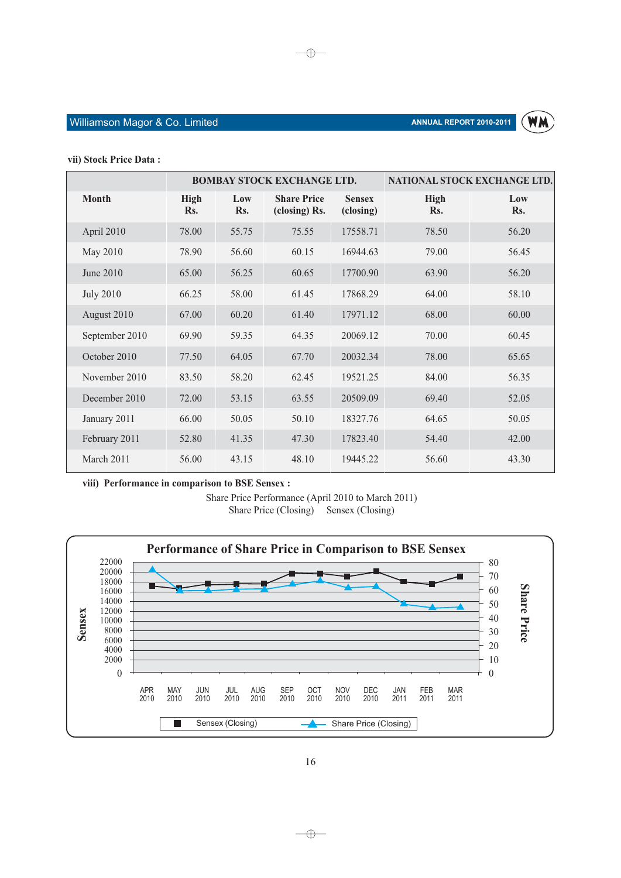vii) **Stock Price Data :**

| Month | BOMBAY STOCK EXCHANGE LTD. | | | | NATIONAL STOCK EXCHANGE LTD. | |
|---|---|---|---|---|---|---|
| | High Rs. | Low Rs. | Share Price (closing) Rs. | Sensex (closing) | High Rs. | Low Rs. |
| April 2010 | 78.00 | 55.75 | 75.55 | 17558.71 | 78.50 | 56.20 |
| May 2010 | 78.90 | 56.60 | 60.15 | 16944.63 | 79.00 | 56.45 |
| June 2010 | 65.00 | 56.25 | 60.65 | 17700.90 | 63.90 | 56.20 |
| July 2010 | 66.25 | 58.00 | 61.45 | 17868.29 | 64.00 | 58.10 |
| August 2010 | 67.00 | 60.20 | 61.40 | 17971.12 | 68.00 | 60.00 |
| September 2010 | 69.90 | 59.35 | 64.35 | 20069.12 | 70.00 | 60.45 |
| October 2010 | 77.50 | 64.05 | 67.70 | 20032.34 | 78.00 | 65.65 |
| November 2010 | 83.50 | 58.20 | 62.45 | 19521.25 | 84.00 | 56.35 |
| December 2010 | 72.00 | 53.15 | 63.55 | 20509.09 | 69.40 | 52.05 |
| January 2011 | 66.00 | 50.05 | 50.10 | 18327.76 | 64.65 | 50.05 |
| February 2011 | 52.80 | 41.35 | 47.30 | 17823.40 | 54.40 | 42.00 |
| March 2011 | 56.00 | 43.15 | 48.10 | 19445.22 | 56.60 | 43.30 |

viii) **Performance in comparison to BSE Sensex :**

Share Price Performance (April 2010 to March 2011)
Share Price (Closing) Sensex (Closing)

**Performance of Share Price in Comparison to BSE Sensex**

| Month | Sensex (Closing) | Share Price (Closing) |
|---|---|---|
| APR 2010 | 17558.71 | 75.55 |
| MAY 2010 | 16944.63 | 60.15 |
| JUN 2010 | 17700.90 | 60.65 |
| JUL 2010 | 17868.29 | 61.45 |
| AUG 2010 | 17971.12 | 61.40 |
| SEP 2010 | 20069.12 | 64.35 |
| OCT 2010 | 20032.34 | 67.70 |
| NOV 2010 | 19521.25 | 62.45 |
| DEC 2010 | 20509.09 | 63.55 |
| JAN 2011 | 18327.76 | 50.10 |
| FEB 2011 | 17823.40 | 47.30 |
| MAR 2011 | 19445.22 | 48.10 |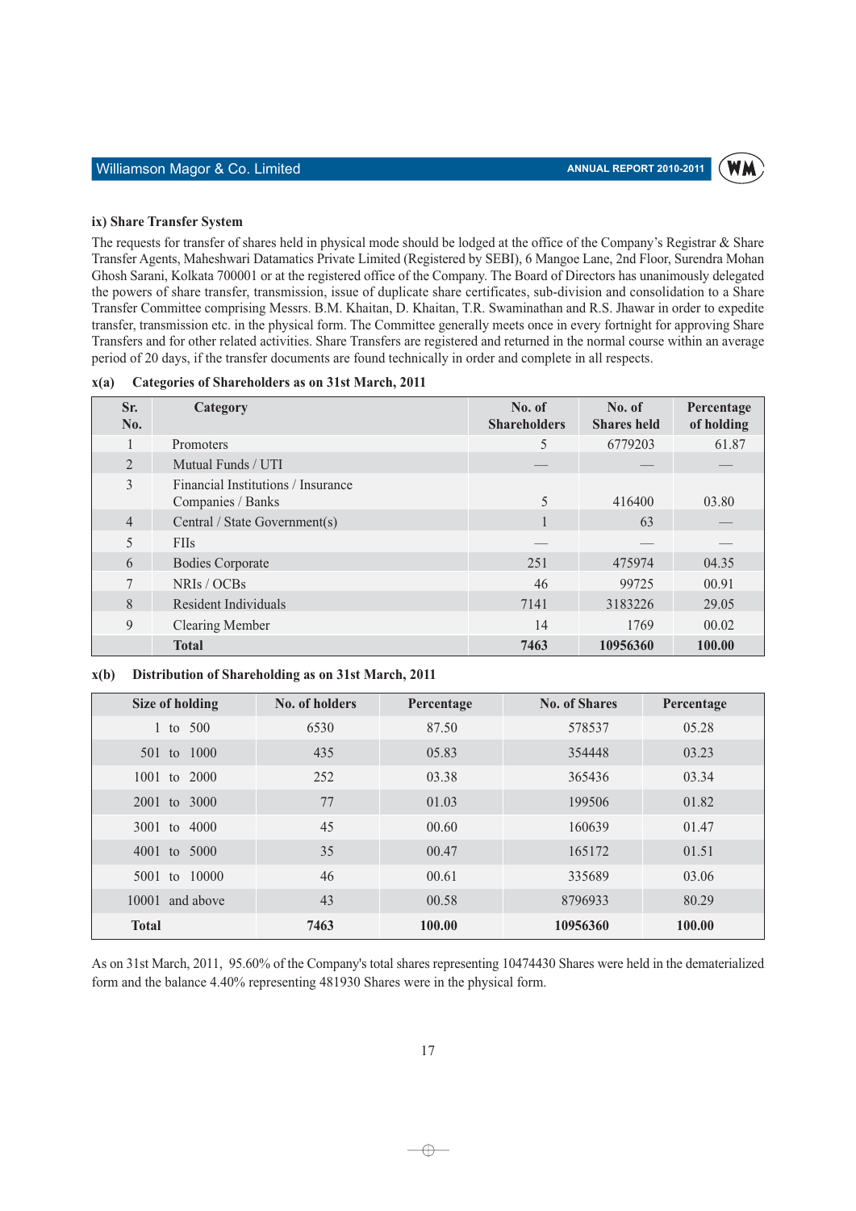### ix) Share Transfer System

The requests for transfer of shares held in physical mode should be lodged at the office of the Company's Registrar & Share Transfer Agents, Maheshwari Datamatics Private Limited (Registered by SEBI), 6 Mangoe Lane, 2nd Floor, Surendra Mohan Ghosh Sarani, Kolkata 700001 or at the registered office of the Company. The Board of Directors has unanimously delegated the powers of share transfer, transmission, issue of duplicate share certificates, sub-division and consolidation to a Share Transfer Committee comprising Messrs. B.M. Khaitan, D. Khaitan, T.R. Swaminathan and R.S. Jhawar in order to expedite transfer, transmission etc. in the physical form. The Committee generally meets once in every fortnight for approving Share Transfers and for other related activities. Share Transfers are registered and returned in the normal course within an average period of 20 days, if the transfer documents are found technically in order and complete in all respects.

### x(a) Categories of Shareholders as on 31st March, 2011

| Sr. No. | Category | No. of Shareholders | No. of Shares held | Percentage of holding |
|---|---|---|---|---|
| 1 | Promoters | 5 | 6779203 | 61.87 |
| 2 | Mutual Funds / UTI | — | — | — |
| 3 | Financial Institutions / Insurance Companies / Banks | 5 | 416400 | 03.80 |
| 4 | Central / State Government(s) | 1 | 63 | — |
| 5 | FIIs | — | — | — |
| 6 | Bodies Corporate | 251 | 475974 | 04.35 |
| 7 | NRIs / OCBs | 46 | 99725 | 00.91 |
| 8 | Resident Individuals | 7141 | 3183226 | 29.05 |
| 9 | Clearing Member | 14 | 1769 | 00.02 |
| | **Total** | **7463** | **10956360** | **100.00** |

### x(b) Distribution of Shareholding as on 31st March, 2011

| Size of holding | No. of holders | Percentage | No. of Shares | Percentage |
|---|---|---|---|---|
| 1 to 500 | 6530 | 87.50 | 578537 | 05.28 |
| 501 to 1000 | 435 | 05.83 | 354448 | 03.23 |
| 1001 to 2000 | 252 | 03.38 | 365436 | 03.34 |
| 2001 to 3000 | 77 | 01.03 | 199506 | 01.82 |
| 3001 to 4000 | 45 | 00.60 | 160639 | 01.47 |
| 4001 to 5000 | 35 | 00.47 | 165172 | 01.51 |
| 5001 to 10000 | 46 | 00.61 | 335689 | 03.06 |
| 10001 and above | 43 | 00.58 | 8796933 | 80.29 |
| **Total** | **7463** | **100.00** | **10956360** | **100.00** |

As on 31st March, 2011, 95.60% of the Company's total shares representing 10474430 Shares were held in the dematerialized form and the balance 4.40% representing 481930 Shares were in the physical form.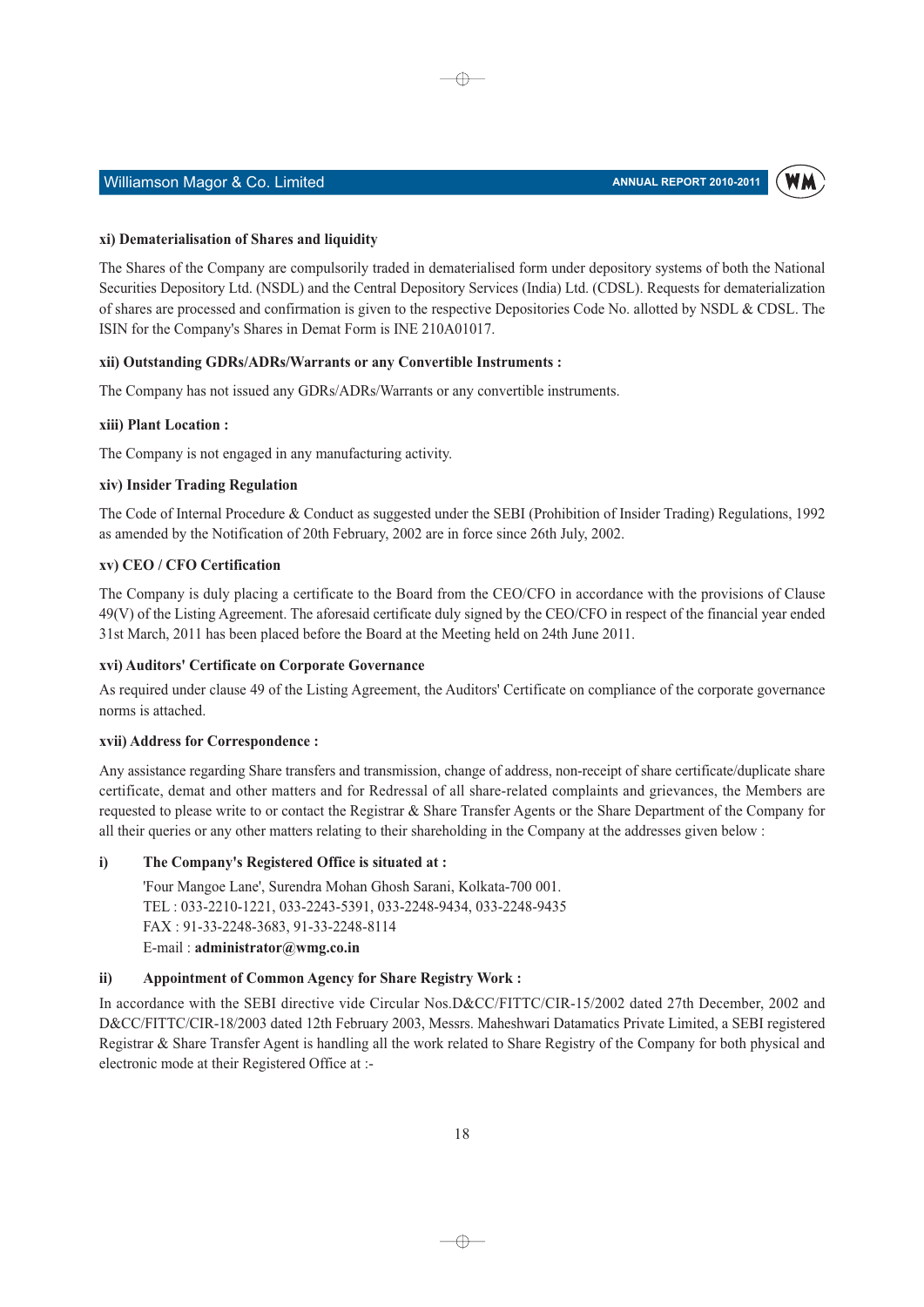### xi) Dematerialisation of Shares and liquidity

The Shares of the Company are compulsorily traded in dematerialised form under depository systems of both the National Securities Depository Ltd. (NSDL) and the Central Depository Services (India) Ltd. (CDSL). Requests for dematerialization of shares are processed and confirmation is given to the respective Depositories Code No. allotted by NSDL & CDSL. The ISIN for the Company's Shares in Demat Form is INE 210A01017.

### xii) Outstanding GDRs/ADRs/Warrants or any Convertible Instruments :

The Company has not issued any GDRs/ADRs/Warrants or any convertible instruments.

### xiii) Plant Location :

The Company is not engaged in any manufacturing activity.

### xiv) Insider Trading Regulation

The Code of Internal Procedure & Conduct as suggested under the SEBI (Prohibition of Insider Trading) Regulations, 1992 as amended by the Notification of 20th February, 2002 are in force since 26th July, 2002.

### xv) CEO / CFO Certification

The Company is duly placing a certificate to the Board from the CEO/CFO in accordance with the provisions of Clause 49(V) of the Listing Agreement. The aforesaid certificate duly signed by the CEO/CFO in respect of the financial year ended 31st March, 2011 has been placed before the Board at the Meeting held on 24th June 2011.

### xvi) Auditors' Certificate on Corporate Governance

As required under clause 49 of the Listing Agreement, the Auditors' Certificate on compliance of the corporate governance norms is attached.

### xvii) Address for Correspondence :

Any assistance regarding Share transfers and transmission, change of address, non-receipt of share certificate/duplicate share certificate, demat and other matters and for Redressal of all share-related complaints and grievances, the Members are requested to please write to or contact the Registrar & Share Transfer Agents or the Share Department of the Company for all their queries or any other matters relating to their shareholding in the Company at the addresses given below :

**i) The Company's Registered Office is situated at :**

'Four Mangoe Lane', Surendra Mohan Ghosh Sarani, Kolkata-700 001.
TEL : 033-2210-1221, 033-2243-5391, 033-2248-9434, 033-2248-9435
FAX : 91-33-2248-3683, 91-33-2248-8114
E-mail : **administrator@wmg.co.in**

**ii) Appointment of Common Agency for Share Registry Work :**

In accordance with the SEBI directive vide Circular Nos.D&CC/FITTC/CIR-15/2002 dated 27th December, 2002 and D&CC/FITTC/CIR-18/2003 dated 12th February 2003, Messrs. Maheshwari Datamatics Private Limited, a SEBI registered Registrar & Share Transfer Agent is handling all the work related to Share Registry of the Company for both physical and electronic mode at their Registered Office at :-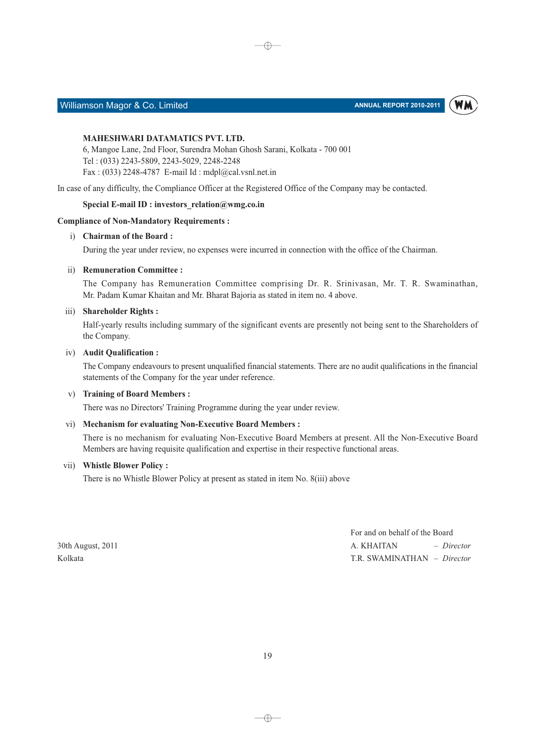**MAHESHWARI DATAMATICS PVT. LTD.**
6, Mangoe Lane, 2nd Floor, Surendra Mohan Ghosh Sarani, Kolkata - 700 001
Tel : (033) 2243-5809, 2243-5029, 2248-2248
Fax : (033) 2248-4787 E-mail Id : mdpl@cal.vsnl.net.in

In case of any difficulty, the Compliance Officer at the Registered Office of the Company may be contacted.

**Special E-mail ID : investors_relation@wmg.co.in**

**Compliance of Non-Mandatory Requirements :**

i) **Chairman of the Board :**

During the year under review, no expenses were incurred in connection with the office of the Chairman.

ii) **Remuneration Committee :**

The Company has Remuneration Committee comprising Dr. R. Srinivasan, Mr. T. R. Swaminathan, Mr. Padam Kumar Khaitan and Mr. Bharat Bajoria as stated in item no. 4 above.

iii) **Shareholder Rights :**

Half-yearly results including summary of the significant events are presently not being sent to the Shareholders of the Company.

iv) **Audit Qualification :**

The Company endeavours to present unqualified financial statements. There are no audit qualifications in the financial statements of the Company for the year under reference.

v) **Training of Board Members :**

There was no Directors' Training Programme during the year under review.

vi) **Mechanism for evaluating Non-Executive Board Members :**

There is no mechanism for evaluating Non-Executive Board Members at present. All the Non-Executive Board Members are having requisite qualification and expertise in their respective functional areas.

vii) **Whistle Blower Policy :**

There is no Whistle Blower Policy at present as stated in item No. 8(iii) above

For and on behalf of the Board

30th August, 2011 A. KHAITAN – *Director*
Kolkata T.R. SWAMINATHAN – *Director*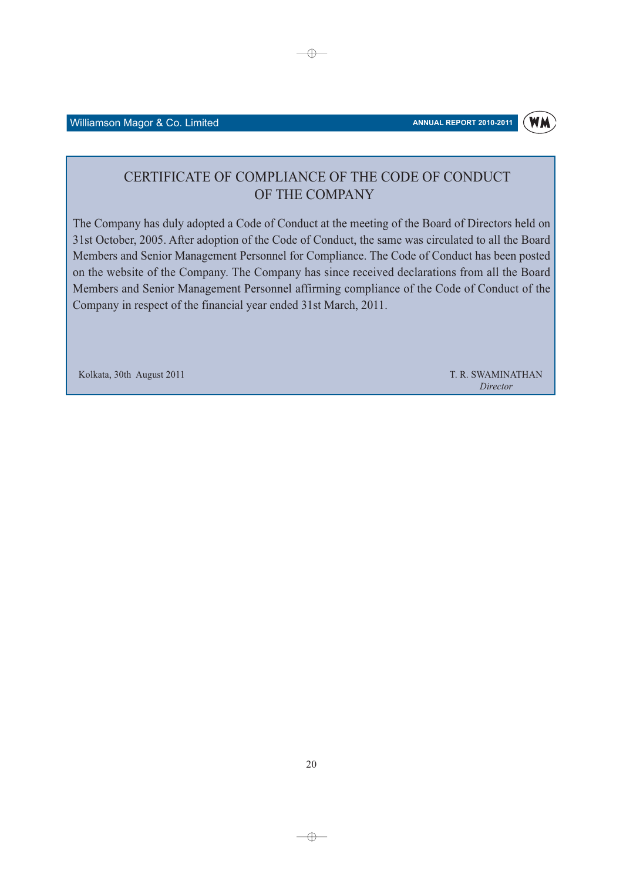# CERTIFICATE OF COMPLIANCE OF THE CODE OF CONDUCT OF THE COMPANY

The Company has duly adopted a Code of Conduct at the meeting of the Board of Directors held on 31st October, 2005. After adoption of the Code of Conduct, the same was circulated to all the Board Members and Senior Management Personnel for Compliance. The Code of Conduct has been posted on the website of the Company. The Company has since received declarations from all the Board Members and Senior Management Personnel affirming compliance of the Code of Conduct of the Company in respect of the financial year ended 31st March, 2011.

Kolkata, 30th August 2011

T. R. SWAMINATHAN
*Director*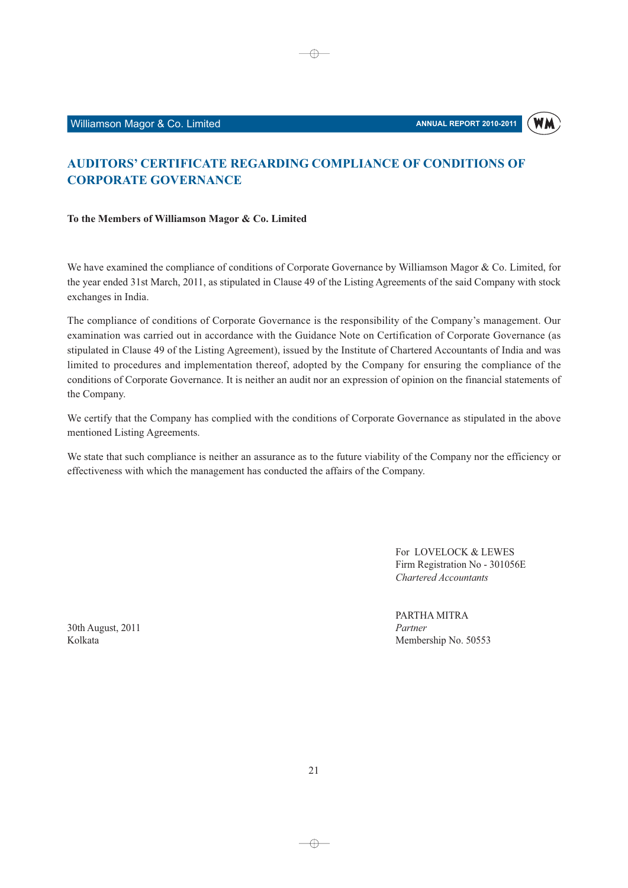# AUDITORS' CERTIFICATE REGARDING COMPLIANCE OF CONDITIONS OF CORPORATE GOVERNANCE

**To the Members of Williamson Magor & Co. Limited**

We have examined the compliance of conditions of Corporate Governance by Williamson Magor & Co. Limited, for the year ended 31st March, 2011, as stipulated in Clause 49 of the Listing Agreements of the said Company with stock exchanges in India.

The compliance of conditions of Corporate Governance is the responsibility of the Company's management. Our examination was carried out in accordance with the Guidance Note on Certification of Corporate Governance (as stipulated in Clause 49 of the Listing Agreement), issued by the Institute of Chartered Accountants of India and was limited to procedures and implementation thereof, adopted by the Company for ensuring the compliance of the conditions of Corporate Governance. It is neither an audit nor an expression of opinion on the financial statements of the Company.

We certify that the Company has complied with the conditions of Corporate Governance as stipulated in the above mentioned Listing Agreements.

We state that such compliance is neither an assurance as to the future viability of the Company nor the efficiency or effectiveness with which the management has conducted the affairs of the Company.

For LOVELOCK & LEWES
Firm Registration No - 301056E
*Chartered Accountants*

PARTHA MITRA
*Partner*
Membership No. 50553

30th August, 2011
Kolkata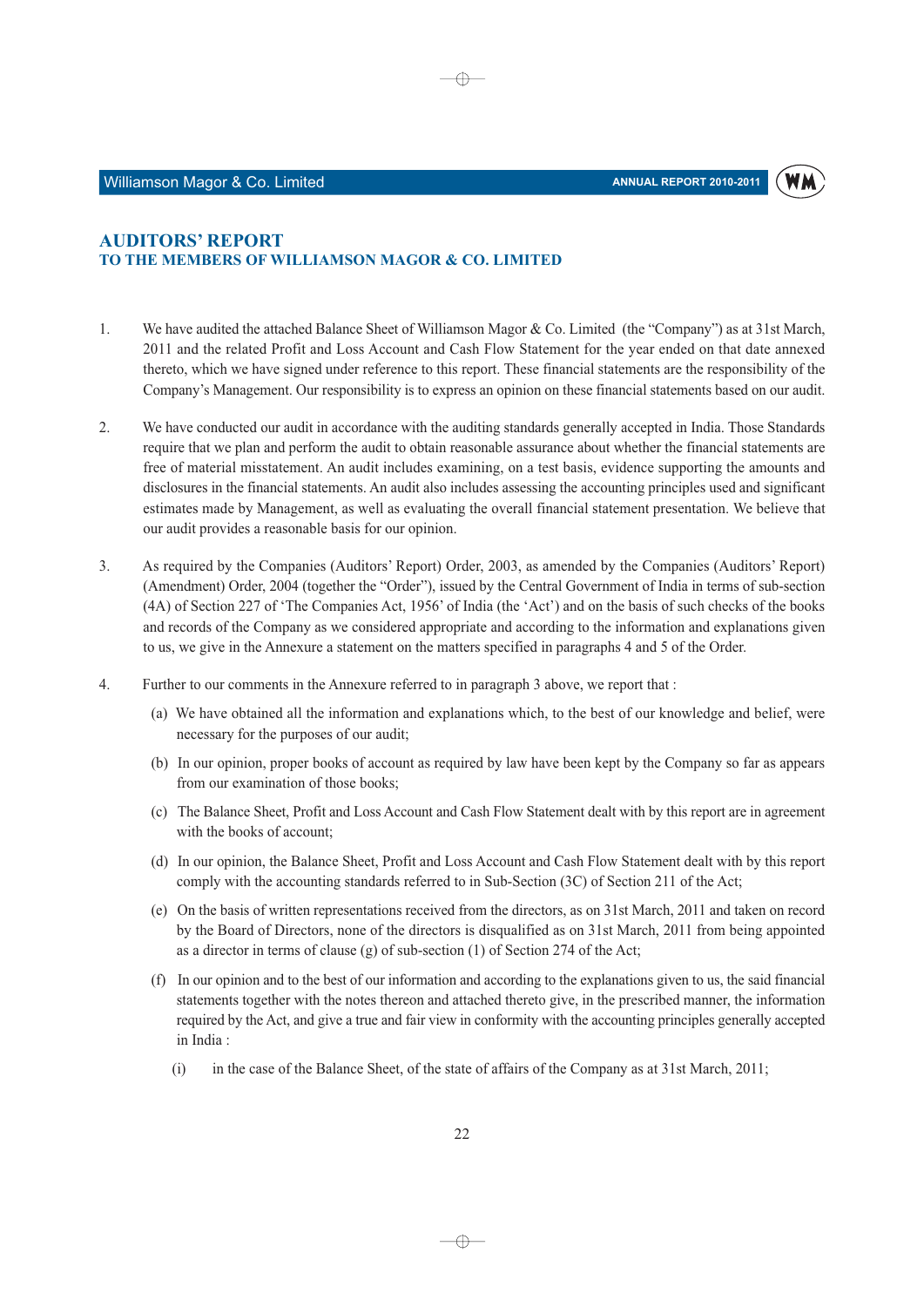# AUDITORS' REPORT

## TO THE MEMBERS OF WILLIAMSON MAGOR & CO. LIMITED

1. We have audited the attached Balance Sheet of Williamson Magor & Co. Limited (the "Company") as at 31st March, 2011 and the related Profit and Loss Account and Cash Flow Statement for the year ended on that date annexed thereto, which we have signed under reference to this report. These financial statements are the responsibility of the Company's Management. Our responsibility is to express an opinion on these financial statements based on our audit.

2. We have conducted our audit in accordance with the auditing standards generally accepted in India. Those Standards require that we plan and perform the audit to obtain reasonable assurance about whether the financial statements are free of material misstatement. An audit includes examining, on a test basis, evidence supporting the amounts and disclosures in the financial statements. An audit also includes assessing the accounting principles used and significant estimates made by Management, as well as evaluating the overall financial statement presentation. We believe that our audit provides a reasonable basis for our opinion.

3. As required by the Companies (Auditors' Report) Order, 2003, as amended by the Companies (Auditors' Report) (Amendment) Order, 2004 (together the "Order"), issued by the Central Government of India in terms of sub-section (4A) of Section 227 of 'The Companies Act, 1956' of India (the 'Act') and on the basis of such checks of the books and records of the Company as we considered appropriate and according to the information and explanations given to us, we give in the Annexure a statement on the matters specified in paragraphs 4 and 5 of the Order.

4. Further to our comments in the Annexure referred to in paragraph 3 above, we report that :

   (a) We have obtained all the information and explanations which, to the best of our knowledge and belief, were necessary for the purposes of our audit;

   (b) In our opinion, proper books of account as required by law have been kept by the Company so far as appears from our examination of those books;

   (c) The Balance Sheet, Profit and Loss Account and Cash Flow Statement dealt with by this report are in agreement with the books of account;

   (d) In our opinion, the Balance Sheet, Profit and Loss Account and Cash Flow Statement dealt with by this report comply with the accounting standards referred to in Sub-Section (3C) of Section 211 of the Act;

   (e) On the basis of written representations received from the directors, as on 31st March, 2011 and taken on record by the Board of Directors, none of the directors is disqualified as on 31st March, 2011 from being appointed as a director in terms of clause (g) of sub-section (1) of Section 274 of the Act;

   (f) In our opinion and to the best of our information and according to the explanations given to us, the said financial statements together with the notes thereon and attached thereto give, in the prescribed manner, the information required by the Act, and give a true and fair view in conformity with the accounting principles generally accepted in India :

      (i) in the case of the Balance Sheet, of the state of affairs of the Company as at 31st March, 2011;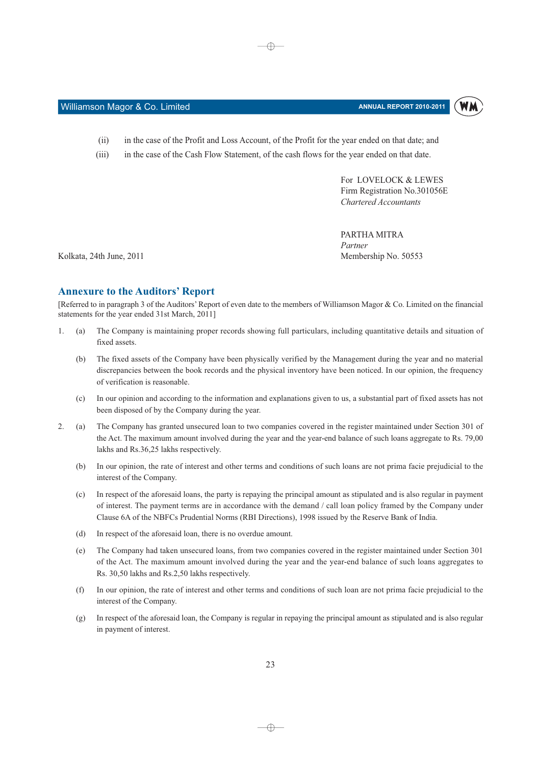(ii) in the case of the Profit and Loss Account, of the Profit for the year ended on that date; and

(iii) in the case of the Cash Flow Statement, of the cash flows for the year ended on that date.

For LOVELOCK & LEWES
Firm Registration No.301056E
*Chartered Accountants*

PARTHA MITRA
*Partner*
Membership No. 50553

Kolkata, 24th June, 2011

## Annexure to the Auditors' Report

[Referred to in paragraph 3 of the Auditors' Report of even date to the members of Williamson Magor & Co. Limited on the financial statements for the year ended 31st March, 2011]

1. (a) The Company is maintaining proper records showing full particulars, including quantitative details and situation of fixed assets.

   (b) The fixed assets of the Company have been physically verified by the Management during the year and no material discrepancies between the book records and the physical inventory have been noticed. In our opinion, the frequency of verification is reasonable.

   (c) In our opinion and according to the information and explanations given to us, a substantial part of fixed assets has not been disposed of by the Company during the year.

2. (a) The Company has granted unsecured loan to two companies covered in the register maintained under Section 301 of the Act. The maximum amount involved during the year and the year-end balance of such loans aggregate to Rs. 79,00 lakhs and Rs.36,25 lakhs respectively.

   (b) In our opinion, the rate of interest and other terms and conditions of such loans are not prima facie prejudicial to the interest of the Company.

   (c) In respect of the aforesaid loans, the party is repaying the principal amount as stipulated and is also regular in payment of interest. The payment terms are in accordance with the demand / call loan policy framed by the Company under Clause 6A of the NBFCs Prudential Norms (RBI Directions), 1998 issued by the Reserve Bank of India.

   (d) In respect of the aforesaid loan, there is no overdue amount.

   (e) The Company had taken unsecured loans, from two companies covered in the register maintained under Section 301 of the Act. The maximum amount involved during the year and the year-end balance of such loans aggregates to Rs. 30,50 lakhs and Rs.2,50 lakhs respectively.

   (f) In our opinion, the rate of interest and other terms and conditions of such loan are not prima facie prejudicial to the interest of the Company.

   (g) In respect of the aforesaid loan, the Company is regular in repaying the principal amount as stipulated and is also regular in payment of interest.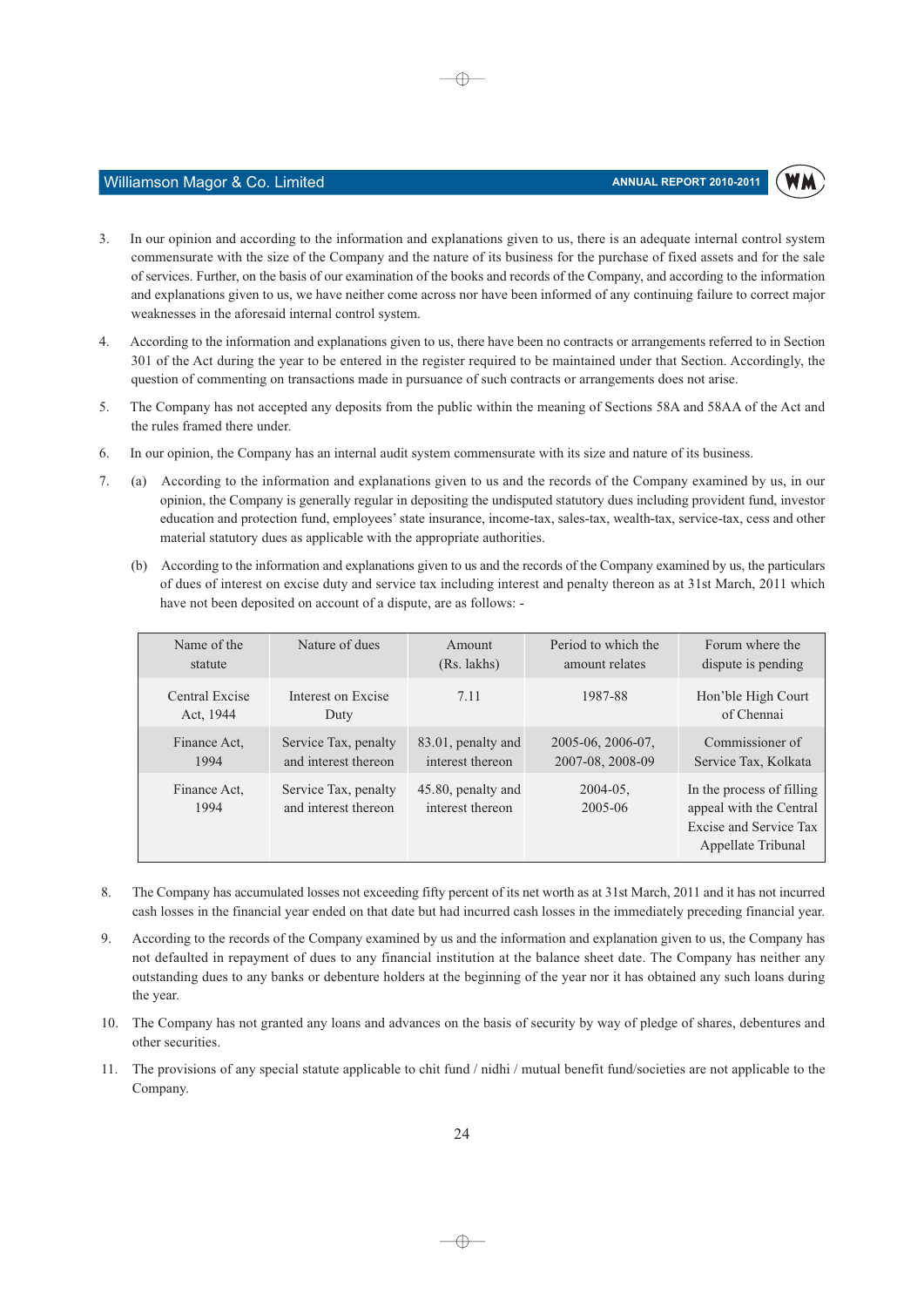3. In our opinion and according to the information and explanations given to us, there is an adequate internal control system commensurate with the size of the Company and the nature of its business for the purchase of fixed assets and for the sale of services. Further, on the basis of our examination of the books and records of the Company, and according to the information and explanations given to us, we have neither come across nor have been informed of any continuing failure to correct major weaknesses in the aforesaid internal control system.

4. According to the information and explanations given to us, there have been no contracts or arrangements referred to in Section 301 of the Act during the year to be entered in the register required to be maintained under that Section. Accordingly, the question of commenting on transactions made in pursuance of such contracts or arrangements does not arise.

5. The Company has not accepted any deposits from the public within the meaning of Sections 58A and 58AA of the Act and the rules framed there under.

6. In our opinion, the Company has an internal audit system commensurate with its size and nature of its business.

7. (a) According to the information and explanations given to us and the records of the Company examined by us, in our opinion, the Company is generally regular in depositing the undisputed statutory dues including provident fund, investor education and protection fund, employees' state insurance, income-tax, sales-tax, wealth-tax, service-tax, cess and other material statutory dues as applicable with the appropriate authorities.

   (b) According to the information and explanations given to us and the records of the Company examined by us, the particulars of dues of interest on excise duty and service tax including interest and penalty thereon as at 31st March, 2011 which have not been deposited on account of a dispute, are as follows: -

| Name of the statute | Nature of dues | Amount (Rs. lakhs) | Period to which the amount relates | Forum where the dispute is pending |
|---|---|---|---|---|
| Central Excise Act, 1944 | Interest on Excise Duty | 7.11 | 1987-88 | Hon'ble High Court of Chennai |
| Finance Act, 1994 | Service Tax, penalty and interest thereon | 83.01, penalty and interest thereon | 2005-06, 2006-07, 2007-08, 2008-09 | Commissioner of Service Tax, Kolkata |
| Finance Act, 1994 | Service Tax, penalty and interest thereon | 45.80, penalty and interest thereon | 2004-05, 2005-06 | In the process of filling appeal with the Central Excise and Service Tax Appellate Tribunal |

8. The Company has accumulated losses not exceeding fifty percent of its net worth as at 31st March, 2011 and it has not incurred cash losses in the financial year ended on that date but had incurred cash losses in the immediately preceding financial year.

9. According to the records of the Company examined by us and the information and explanation given to us, the Company has not defaulted in repayment of dues to any financial institution at the balance sheet date. The Company has neither any outstanding dues to any banks or debenture holders at the beginning of the year nor it has obtained any such loans during the year.

10. The Company has not granted any loans and advances on the basis of security by way of pledge of shares, debentures and other securities.

11. The provisions of any special statute applicable to chit fund / nidhi / mutual benefit fund/societies are not applicable to the Company.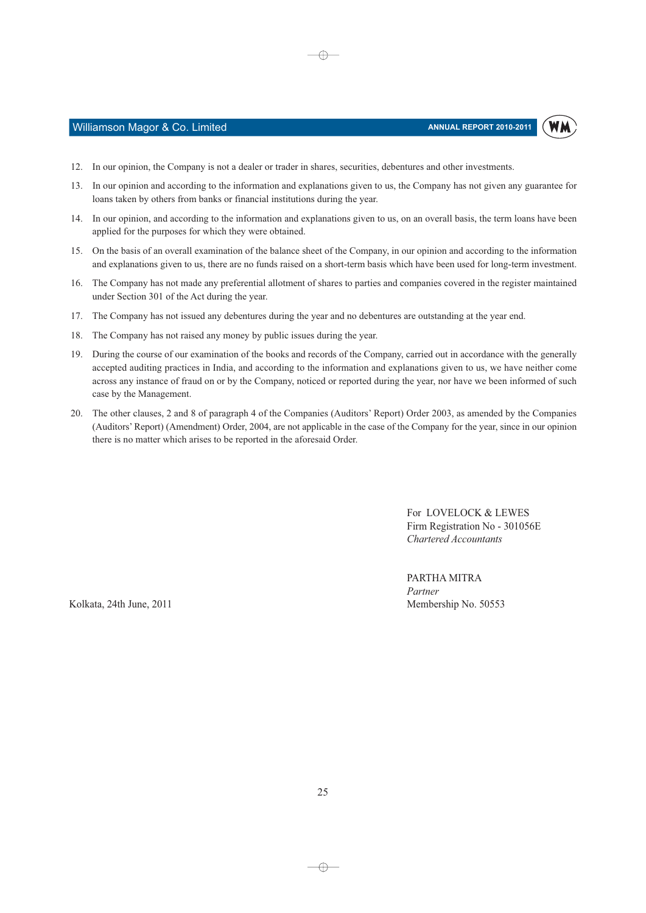12. In our opinion, the Company is not a dealer or trader in shares, securities, debentures and other investments.

13. In our opinion and according to the information and explanations given to us, the Company has not given any guarantee for loans taken by others from banks or financial institutions during the year.

14. In our opinion, and according to the information and explanations given to us, on an overall basis, the term loans have been applied for the purposes for which they were obtained.

15. On the basis of an overall examination of the balance sheet of the Company, in our opinion and according to the information and explanations given to us, there are no funds raised on a short-term basis which have been used for long-term investment.

16. The Company has not made any preferential allotment of shares to parties and companies covered in the register maintained under Section 301 of the Act during the year.

17. The Company has not issued any debentures during the year and no debentures are outstanding at the year end.

18. The Company has not raised any money by public issues during the year.

19. During the course of our examination of the books and records of the Company, carried out in accordance with the generally accepted auditing practices in India, and according to the information and explanations given to us, we have neither come across any instance of fraud on or by the Company, noticed or reported during the year, nor have we been informed of such case by the Management.

20. The other clauses, 2 and 8 of paragraph 4 of the Companies (Auditors' Report) Order 2003, as amended by the Companies (Auditors' Report) (Amendment) Order, 2004, are not applicable in the case of the Company for the year, since in our opinion there is no matter which arises to be reported in the aforesaid Order.

For LOVELOCK & LEWES
Firm Registration No - 301056E
*Chartered Accountants*

PARTHA MITRA
*Partner*
Membership No. 50553

Kolkata, 24th June, 2011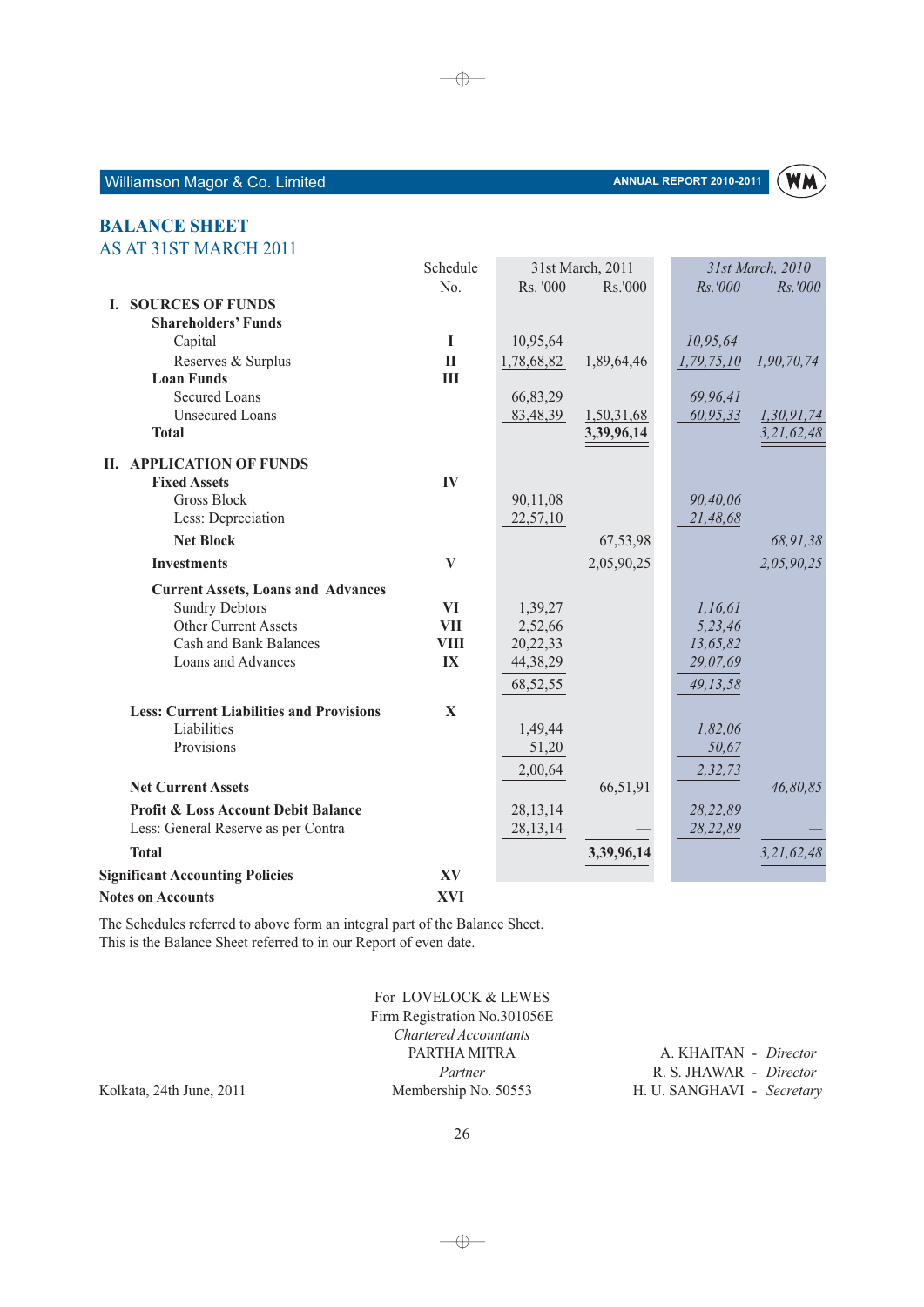## BALANCE SHEET
### AS AT 31ST MARCH 2011

| | Schedule No. | 31st March, 2011 Rs. '000 | Rs.'000 | *31st March, 2010 Rs.'000* | *Rs.'000* |
|---|---|---|---|---|---|
| **I. SOURCES OF FUNDS** | | | | | |
| **Shareholders' Funds** | | | | | |
| Capital | I | 10,95,64 | | *10,95,64* | |
| Reserves & Surplus | II | 1,78,68,82 | 1,89,64,46 | *1,79,75,10* | *1,90,70,74* |
| **Loan Funds** | III | | | | |
| Secured Loans | | 66,83,29 | | *69,96,41* | |
| Unsecured Loans | | 83,48,39 | 1,50,31,68 | *60,95,33* | *1,30,91,74* |
| **Total** | | | **3,39,96,14** | | *3,21,62,48* |
| **II. APPLICATION OF FUNDS** | | | | | |
| **Fixed Assets** | IV | | | | |
| Gross Block | | 90,11,08 | | *90,40,06* | |
| Less: Depreciation | | 22,57,10 | | *21,48,68* | |
| **Net Block** | | | 67,53,98 | | *68,91,38* |
| **Investments** | V | | 2,05,90,25 | | *2,05,90,25* |
| **Current Assets, Loans and Advances** | | | | | |
| Sundry Debtors | VI | 1,39,27 | | *1,16,61* | |
| Other Current Assets | VII | 2,52,66 | | *5,23,46* | |
| Cash and Bank Balances | VIII | 20,22,33 | | *13,65,82* | |
| Loans and Advances | IX | 44,38,29 | | *29,07,69* | |
| | | 68,52,55 | | *49,13,58* | |
| **Less: Current Liabilities and Provisions** | X | | | | |
| Liabilities | | 1,49,44 | | *1,82,06* | |
| Provisions | | 51,20 | | *50,67* | |
| | | 2,00,64 | | *2,32,73* | |
| **Net Current Assets** | | | 66,51,91 | | *46,80,85* |
| **Profit & Loss Account Debit Balance** | | 28,13,14 | | *28,22,89* | |
| Less: General Reserve as per Contra | | 28,13,14 | — | *28,22,89* | — |
| **Total** | | | **3,39,96,14** | | *3,21,62,48* |
| **Significant Accounting Policies** | XV | | | | |
| **Notes on Accounts** | XVI | | | | |

The Schedules referred to above form an integral part of the Balance Sheet.
This is the Balance Sheet referred to in our Report of even date.

For LOVELOCK & LEWES
Firm Registration No.301056E
*Chartered Accountants*
PARTHA MITRA
*Partner*
Membership No. 50553

Kolkata, 24th June, 2011

A. KHAITAN - *Director*
R. S. JHAWAR - *Director*
H. U. SANGHAVI - *Secretary*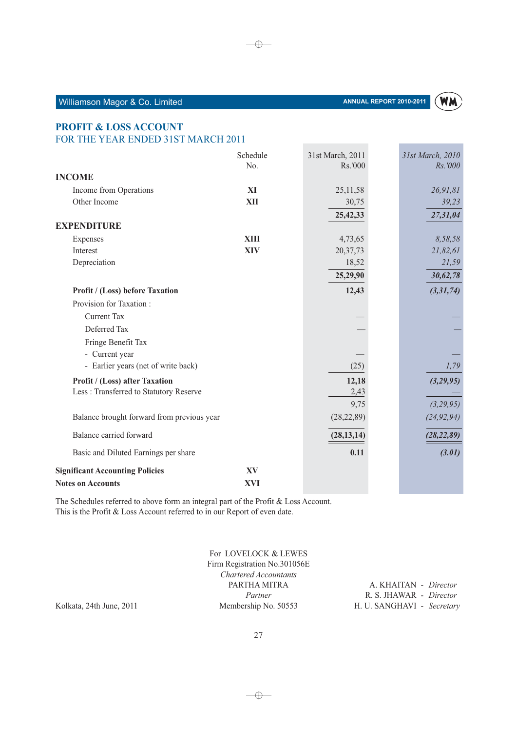## PROFIT & LOSS ACCOUNT

FOR THE YEAR ENDED 31ST MARCH 2011

| | Schedule No. | 31st March, 2011 Rs.'000 | *31st March, 2010 Rs.'000* |
|---|---|---|---|
| **INCOME** | | | |
| Income from Operations | **XI** | 25,11,58 | *26,91,81* |
| Other Income | **XII** | 30,75 | *39,23* |
| | | **25,42,33** | ***27,31,04*** |
| **EXPENDITURE** | | | |
| Expenses | **XIII** | 4,73,65 | *8,58,58* |
| Interest | **XIV** | 20,37,73 | *21,82,61* |
| Depreciation | | 18,52 | *21,59* |
| | | **25,29,90** | ***30,62,78*** |
| **Profit / (Loss) before Taxation** | | **12,43** | ***(3,31,74)*** |
| Provision for Taxation : | | | |
| Current Tax | | — | — |
| Deferred Tax | | — | — |
| Fringe Benefit Tax | | | |
| - Current year | | — | — |
| - Earlier years (net of write back) | | (25) | *1,79* |
| **Profit / (Loss) after Taxation** | | **12,18** | ***(3,29,95)*** |
| Less : Transferred to Statutory Reserve | | 2,43 | — |
| | | 9,75 | *(3,29,95)* |
| Balance brought forward from previous year | | (28,22,89) | *(24,92,94)* |
| Balance carried forward | | **(28,13,14)** | ***(28,22,89)*** |
| Basic and Diluted Earnings per share | | **0.11** | ***(3.01)*** |
| **Significant Accounting Policies** | **XV** | | |
| **Notes on Accounts** | **XVI** | | |

The Schedules referred to above form an integral part of the Profit & Loss Account.
This is the Profit & Loss Account referred to in our Report of even date.

For LOVELOCK & LEWES
Firm Registration No.301056E
*Chartered Accountants*
PARTHA MITRA
*Partner*
Membership No. 50553

A. KHAITAN - *Director*
R. S. JHAWAR - *Director*
H. U. SANGHAVI - *Secretary*

Kolkata, 24th June, 2011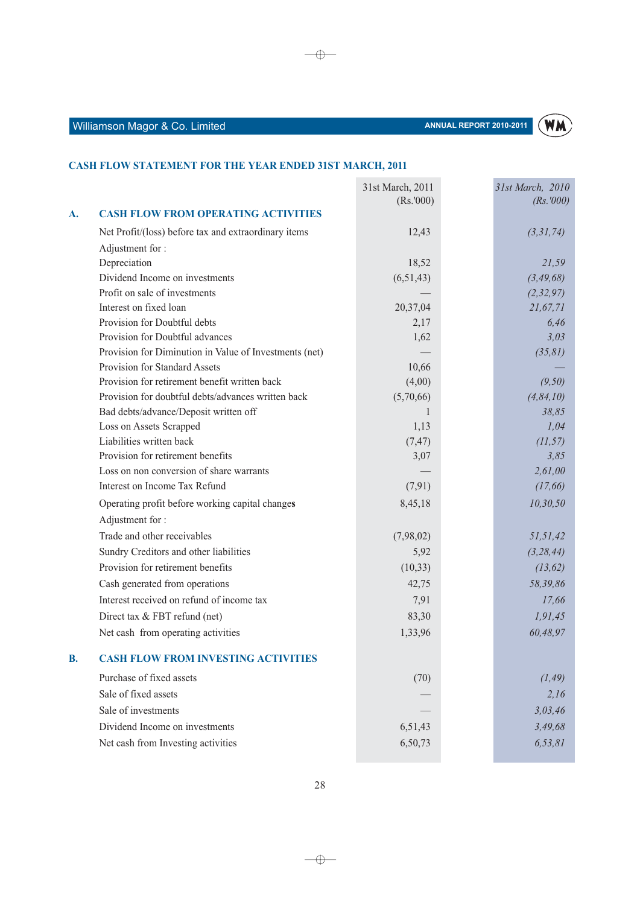## CASH FLOW STATEMENT FOR THE YEAR ENDED 31ST MARCH, 2011

| | | 31st March, 2011 (Rs.'000) | *31st March, 2010 (Rs.'000)* |
|---|---|---|---|
| **A.** | **CASH FLOW FROM OPERATING ACTIVITIES** | | |
| | Net Profit/(loss) before tax and extraordinary items | 12,43 | *(3,31,74)* |
| | Adjustment for : | | |
| | Depreciation | 18,52 | *21,59* |
| | Dividend Income on investments | (6,51,43) | *(3,49,68)* |
| | Profit on sale of investments | — | *(2,32,97)* |
| | Interest on fixed loan | 20,37,04 | *21,67,71* |
| | Provision for Doubtful debts | 2,17 | *6,46* |
| | Provision for Doubtful advances | 1,62 | *3,03* |
| | Provision for Diminution in Value of Investments (net) | — | *(35,81)* |
| | Provision for Standard Assets | 10,66 | *—* |
| | Provision for retirement benefit written back | (4,00) | *(9,50)* |
| | Provision for doubtful debts/advances written back | (5,70,66) | *(4,84,10)* |
| | Bad debts/advance/Deposit written off | 1 | *38,85* |
| | Loss on Assets Scrapped | 1,13 | *1,04* |
| | Liabilities written back | (7,47) | *(11,57)* |
| | Provision for retirement benefits | 3,07 | *3,85* |
| | Loss on non conversion of share warrants | — | *2,61,00* |
| | Interest on Income Tax Refund | (7,91) | *(17,66)* |
| | Operating profit before working capital changes | 8,45,18 | *10,30,50* |
| | Adjustment for : | | |
| | Trade and other receivables | (7,98,02) | *51,51,42* |
| | Sundry Creditors and other liabilities | 5,92 | *(3,28,44)* |
| | Provision for retirement benefits | (10,33) | *(13,62)* |
| | Cash generated from operations | 42,75 | *58,39,86* |
| | Interest received on refund of income tax | 7,91 | *17,66* |
| | Direct tax & FBT refund (net) | 83,30 | *1,91,45* |
| | Net cash from operating activities | 1,33,96 | *60,48,97* |
| **B.** | **CASH FLOW FROM INVESTING ACTIVITIES** | | |
| | Purchase of fixed assets | (70) | *(1,49)* |
| | Sale of fixed assets | — | *2,16* |
| | Sale of investments | — | *3,03,46* |
| | Dividend Income on investments | 6,51,43 | *3,49,68* |
| | Net cash from Investing activities | 6,50,73 | *6,53,81* |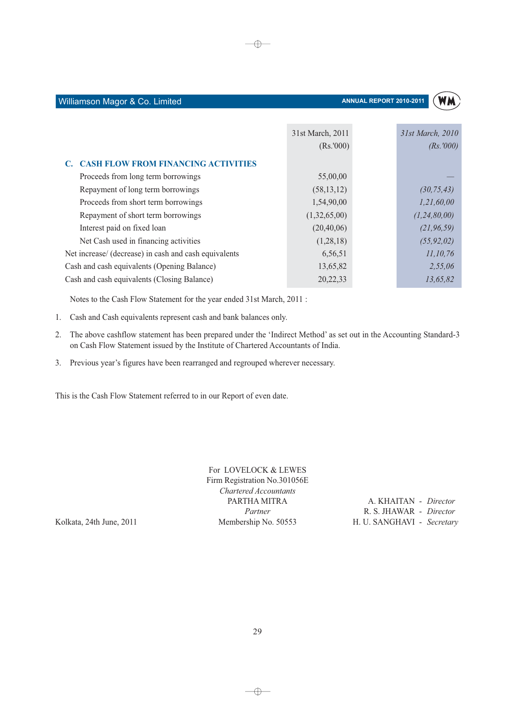| | 31st March, 2011 (Rs.'000) | 31st March, 2010 (Rs.'000) |
|---|---|---|
| **C. CASH FLOW FROM FINANCING ACTIVITIES** | | |
| Proceeds from long term borrowings | 55,00,00 | — |
| Repayment of long term borrowings | (58,13,12) | *(30,75,43)* |
| Proceeds from short term borrowings | 1,54,90,00 | *1,21,60,00* |
| Repayment of short term borrowings | (1,32,65,00) | *(1,24,80,00)* |
| Interest paid on fixed loan | (20,40,06) | *(21,96,59)* |
| Net Cash used in financing activities | (1,28,18) | *(55,92,02)* |
| Net increase/ (decrease) in cash and cash equivalents | 6,56,51 | *11,10,76* |
| Cash and cash equivalents (Opening Balance) | 13,65,82 | *2,55,06* |
| Cash and cash equivalents (Closing Balance) | 20,22,33 | *13,65,82* |

Notes to the Cash Flow Statement for the year ended 31st March, 2011 :

1. Cash and Cash equivalents represent cash and bank balances only.
2. The above cashflow statement has been prepared under the 'Indirect Method' as set out in the Accounting Standard-3 on Cash Flow Statement issued by the Institute of Chartered Accountants of India.
3. Previous year's figures have been rearranged and regrouped wherever necessary.

This is the Cash Flow Statement referred to in our Report of even date.

For LOVELOCK & LEWES
Firm Registration No.301056E
*Chartered Accountants*
PARTHA MITRA
*Partner*
Membership No. 50553

A. KHAITAN - *Director*
R. S. JHAWAR - *Director*
H. U. SANGHAVI - *Secretary*

Kolkata, 24th June, 2011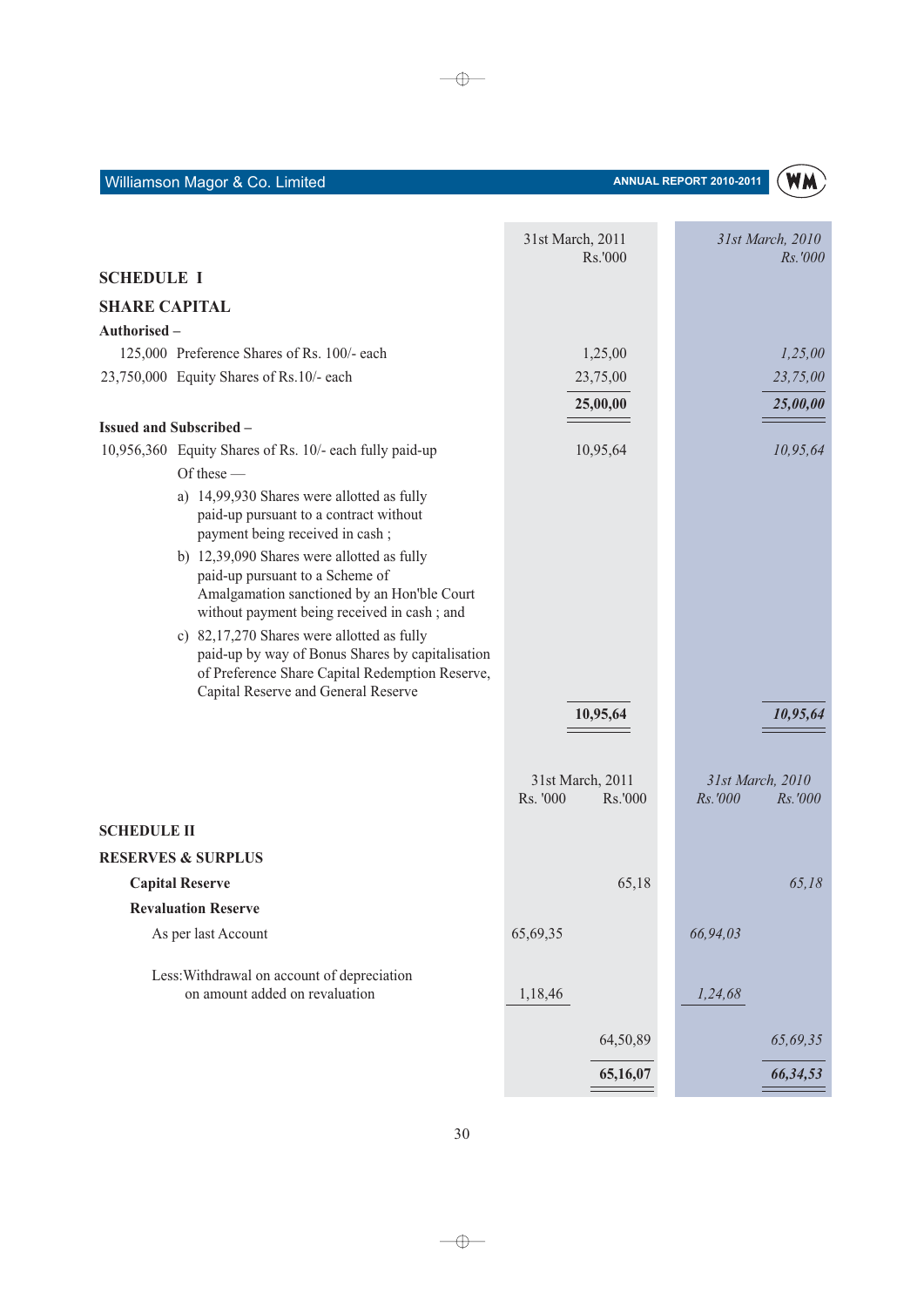## SCHEDULE I

### SHARE CAPITAL

| | 31st March, 2011 Rs.'000 | 31st March, 2010 Rs.'000 |
|---|---|---|
| **Authorised –** | | |
| 125,000 Preference Shares of Rs. 100/- each | 1,25,00 | *1,25,00* |
| 23,750,000 Equity Shares of Rs.10/- each | 23,75,00 | *23,75,00* |
| | **25,00,00** | ***25,00,00*** |
| **Issued and Subscribed –** | | |
| 10,956,360 Equity Shares of Rs. 10/- each fully paid-up | 10,95,64 | *10,95,64* |
| Of these — | | |
| a) 14,99,930 Shares were allotted as fully paid-up pursuant to a contract without payment being received in cash ; | | |
| b) 12,39,090 Shares were allotted as fully paid-up pursuant to a Scheme of Amalgamation sanctioned by an Hon'ble Court without payment being received in cash ; and | | |
| c) 82,17,270 Shares were allotted as fully paid-up by way of Bonus Shares by capitalisation of Preference Share Capital Redemption Reserve, Capital Reserve and General Reserve | | |
| | **10,95,64** | ***10,95,64*** |

## SCHEDULE II

### RESERVES & SURPLUS

| | 31st March, 2011 Rs. '000 | 31st March, 2011 Rs.'000 | 31st March, 2010 Rs.'000 | 31st March, 2010 Rs.'000 |
|---|---|---|---|---|
| **Capital Reserve** | | 65,18 | | *65,18* |
| **Revaluation Reserve** | | | | |
| As per last Account | 65,69,35 | | *66,94,03* | |
| Less: Withdrawal on account of depreciation on amount added on revaluation | 1,18,46 | | *1,24,68* | |
| | | 64,50,89 | | *65,69,35* |
| | | **65,16,07** | | ***66,34,53*** |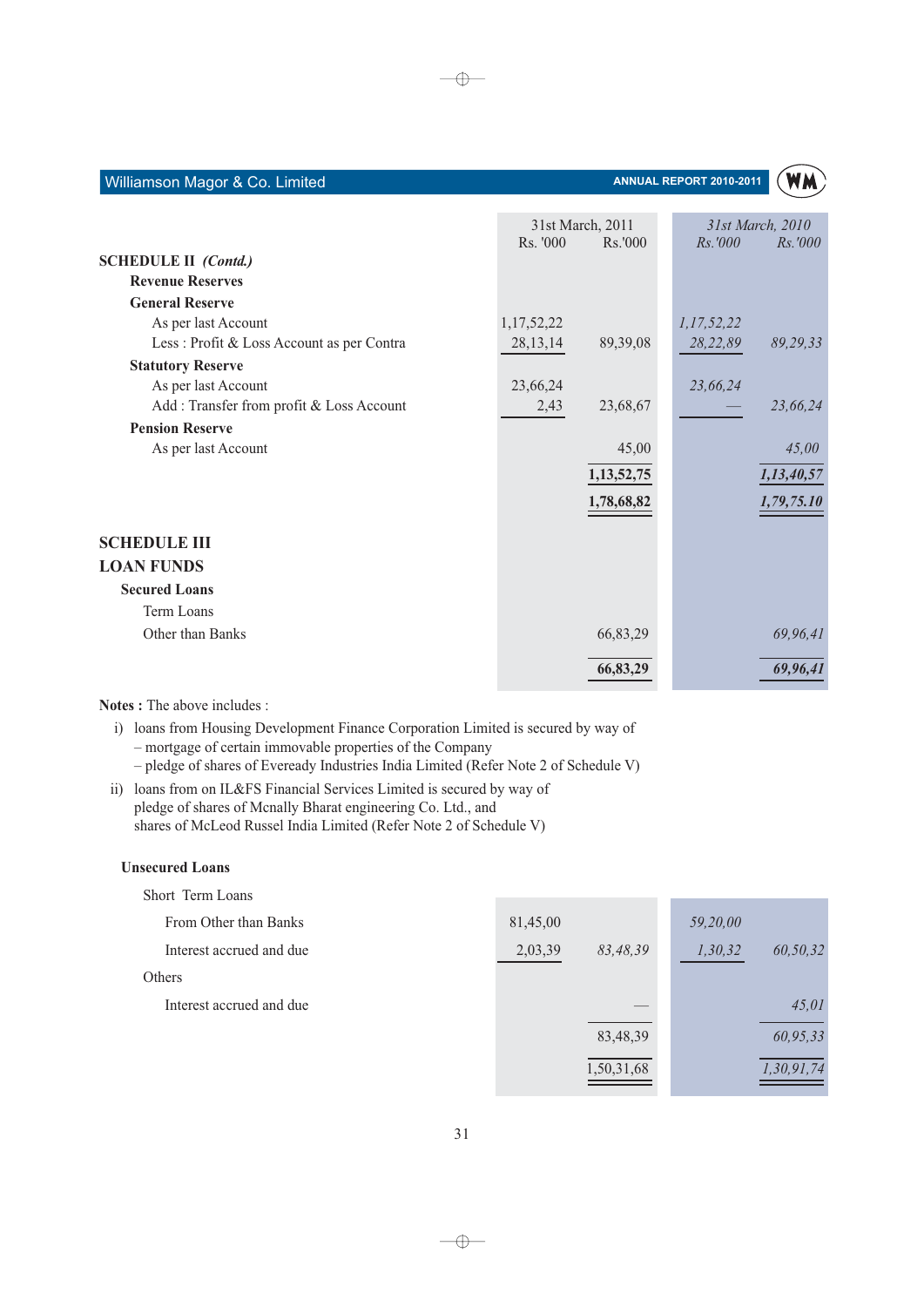| | 31st March, 2011 | | 31st March, 2010 | |
|---|---|---|---|---|
| | Rs. '000 | Rs.'000 | Rs.'000 | Rs.'000 |
| **SCHEDULE II** *(Contd.)* | | | | |
| **Revenue Reserves** | | | | |
| **General Reserve** | | | | |
| As per last Account | 1,17,52,22 | | 1,17,52,22 | |
| Less : Profit & Loss Account as per Contra | 28,13,14 | 89,39,08 | 28,22,89 | 89,29,33 |
| **Statutory Reserve** | | | | |
| As per last Account | 23,66,24 | | 23,66,24 | |
| Add : Transfer from profit & Loss Account | 2,43 | 23,68,67 | — | 23,66,24 |
| **Pension Reserve** | | | | |
| As per last Account | | 45,00 | | 45,00 |
| | | **1,13,52,75** | | **1,13,40,57** |
| | | **1,78,68,82** | | **1,79,75.10** |

## SCHEDULE III

## LOAN FUNDS

| | 31st March, 2011 | | 31st March, 2010 | |
|---|---|---|---|---|
| **Secured Loans** | | | | |
| Term Loans | | | | |
| Other than Banks | | 66,83,29 | | 69,96,41 |
| | | **66,83,29** | | **69,96,41** |

**Notes :** The above includes :

i) loans from Housing Development Finance Corporation Limited is secured by way of
– mortgage of certain immovable properties of the Company
– pledge of shares of Eveready Industries India Limited (Refer Note 2 of Schedule V)

ii) loans from on IL&FS Financial Services Limited is secured by way of
pledge of shares of Mcnally Bharat engineering Co. Ltd., and
shares of McLeod Russel India Limited (Refer Note 2 of Schedule V)

| | 31st March, 2011 | | 31st March, 2010 | |
|---|---|---|---|---|
| **Unsecured Loans** | | | | |
| Short Term Loans | | | | |
| From Other than Banks | 81,45,00 | | 59,20,00 | |
| Interest accrued and due | 2,03,39 | 83,48,39 | 1,30,32 | 60,50,32 |
| Others | | | | |
| Interest accrued and due | | — | | 45,01 |
| | | 83,48,39 | | 60,95,33 |
| | | 1,50,31,68 | | 1,30,91,74 |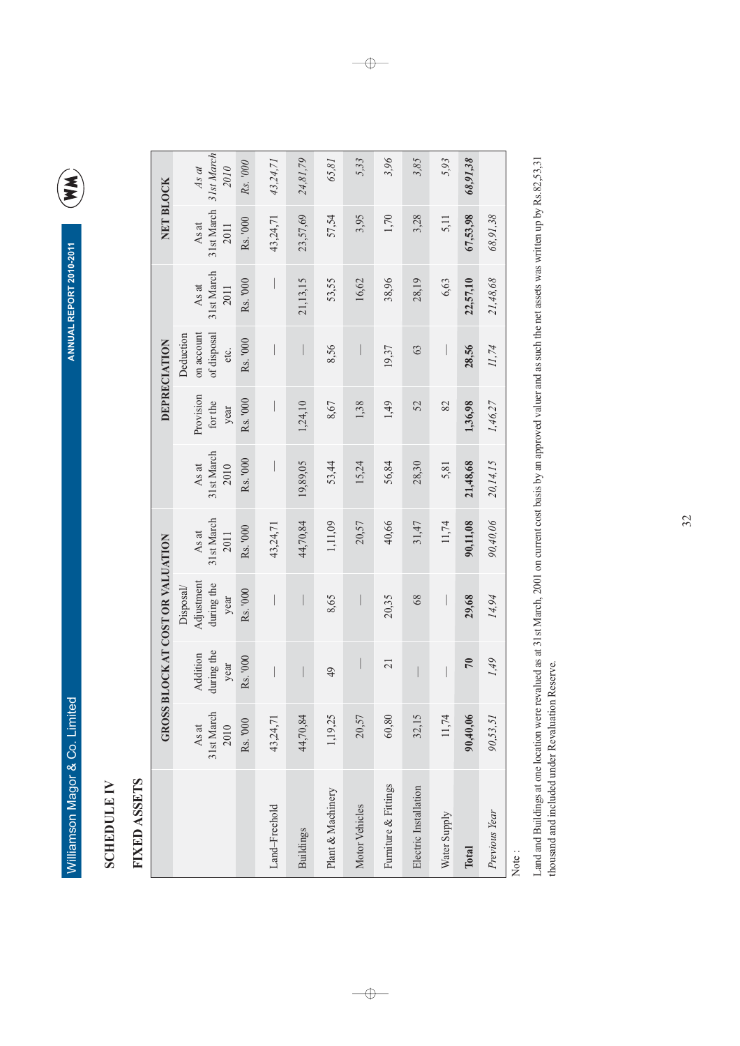## SCHEDULE IV

## FIXED ASSETS

| | GROSS BLOCK AT COST OR VALUATION | | | | DEPRECIATION | | | | NET BLOCK | |
|---|---|---|---|---|---|---|---|---|---|---|
| | As at 31st March 2010 | Addition during the year | Disposal/ Adjustment during the year | As at 31st March 2011 | As at 31st March 2010 | Provision for the year | Deduction on account of disposal etc. | As at 31st March 2011 | As at 31st March 2011 | *As at 31st March 2010* |
| | Rs. '000 | Rs. '000 | Rs. '000 | Rs. '000 | Rs. '000 | Rs. '000 | Rs. '000 | Rs. '000 | Rs. '000 | *Rs. '000* |
| Land–Freehold | 43,24,71 | — | — | 43,24,71 | — | — | — | — | 43,24,71 | *43,24,71* |
| Buildings | 44,70,84 | — | — | 44,70,84 | 19,89,05 | 1,24,10 | — | 21,13,15 | 23,57,69 | *24,81,79* |
| Plant & Machinery | 1,19,25 | 49 | 8,65 | 1,11,09 | 53,44 | 8,67 | 8,56 | 53,55 | 57,54 | *65,81* |
| Motor Vehicles | 20,57 | — | — | 20,57 | 15,24 | 1,38 | — | 16,62 | 3,95 | *5,33* |
| Furniture & Fittings | 60,80 | 21 | 20,35 | 40,66 | 56,84 | 1,49 | 19,37 | 38,96 | 1,70 | *3,96* |
| Electric Installation | 32,15 | — | 68 | 31,47 | 28,30 | 52 | 63 | 28,19 | 3,28 | *3,85* |
| Water Supply | 11,74 | — | — | 11,74 | 5,81 | 82 | — | 6,63 | 5,11 | *5,93* |
| **Total** | **90,40,06** | **70** | **29,68** | **90,11,08** | **21,48,68** | **1,36,98** | **28,56** | **22,57,10** | **67,53,98** | ***68,91,38*** |
| *Previous Year* | *90,53,51* | *1,49* | *14,94* | *90,40,06* | *20,14,15* | *1,46,27* | *11,74* | *21,48,68* | *68,91,38* | |

Note :

Land and Buildings at one location were revalued as at 31st March, 2001 on current cost basis by an approved valuer and as such the net assets was written up by Rs.82,53,31 thousand and included under Revaluation Reserve.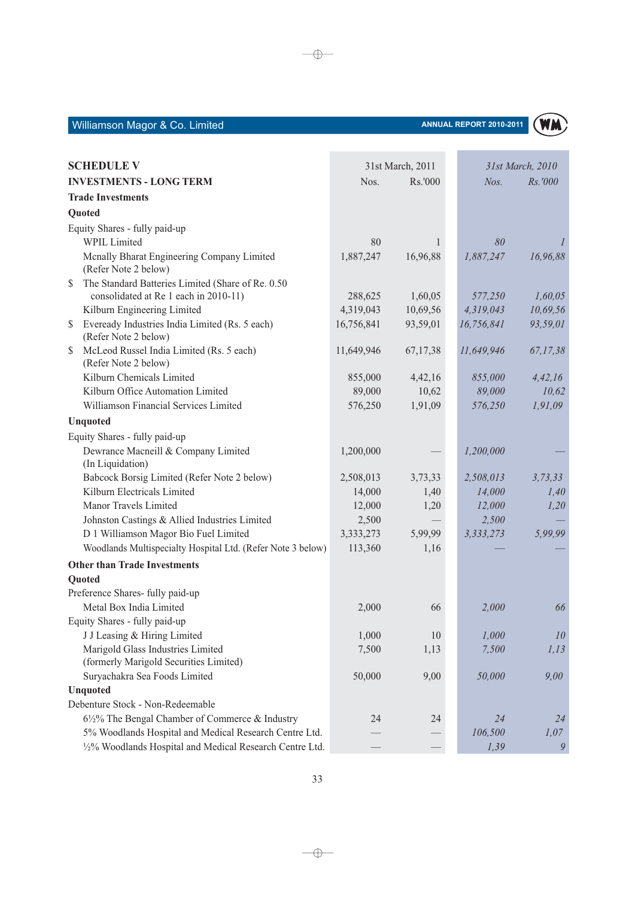## SCHEDULE V

| INVESTMENTS - LONG TERM | 31st March, 2011 Nos. | 31st March, 2011 Rs.'000 | *31st March, 2010 Nos.* | *31st March, 2010 Rs.'000* |
|---|---|---|---|---|
| **Trade Investments** | | | | |
| **Quoted** | | | | |
| Equity Shares - fully paid-up | | | | |
| WPIL Limited | 80 | 1 | *80* | *1* |
| Mcnally Bharat Engineering Company Limited (Refer Note 2 below) | 1,887,247 | 16,96,88 | *1,887,247* | *16,96,88* |
| $ The Standard Batteries Limited (Share of Re. 0.50 consolidated at Re 1 each in 2010-11) | 288,625 | 1,60,05 | *577,250* | *1,60,05* |
| Kilburn Engineering Limited | 4,319,043 | 10,69,56 | *4,319,043* | *10,69,56* |
| $ Eveready Industries India Limited (Rs. 5 each) (Refer Note 2 below) | 16,756,841 | 93,59,01 | *16,756,841* | *93,59,01* |
| $ McLeod Russel India Limited (Rs. 5 each) (Refer Note 2 below) | 11,649,946 | 67,17,38 | *11,649,946* | *67,17,38* |
| Kilburn Chemicals Limited | 855,000 | 4,42,16 | *855,000* | *4,42,16* |
| Kilburn Office Automation Limited | 89,000 | 10,62 | *89,000* | *10,62* |
| Williamson Financial Services Limited | 576,250 | 1,91,09 | *576,250* | *1,91,09* |
| **Unquoted** | | | | |
| Equity Shares - fully paid-up | | | | |
| Dewrance Macneill & Company Limited (In Liquidation) | 1,200,000 | — | *1,200,000* | — |
| Babcock Borsig Limited (Refer Note 2 below) | 2,508,013 | 3,73,33 | *2,508,013* | *3,73,33* |
| Kilburn Electricals Limited | 14,000 | 1,40 | *14,000* | *1,40* |
| Manor Travels Limited | 12,000 | 1,20 | *12,000* | *1,20* |
| Johnston Castings & Allied Industries Limited | 2,500 | — | *2,500* | — |
| D 1 Williamson Magor Bio Fuel Limited | 3,333,273 | 5,99,99 | *3,333,273* | *5,99,99* |
| Woodlands Multispecialty Hospital Ltd. (Refer Note 3 below) | 113,360 | 1,16 | — | — |
| **Other than Trade Investments** | | | | |
| **Quoted** | | | | |
| Preference Shares- fully paid-up | | | | |
| Metal Box India Limited | 2,000 | 66 | *2,000* | *66* |
| Equity Shares - fully paid-up | | | | |
| J J Leasing & Hiring Limited | 1,000 | 10 | *1,000* | *10* |
| Marigold Glass Industries Limited (formerly Marigold Securities Limited) | 7,500 | 1,13 | *7,500* | *1,13* |
| Suryachakra Sea Foods Limited | 50,000 | 9,00 | *50,000* | *9,00* |
| **Unquoted** | | | | |
| Debenture Stock - Non-Redeemable | | | | |
| 6½% The Bengal Chamber of Commerce & Industry | 24 | 24 | *24* | *24* |
| 5% Woodlands Hospital and Medical Research Centre Ltd. | — | — | *106,500* | *1,07* |
| ½% Woodlands Hospital and Medical Research Centre Ltd. | — | — | *1,39* | *9* |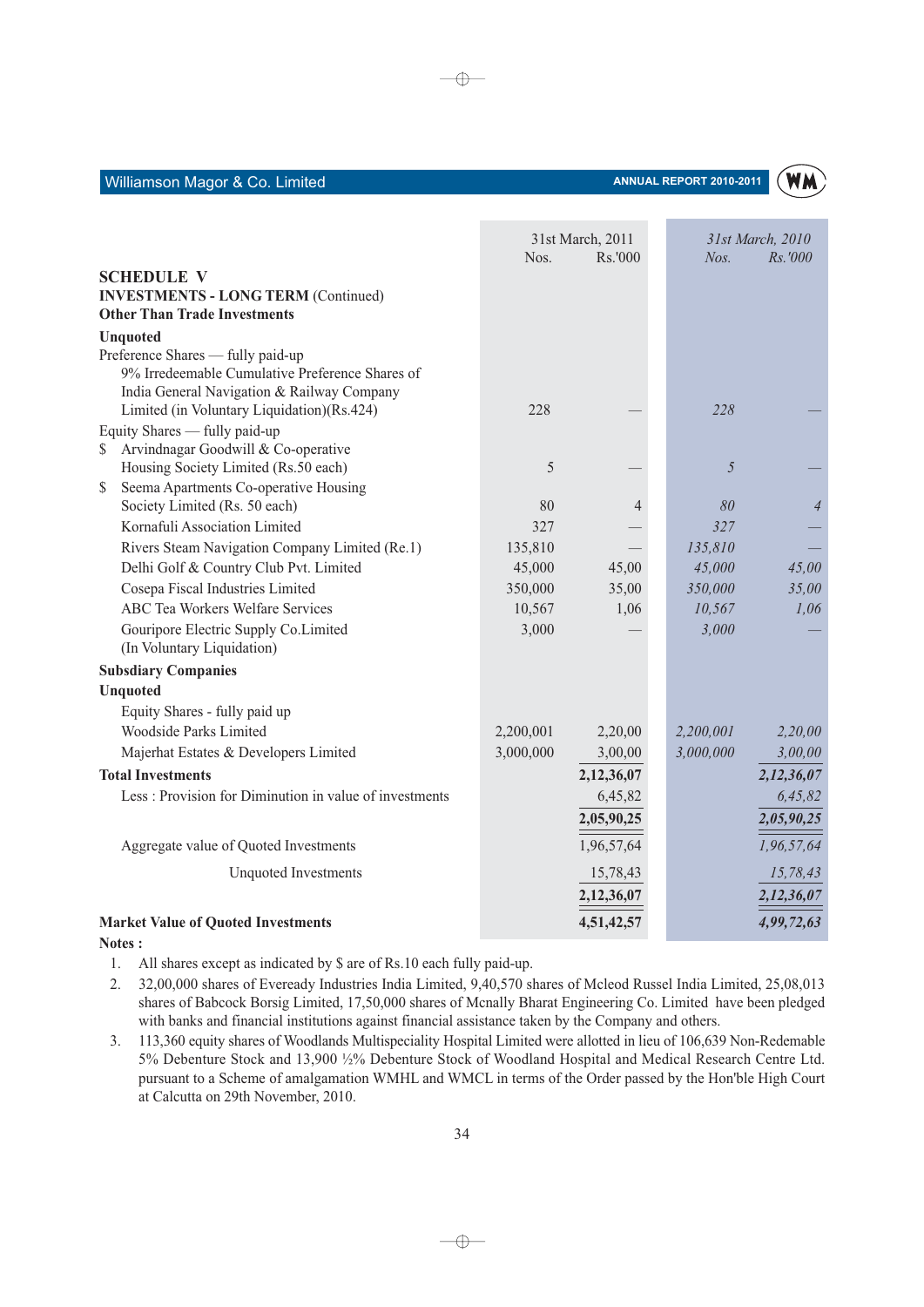## SCHEDULE V

**INVESTMENTS - LONG TERM** (Continued)

**Other Than Trade Investments**

| | 31st March, 2011 Nos. | 31st March, 2011 Rs.'000 | *31st March, 2010 Nos.* | *31st March, 2010 Rs.'000* |
|---|---|---|---|---|
| **Unquoted** | | | | |
| Preference Shares — fully paid-up | | | | |
| 9% Irredeemable Cumulative Preference Shares of India General Navigation & Railway Company Limited (in Voluntary Liquidation)(Rs.424) | 228 | — | *228* | — |
| Equity Shares — fully paid-up | | | | |
| $ Arvindnagar Goodwill & Co-operative Housing Society Limited (Rs.50 each) | 5 | — | *5* | — |
| $ Seema Apartments Co-operative Housing Society Limited (Rs. 50 each) | 80 | 4 | *80* | *4* |
| Kornafuli Association Limited | 327 | — | *327* | — |
| Rivers Steam Navigation Company Limited (Re.1) | 135,810 | — | *135,810* | — |
| Delhi Golf & Country Club Pvt. Limited | 45,000 | 45,00 | *45,000* | *45,00* |
| Cosepa Fiscal Industries Limited | 350,000 | 35,00 | *350,000* | *35,00* |
| ABC Tea Workers Welfare Services | 10,567 | 1,06 | *10,567* | *1,06* |
| Gouripore Electric Supply Co.Limited (In Voluntary Liquidation) | 3,000 | — | *3,000* | — |
| **Subsdiary Companies** | | | | |
| **Unquoted** | | | | |
| Equity Shares - fully paid up | | | | |
| Woodside Parks Limited | 2,200,001 | 2,20,00 | *2,200,001* | *2,20,00* |
| Majerhat Estates & Developers Limited | 3,000,000 | 3,00,00 | *3,000,000* | *3,00,00* |
| **Total Investments** | | **2,12,36,07** | | ***2,12,36,07*** |
| Less : Provision for Diminution in value of investments | | 6,45,82 | | *6,45,82* |
| | | **2,05,90,25** | | ***2,05,90,25*** |
| Aggregate value of Quoted Investments | | 1,96,57,64 | | *1,96,57,64* |
| Unquoted Investments | | 15,78,43 | | *15,78,43* |
| | | **2,12,36,07** | | ***2,12,36,07*** |
| **Market Value of Quoted Investments** | | **4,51,42,57** | | ***4,99,72,63*** |

**Notes :**

1. All shares except as indicated by $ are of Rs.10 each fully paid-up.
2. 32,00,000 shares of Eveready Industries India Limited, 9,40,570 shares of Mcleod Russel India Limited, 25,08,013 shares of Babcock Borsig Limited, 17,50,000 shares of Mcnally Bharat Engineering Co. Limited have been pledged with banks and financial institutions against financial assistance taken by the Company and others.
3. 113,360 equity shares of Woodlands Multispeciality Hospital Limited were allotted in lieu of 106,639 Non-Redemable 5% Debenture Stock and 13,900 ½% Debenture Stock of Woodland Hospital and Medical Research Centre Ltd. pursuant to a Scheme of amalgamation WMHL and WMCL in terms of the Order passed by the Hon'ble High Court at Calcutta on 29th November, 2010.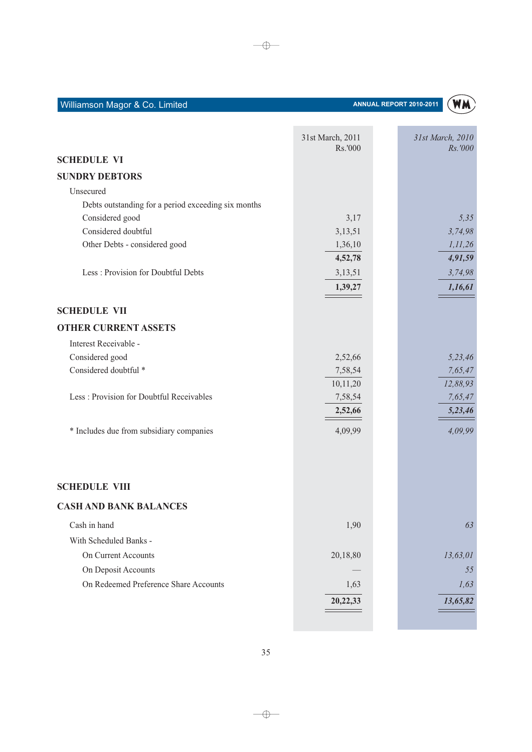| | 31st March, 2011 Rs.'000 | *31st March, 2010 Rs.'000* |
|---|---|---|
| **SCHEDULE VI** | | |
| **SUNDRY DEBTORS** | | |
| Unsecured | | |
| Debts outstanding for a period exceeding six months | | |
| Considered good | 3,17 | *5,35* |
| Considered doubtful | 3,13,51 | *3,74,98* |
| Other Debts - considered good | 1,36,10 | *1,11,26* |
| | **4,52,78** | ***4,91,59*** |
| Less : Provision for Doubtful Debts | 3,13,51 | *3,74,98* |
| | **1,39,27** | ***1,16,61*** |

| | 31st March, 2011 Rs.'000 | *31st March, 2010 Rs.'000* |
|---|---|---|
| **SCHEDULE VII** | | |
| **OTHER CURRENT ASSETS** | | |
| Interest Receivable - | | |
| Considered good | 2,52,66 | *5,23,46* |
| Considered doubtful * | 7,58,54 | *7,65,47* |
| | 10,11,20 | *12,88,93* |
| Less : Provision for Doubtful Receivables | 7,58,54 | *7,65,47* |
| | **2,52,66** | ***5,23,46*** |
| * Includes due from subsidiary companies | 4,09,99 | *4,09,99* |

| | 31st March, 2011 Rs.'000 | *31st March, 2010 Rs.'000* |
|---|---|---|
| **SCHEDULE VIII** | | |
| **CASH AND BANK BALANCES** | | |
| Cash in hand | 1,90 | *63* |
| With Scheduled Banks - | | |
| On Current Accounts | 20,18,80 | *13,63,01* |
| On Deposit Accounts | — | *55* |
| On Redeemed Preference Share Accounts | 1,63 | *1,63* |
| | **20,22,33** | ***13,65,82*** |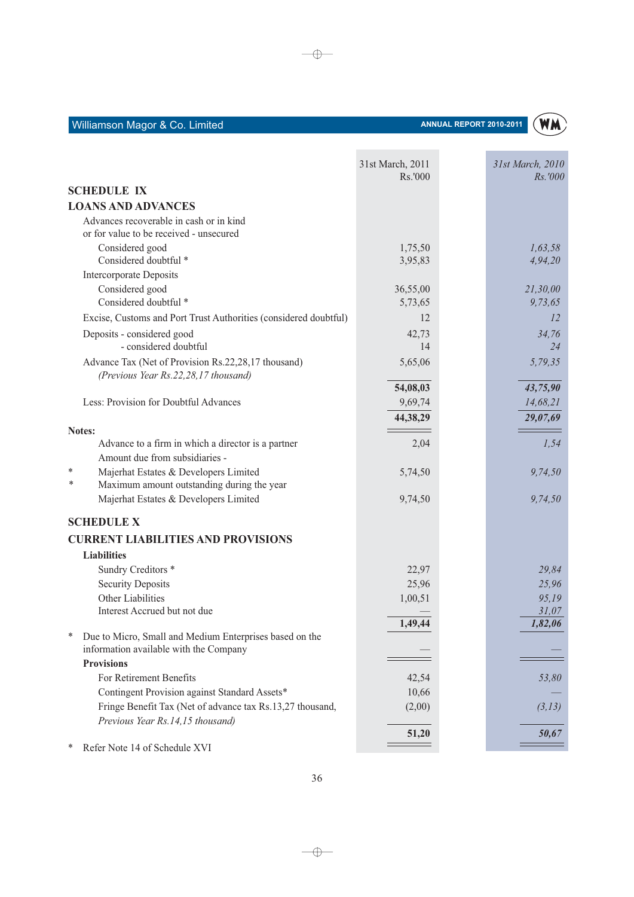| | 31st March, 2011 Rs.'000 | *31st March, 2010 Rs.'000* |
|---|---|---|
| **SCHEDULE IX** | | |
| **LOANS AND ADVANCES** | | |
| Advances recoverable in cash or in kind or for value to be received - unsecured | | |
| Considered good | 1,75,50 | *1,63,58* |
| Considered doubtful * | 3,95,83 | *4,94,20* |
| Intercorporate Deposits | | |
| Considered good | 36,55,00 | *21,30,00* |
| Considered doubtful * | 5,73,65 | *9,73,65* |
| Excise, Customs and Port Trust Authorities (considered doubtful) | 12 | *12* |
| Deposits - considered good | 42,73 | *34,76* |
| - considered doubtful | 14 | *24* |
| Advance Tax (Net of Provision Rs.22,28,17 thousand) *(Previous Year Rs.22,28,17 thousand)* | 5,65,06 | *5,79,35* |
| | **54,08,03** | ***43,75,90*** |
| Less: Provision for Doubtful Advances | 9,69,74 | *14,68,21* |
| | **44,38,29** | ***29,07,69*** |
| **Notes:** | | |
| Advance to a firm in which a director is a partner | 2,04 | *1,54* |
| Amount due from subsidiaries - | | |
| * Majerhat Estates & Developers Limited | 5,74,50 | *9,74,50* |
| * Maximum amount outstanding during the year | | |
| Majerhat Estates & Developers Limited | 9,74,50 | *9,74,50* |
| **SCHEDULE X** | | |
| **CURRENT LIABILITIES AND PROVISIONS** | | |
| **Liabilities** | | |
| Sundry Creditors * | 22,97 | *29,84* |
| Security Deposits | 25,96 | *25,96* |
| Other Liabilities | 1,00,51 | *95,19* |
| Interest Accrued but not due | — | *31,07* |
| | **1,49,44** | ***1,82,06*** |
| * Due to Micro, Small and Medium Enterprises based on the information available with the Company | — | *—* |
| **Provisions** | | |
| For Retirement Benefits | 42,54 | *53,80* |
| Contingent Provision against Standard Assets* | 10,66 | *—* |
| Fringe Benefit Tax (Net of advance tax Rs.13,27 thousand, *Previous Year Rs.14,15 thousand)* | (2,00) | *(3,13)* |
| | **51,20** | ***50,67*** |

\* Refer Note 14 of Schedule XVI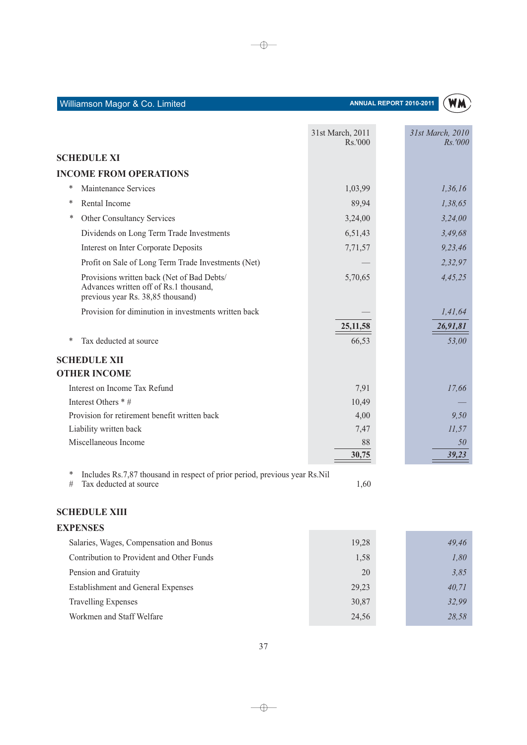| | 31st March, 2011 Rs.'000 | *31st March, 2010 Rs.'000* |
|---|---|---|
| **SCHEDULE XI** | | |
| **INCOME FROM OPERATIONS** | | |
| * Maintenance Services | 1,03,99 | *1,36,16* |
| * Rental Income | 89,94 | *1,38,65* |
| * Other Consultancy Services | 3,24,00 | *3,24,00* |
| Dividends on Long Term Trade Investments | 6,51,43 | *3,49,68* |
| Interest on Inter Corporate Deposits | 7,71,57 | *9,23,46* |
| Profit on Sale of Long Term Trade Investments (Net) | — | *2,32,97* |
| Provisions written back (Net of Bad Debts/ Advances written off of Rs.1 thousand, previous year Rs. 38,85 thousand) | 5,70,65 | *4,45,25* |
| Provision for diminution in investments written back | — | *1,41,64* |
| | **25,11,58** | ***26,91,81*** |
| * Tax deducted at source | 66,53 | *53,00* |
| **SCHEDULE XII** | | |
| **OTHER INCOME** | | |
| Interest on Income Tax Refund | 7,91 | *17,66* |
| Interest Others * # | 10,49 | *—* |
| Provision for retirement benefit written back | 4,00 | *9,50* |
| Liability written back | 7,47 | *11,57* |
| Miscellaneous Income | 88 | *50* |
| | **30,75** | ***39,23*** |

\* Includes Rs.7,87 thousand in respect of prior period, previous year Rs.Nil

\# Tax deducted at source 1,60

## SCHEDULE XIII

## EXPENSES

| | 31st March, 2011 Rs.'000 | *31st March, 2010 Rs.'000* |
|---|---|---|
| Salaries, Wages, Compensation and Bonus | 19,28 | *49,46* |
| Contribution to Provident and Other Funds | 1,58 | *1,80* |
| Pension and Gratuity | 20 | *3,85* |
| Establishment and General Expenses | 29,23 | *40,71* |
| Travelling Expenses | 30,87 | *32,99* |
| Workmen and Staff Welfare | 24,56 | *28,58* |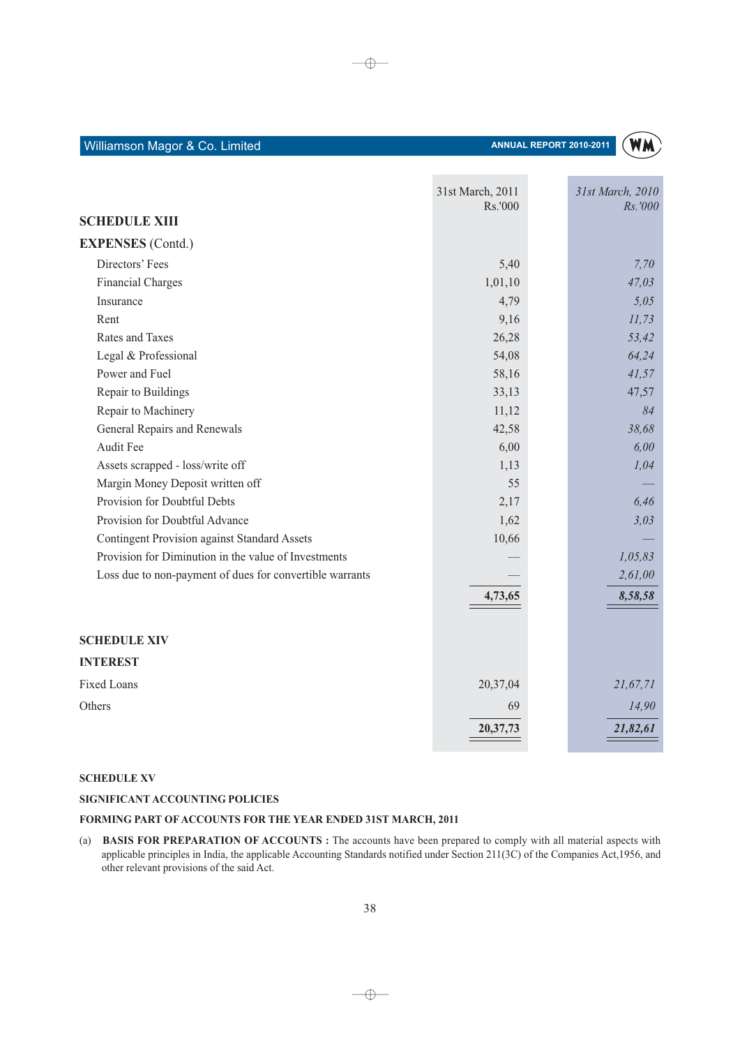## SCHEDULE XIII

## EXPENSES (Contd.)

| | 31st March, 2011 Rs.'000 | 31st March, 2010 Rs.'000 |
|---|---|---|
| Directors' Fees | 5,40 | 7,70 |
| Financial Charges | 1,01,10 | 47,03 |
| Insurance | 4,79 | 5,05 |
| Rent | 9,16 | 11,73 |
| Rates and Taxes | 26,28 | 53,42 |
| Legal & Professional | 54,08 | 64,24 |
| Power and Fuel | 58,16 | 41,57 |
| Repair to Buildings | 33,13 | 47,57 |
| Repair to Machinery | 11,12 | 84 |
| General Repairs and Renewals | 42,58 | 38,68 |
| Audit Fee | 6,00 | 6,00 |
| Assets scrapped - loss/write off | 1,13 | 1,04 |
| Margin Money Deposit written off | 55 | — |
| Provision for Doubtful Debts | 2,17 | 6,46 |
| Provision for Doubtful Advance | 1,62 | 3,03 |
| Contingent Provision against Standard Assets | 10,66 | — |
| Provision for Diminution in the value of Investments | — | 1,05,83 |
| Loss due to non-payment of dues for convertible warrants | — | 2,61,00 |
| | **4,73,65** | **8,58,58** |

## SCHEDULE XIV

## INTEREST

| | 31st March, 2011 Rs.'000 | 31st March, 2010 Rs.'000 |
|---|---|---|
| Fixed Loans | 20,37,04 | 21,67,71 |
| Others | 69 | 14,90 |
| | **20,37,73** | **21,82,61** |

### SCHEDULE XV

### SIGNIFICANT ACCOUNTING POLICIES

### FORMING PART OF ACCOUNTS FOR THE YEAR ENDED 31ST MARCH, 2011

(a) **BASIS FOR PREPARATION OF ACCOUNTS :** The accounts have been prepared to comply with all material aspects with applicable principles in India, the applicable Accounting Standards notified under Section 211(3C) of the Companies Act,1956, and other relevant provisions of the said Act.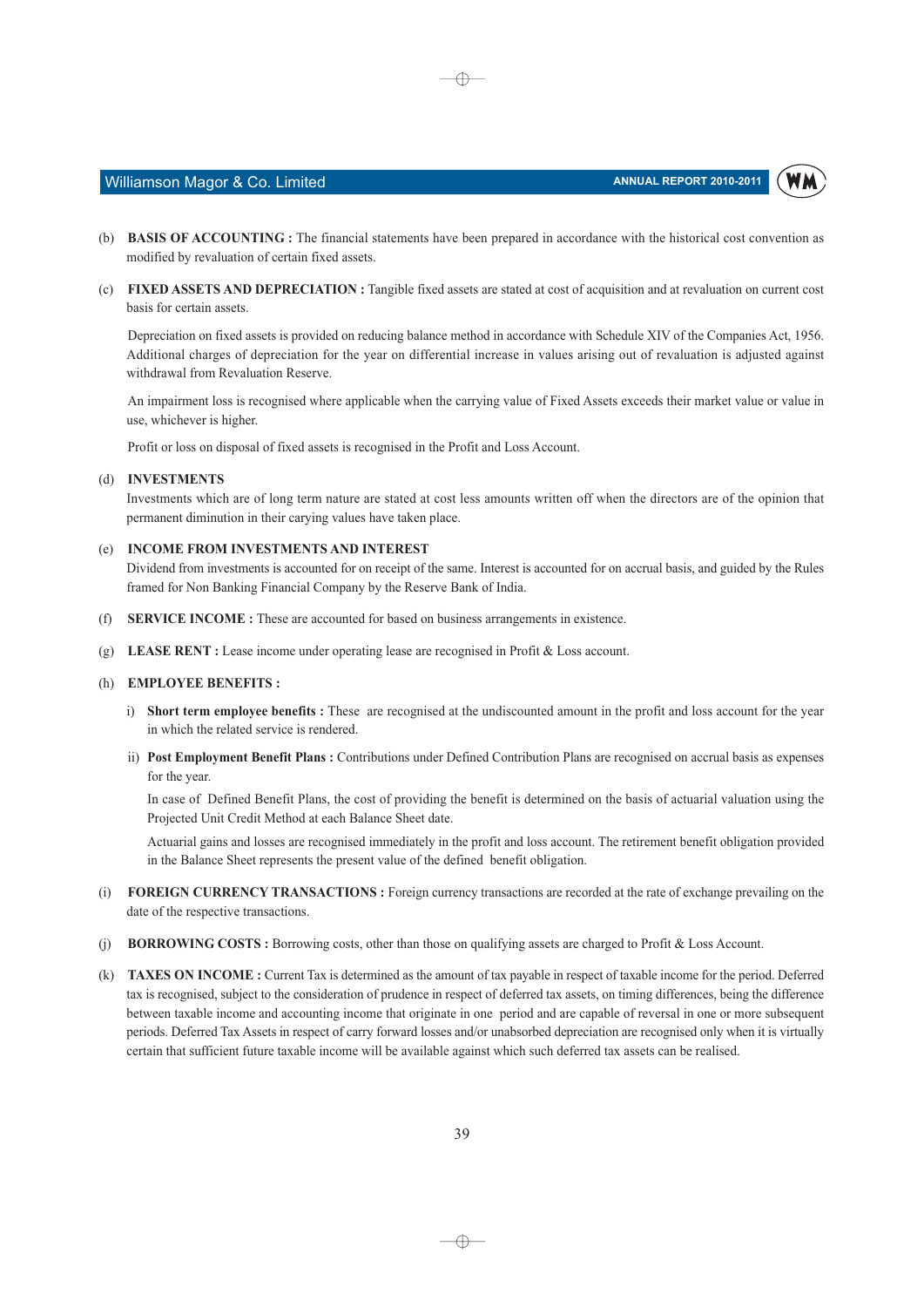(b) **BASIS OF ACCOUNTING :** The financial statements have been prepared in accordance with the historical cost convention as modified by revaluation of certain fixed assets.

(c) **FIXED ASSETS AND DEPRECIATION :** Tangible fixed assets are stated at cost of acquisition and at revaluation on current cost basis for certain assets.

Depreciation on fixed assets is provided on reducing balance method in accordance with Schedule XIV of the Companies Act, 1956. Additional charges of depreciation for the year on differential increase in values arising out of revaluation is adjusted against withdrawal from Revaluation Reserve.

An impairment loss is recognised where applicable when the carrying value of Fixed Assets exceeds their market value or value in use, whichever is higher.

Profit or loss on disposal of fixed assets is recognised in the Profit and Loss Account.

(d) **INVESTMENTS**

Investments which are of long term nature are stated at cost less amounts written off when the directors are of the opinion that permanent diminution in their carrying values have taken place.

(e) **INCOME FROM INVESTMENTS AND INTEREST**

Dividend from investments is accounted for on receipt of the same. Interest is accounted for on accrual basis, and guided by the Rules framed for Non Banking Financial Company by the Reserve Bank of India.

(f) **SERVICE INCOME :** These are accounted for based on business arrangements in existence.

(g) **LEASE RENT :** Lease income under operating lease are recognised in Profit & Loss account.

(h) **EMPLOYEE BENEFITS :**

i) **Short term employee benefits :** These are recognised at the undiscounted amount in the profit and loss account for the year in which the related service is rendered.

ii) **Post Employment Benefit Plans :** Contributions under Defined Contribution Plans are recognised on accrual basis as expenses for the year.

In case of Defined Benefit Plans, the cost of providing the benefit is determined on the basis of actuarial valuation using the Projected Unit Credit Method at each Balance Sheet date.

Actuarial gains and losses are recognised immediately in the profit and loss account. The retirement benefit obligation provided in the Balance Sheet represents the present value of the defined benefit obligation.

(i) **FOREIGN CURRENCY TRANSACTIONS :** Foreign currency transactions are recorded at the rate of exchange prevailing on the date of the respective transactions.

(j) **BORROWING COSTS :** Borrowing costs, other than those on qualifying assets are charged to Profit & Loss Account.

(k) **TAXES ON INCOME :** Current Tax is determined as the amount of tax payable in respect of taxable income for the period. Deferred tax is recognised, subject to the consideration of prudence in respect of deferred tax assets, on timing differences, being the difference between taxable income and accounting income that originate in one period and are capable of reversal in one or more subsequent periods. Deferred Tax Assets in respect of carry forward losses and/or unabsorbed depreciation are recognised only when it is virtually certain that sufficient future taxable income will be available against which such deferred tax assets can be realised.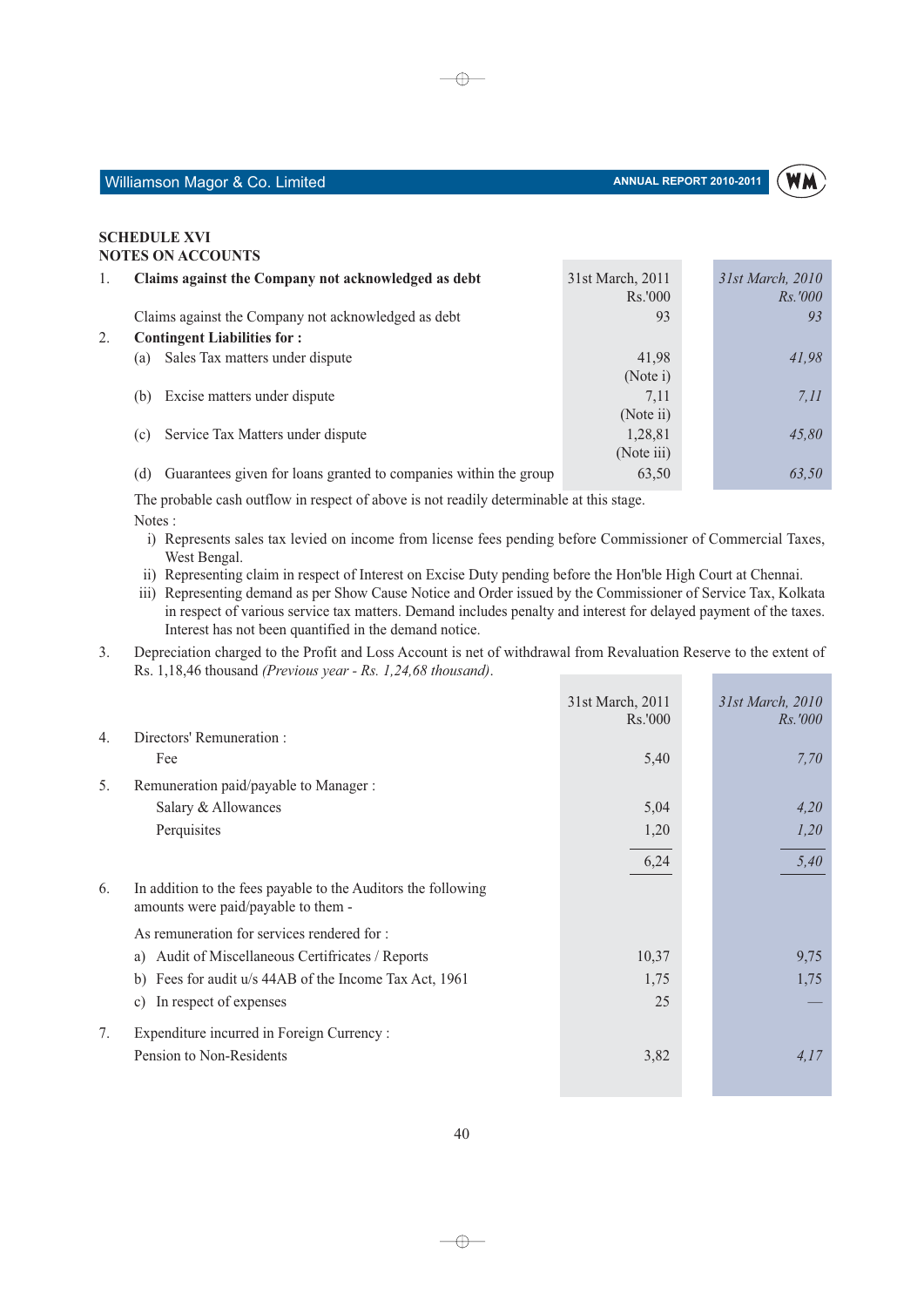## SCHEDULE XVI
## NOTES ON ACCOUNTS

| | | 31st March, 2011 Rs.'000 | *31st March, 2010 Rs.'000* |
|---|---|---|---|
| 1. | **Claims against the Company not acknowledged as debt** | | |
| | Claims against the Company not acknowledged as debt | 93 | *93* |
| 2. | **Contingent Liabilities for :** | | |
| | (a) Sales Tax matters under dispute | 41,98 (Note i) | *41,98* |
| | (b) Excise matters under dispute | 7,11 (Note ii) | *7,11* |
| | (c) Service Tax Matters under dispute | 1,28,81 (Note iii) | *45,80* |
| | (d) Guarantees given for loans granted to companies within the group | 63,50 | *63,50* |

The probable cash outflow in respect of above is not readily determinable at this stage.

Notes :

i) Represents sales tax levied on income from license fees pending before Commissioner of Commercial Taxes, West Bengal.

ii) Representing claim in respect of Interest on Excise Duty pending before the Hon'ble High Court at Chennai.

iii) Representing demand as per Show Cause Notice and Order issued by the Commissioner of Service Tax, Kolkata in respect of various service tax matters. Demand includes penalty and interest for delayed payment of the taxes. Interest has not been quantified in the demand notice.

3. Depreciation charged to the Profit and Loss Account is net of withdrawal from Revaluation Reserve to the extent of Rs. 1,18,46 thousand *(Previous year - Rs. 1,24,68 thousand)*.

| | | 31st March, 2011 Rs.'000 | *31st March, 2010 Rs.'000* |
|---|---|---|---|
| 4. | Directors' Remuneration : | | |
| | Fee | 5,40 | *7,70* |
| 5. | Remuneration paid/payable to Manager : | | |
| | Salary & Allowances | 5,04 | *4,20* |
| | Perquisites | 1,20 | *1,20* |
| | | 6,24 | *5,40* |
| 6. | In addition to the fees payable to the Auditors the following amounts were paid/payable to them - | | |
| | As remuneration for services rendered for : | | |
| | a) Audit of Miscellaneous Certificates / Reports | 10,37 | 9,75 |
| | b) Fees for audit u/s 44AB of the Income Tax Act, 1961 | 1,75 | 1,75 |
| | c) In respect of expenses | 25 | — |
| 7. | Expenditure incurred in Foreign Currency : | | |
| | Pension to Non-Residents | 3,82 | *4,17* |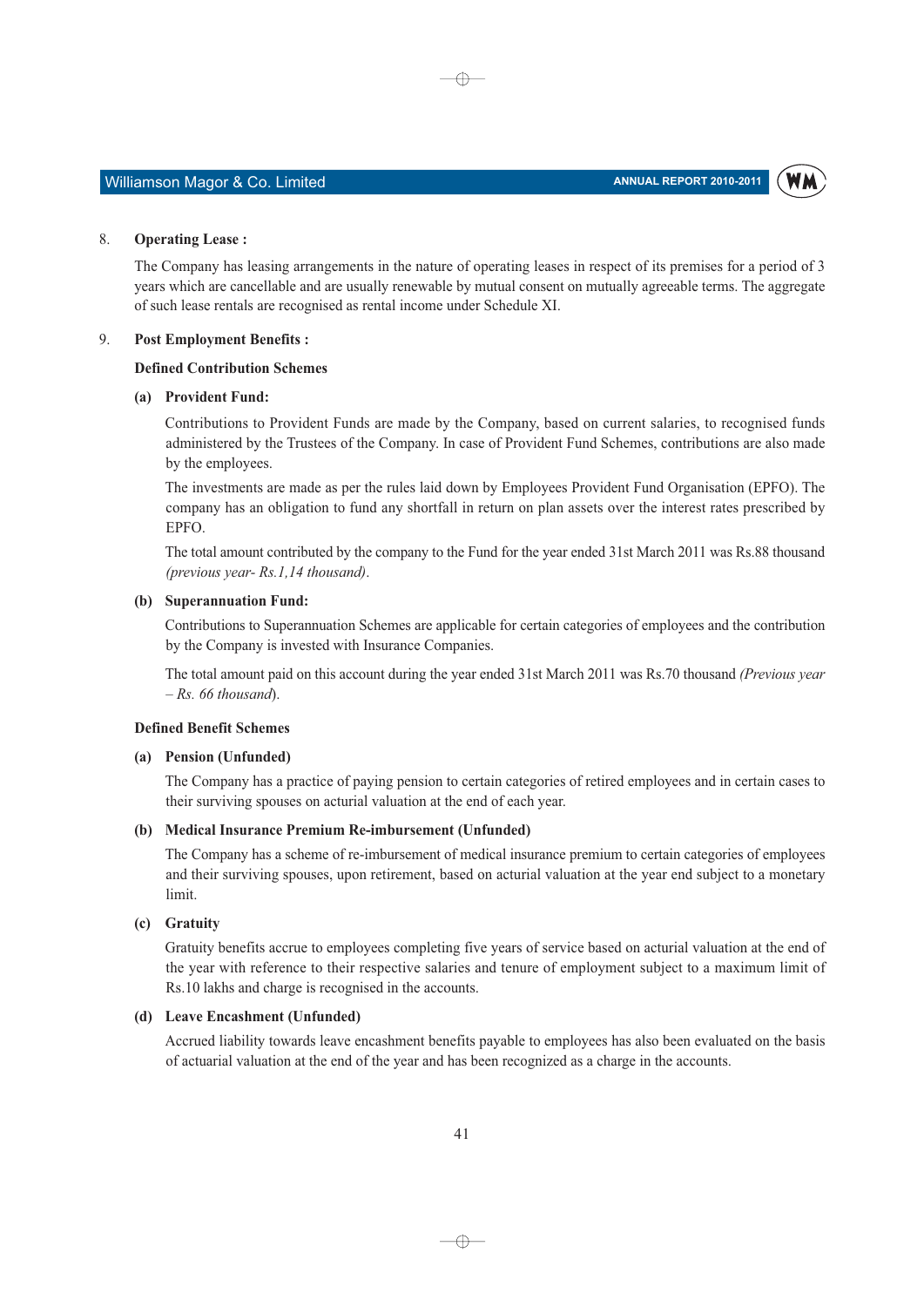8. **Operating Lease :**

The Company has leasing arrangements in the nature of operating leases in respect of its premises for a period of 3 years which are cancellable and are usually renewable by mutual consent on mutually agreeable terms. The aggregate of such lease rentals are recognised as rental income under Schedule XI.

9. **Post Employment Benefits :**

**Defined Contribution Schemes**

**(a) Provident Fund:**

Contributions to Provident Funds are made by the Company, based on current salaries, to recognised funds administered by the Trustees of the Company. In case of Provident Fund Schemes, contributions are also made by the employees.

The investments are made as per the rules laid down by Employees Provident Fund Organisation (EPFO). The company has an obligation to fund any shortfall in return on plan assets over the interest rates prescribed by EPFO.

The total amount contributed by the company to the Fund for the year ended 31st March 2011 was Rs.88 thousand *(previous year- Rs.1,14 thousand)*.

**(b) Superannuation Fund:**

Contributions to Superannuation Schemes are applicable for certain categories of employees and the contribution by the Company is invested with Insurance Companies.

The total amount paid on this account during the year ended 31st March 2011 was Rs.70 thousand *(Previous year – Rs. 66 thousand)*.

**Defined Benefit Schemes**

**(a) Pension (Unfunded)**

The Company has a practice of paying pension to certain categories of retired employees and in certain cases to their surviving spouses on acturial valuation at the end of each year.

**(b) Medical Insurance Premium Re-imbursement (Unfunded)**

The Company has a scheme of re-imbursement of medical insurance premium to certain categories of employees and their surviving spouses, upon retirement, based on acturial valuation at the year end subject to a monetary limit.

**(c) Gratuity**

Gratuity benefits accrue to employees completing five years of service based on acturial valuation at the end of the year with reference to their respective salaries and tenure of employment subject to a maximum limit of Rs.10 lakhs and charge is recognised in the accounts.

**(d) Leave Encashment (Unfunded)**

Accrued liability towards leave encashment benefits payable to employees has also been evaluated on the basis of actuarial valuation at the end of the year and has been recognized as a charge in the accounts.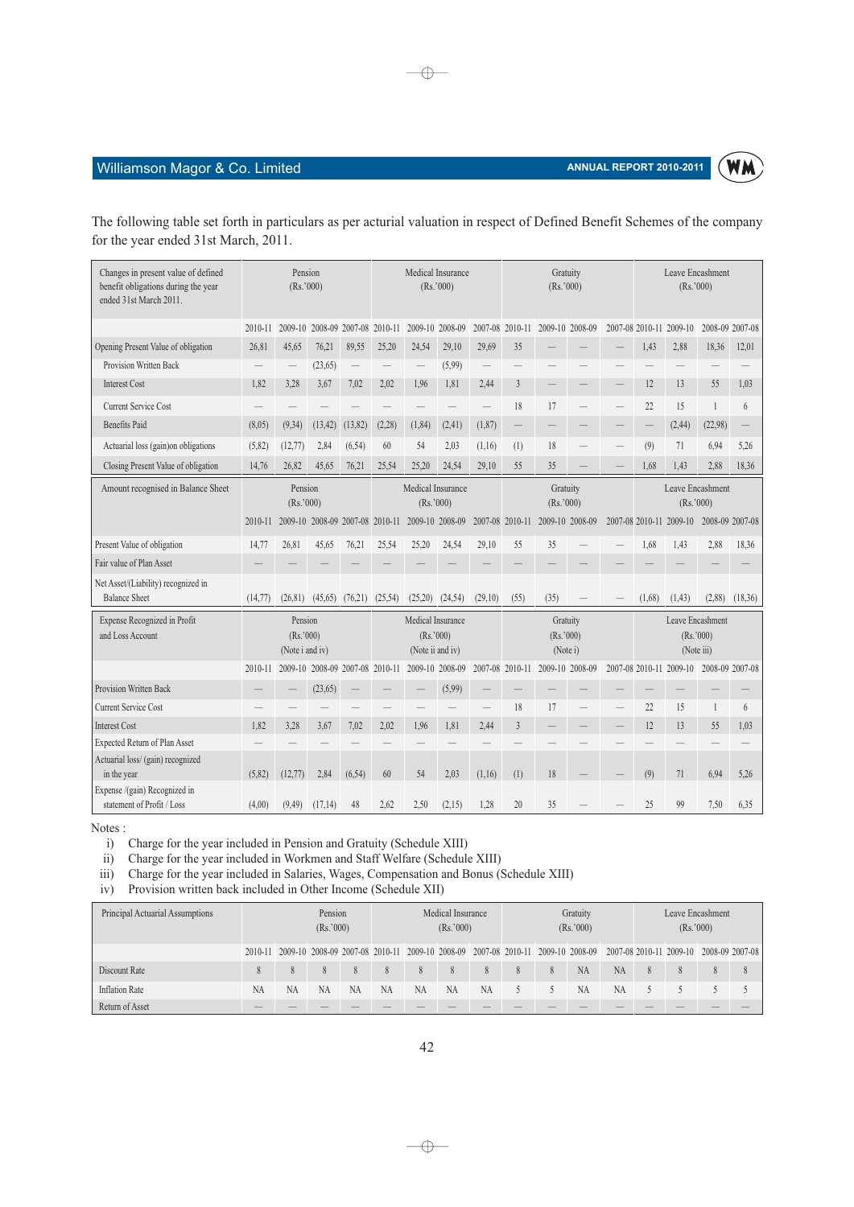The following table set forth in particulars as per acturial valuation in respect of Defined Benefit Schemes of the company for the year ended 31st March, 2011.

| Changes in present value of defined benefit obligations during the year ended 31st March 2011. | Pension (Rs.'000) | | | | Medical Insurance (Rs.'000) | | | | Gratuity (Rs.'000) | | | | Leave Encashment (Rs.'000) | | | |
|---|---|---|---|---|---|---|---|---|---|---|---|---|---|---|---|---|
| | 2010-11 | 2009-10 | 2008-09 | 2007-08 | 2010-11 | 2009-10 | 2008-09 | 2007-08 | 2010-11 | 2009-10 | 2008-09 | 2007-08 | 2010-11 | 2009-10 | 2008-09 | 2007-08 |
| Opening Present Value of obligation | 26,81 | 45,65 | 76,21 | 89,55 | 25,20 | 24,54 | 29,10 | 29,69 | 35 | — | — | — | 1,43 | 2,88 | 18,36 | 12,01 |
| Provision Written Back | — | — | (23,65) | — | — | — | (5,99) | — | — | — | — | — | — | — | — | — |
| Interest Cost | 1,82 | 3,28 | 3,67 | 7,02 | 2,02 | 1,96 | 1,81 | 2,44 | 3 | — | — | — | 12 | 13 | 55 | 1,03 |
| Current Service Cost | — | — | — | — | — | — | — | — | 18 | 17 | — | — | 22 | 15 | 1 | 6 |
| Benefits Paid | (8,05) | (9,34) | (13,42) | (13,82) | (2,28) | (1,84) | (2,41) | (1,87) | — | — | — | — | — | (2,44) | (22,98) | — |
| Actuarial loss (gain)on obligations | (5,82) | (12,77) | 2,84 | (6,54) | 60 | 54 | 2,03 | (1,16) | (1) | 18 | — | — | (9) | 71 | 6,94 | 5,26 |
| Closing Present Value of obligation | 14,76 | 26,82 | 45,65 | 76,21 | 25,54 | 25,20 | 24,54 | 29,10 | 55 | 35 | — | — | 1,68 | 1,43 | 2,88 | 18,36 |

| Amount recognised in Balance Sheet | Pension (Rs.'000) | | | | Medical Insurance (Rs.'000) | | | | Gratuity (Rs.'000) | | | | Leave Encashment (Rs.'000) | | | |
|---|---|---|---|---|---|---|---|---|---|---|---|---|---|---|---|---|
| | 2010-11 | 2009-10 | 2008-09 | 2007-08 | 2010-11 | 2009-10 | 2008-09 | 2007-08 | 2010-11 | 2009-10 | 2008-09 | 2007-08 | 2010-11 | 2009-10 | 2008-09 | 2007-08 |
| Present Value of obligation | 14,77 | 26,81 | 45,65 | 76,21 | 25,54 | 25,20 | 24,54 | 29,10 | 55 | 35 | — | — | 1,68 | 1,43 | 2,88 | 18,36 |
| Fair value of Plan Asset | — | — | — | — | — | — | — | — | — | — | — | — | — | — | — | — |
| Net Asset/(Liability) recognized in Balance Sheet | (14,77) | (26,81) | (45,65) | (76,21) | (25,54) | (25,20) | (24,54) | (29,10) | (55) | (35) | — | — | (1,68) | (1,43) | (2,88) | (18,36) |

| Expense Recognized in Profit and Loss Account | Pension (Rs.'000) (Note i and iv) | | | | Medical Insurance (Rs.'000) (Note ii and iv) | | | | Gratuity (Rs.'000) (Note i) | | | | Leave Encashment (Rs.'000) (Note iii) | | | |
|---|---|---|---|---|---|---|---|---|---|---|---|---|---|---|---|---|
| | 2010-11 | 2009-10 | 2008-09 | 2007-08 | 2010-11 | 2009-10 | 2008-09 | 2007-08 | 2010-11 | 2009-10 | 2008-09 | 2007-08 | 2010-11 | 2009-10 | 2008-09 | 2007-08 |
| Provision Written Back | — | — | (23,65) | — | — | — | (5,99) | — | — | — | — | — | — | — | — | — |
| Current Service Cost | — | — | — | — | — | — | — | — | 18 | 17 | — | — | 22 | 15 | 1 | 6 |
| Interest Cost | 1,82 | 3,28 | 3,67 | 7,02 | 2,02 | 1,96 | 1,81 | 2,44 | 3 | — | — | — | 12 | 13 | 55 | 1,03 |
| Expected Return of Plan Asset | — | — | — | — | — | — | — | — | — | — | — | — | — | — | — | — |
| Actuarial loss/ (gain) recognized in the year | (5,82) | (12,77) | 2,84 | (6,54) | 60 | 54 | 2,03 | (1,16) | (1) | 18 | — | — | (9) | 71 | 6,94 | 5,26 |
| Expense /(gain) Recognized in statement of Profit / Loss | (4,00) | (9,49) | (17,14) | 48 | 2,62 | 2,50 | (2,15) | 1,28 | 20 | 35 | — | — | 25 | 99 | 7,50 | 6,35 |

Notes :

i) Charge for the year included in Pension and Gratuity (Schedule XIII)

ii) Charge for the year included in Workmen and Staff Welfare (Schedule XIII)

iii) Charge for the year included in Salaries, Wages, Compensation and Bonus (Schedule XIII)

iv) Provision written back included in Other Income (Schedule XII)

| Principal Actuarial Assumptions | Pension (Rs.'000) | | | | Medical Insurance (Rs.'000) | | | | Gratuity (Rs.'000) | | | | Leave Encashment (Rs.'000) | | | |
|---|---|---|---|---|---|---|---|---|---|---|---|---|---|---|---|---|
| | 2010-11 | 2009-10 | 2008-09 | 2007-08 | 2010-11 | 2009-10 | 2008-09 | 2007-08 | 2010-11 | 2009-10 | 2008-09 | 2007-08 | 2010-11 | 2009-10 | 2008-09 | 2007-08 |
| Discount Rate | 8 | 8 | 8 | 8 | 8 | 8 | 8 | 8 | 8 | 8 | NA | NA | 8 | 8 | 8 | 8 |
| Inflation Rate | NA | NA | NA | NA | NA | NA | NA | NA | 5 | 5 | NA | NA | 5 | 5 | 5 | 5 |
| Return of Asset | — | — | — | — | — | — | — | — | — | — | — | — | — | — | — | — |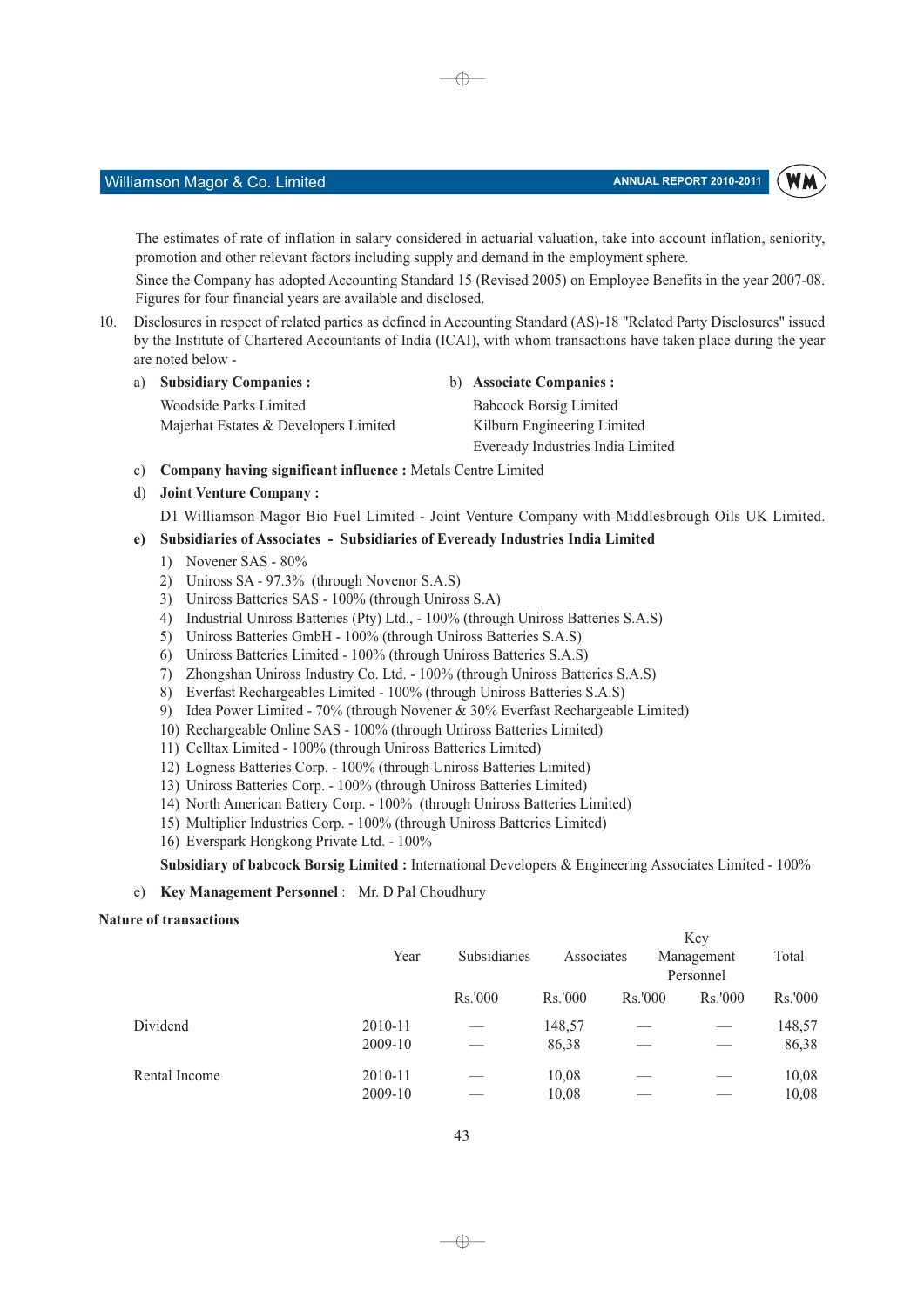The estimates of rate of inflation in salary considered in actuarial valuation, take into account inflation, seniority, promotion and other relevant factors including supply and demand in the employment sphere.

Since the Company has adopted Accounting Standard 15 (Revised 2005) on Employee Benefits in the year 2007-08. Figures for four financial years are available and disclosed.

10. Disclosures in respect of related parties as defined in Accounting Standard (AS)-18 "Related Party Disclosures" issued by the Institute of Chartered Accountants of India (ICAI), with whom transactions have taken place during the year are noted below -

a) **Subsidiary Companies :**

Woodside Parks Limited
Majerhat Estates & Developers Limited

b) **Associate Companies :**

Babcock Borsig Limited
Kilburn Engineering Limited
Eveready Industries India Limited

c) **Company having significant influence :** Metals Centre Limited

d) **Joint Venture Company :**

D1 Williamson Magor Bio Fuel Limited - Joint Venture Company with Middlesbrough Oils UK Limited.

e) **Subsidiaries of Associates - Subsidiaries of Eveready Industries India Limited**

1) Novener SAS - 80%
2) Uniross SA - 97.3% (through Novenor S.A.S)
3) Uniross Batteries SAS - 100% (through Uniross S.A)
4) Industrial Uniross Batteries (Pty) Ltd., - 100% (through Uniross Batteries S.A.S)
5) Uniross Batteries GmbH - 100% (through Uniross Batteries S.A.S)
6) Uniross Batteries Limited - 100% (through Uniross Batteries S.A.S)
7) Zhongshan Uniross Industry Co. Ltd. - 100% (through Uniross Batteries S.A.S)
8) Everfast Rechargeables Limited - 100% (through Uniross Batteries S.A.S)
9) Idea Power Limited - 70% (through Novener & 30% Everfast Rechargeable Limited)
10) Rechargeable Online SAS - 100% (through Uniross Batteries Limited)
11) Celltax Limited - 100% (through Uniross Batteries Limited)
12) Logness Batteries Corp. - 100% (through Uniross Batteries Limited)
13) Uniross Batteries Corp. - 100% (through Uniross Batteries Limited)
14) North American Battery Corp. - 100% (through Uniross Batteries Limited)
15) Multiplier Industries Corp. - 100% (through Uniross Batteries Limited)
16) Everspark Hongkong Private Ltd. - 100%

**Subsidiary of babcock Borsig Limited :** International Developers & Engineering Associates Limited - 100%

e) **Key Management Personnel** : Mr. D Pal Choudhury

**Nature of transactions**

| | Year | Subsidiaries | Associates | | Key Management Personnel | Total |
|---|---|---|---|---|---|---|
| | | Rs.'000 | Rs.'000 | Rs.'000 | Rs.'000 | Rs.'000 |
| Dividend | 2010-11 | — | 148,57 | — | — | 148,57 |
| | 2009-10 | — | 86,38 | — | — | 86,38 |
| Rental Income | 2010-11 | — | 10,08 | — | — | 10,08 |
| | 2009-10 | — | 10,08 | — | — | 10,08 |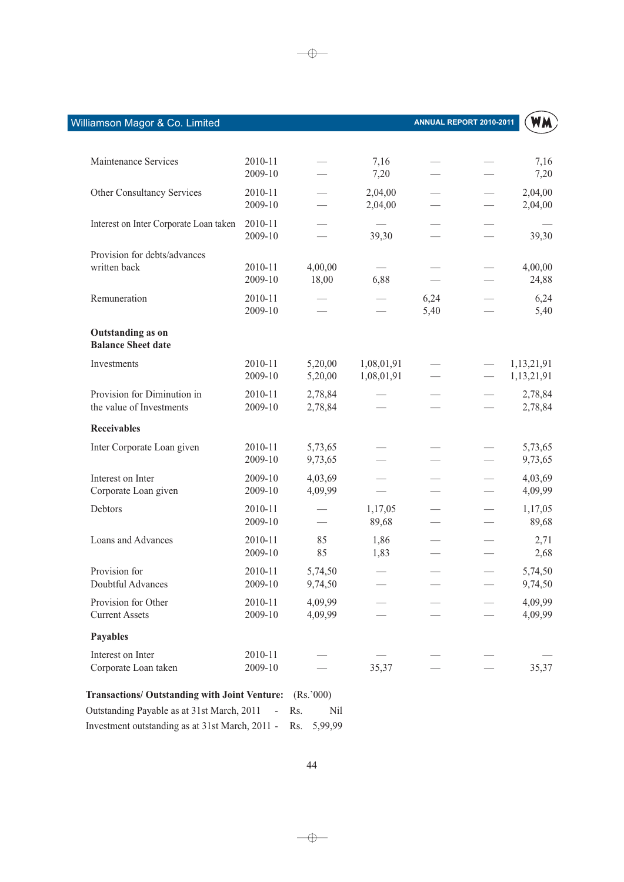| | | | | | | |
|---|---|---|---|---|---|---|
| Maintenance Services | 2010-11 | — | 7,16 | — | — | 7,16 |
| | 2009-10 | — | 7,20 | — | — | 7,20 |
| Other Consultancy Services | 2010-11 | — | 2,04,00 | — | — | 2,04,00 |
| | 2009-10 | — | 2,04,00 | — | — | 2,04,00 |
| Interest on Inter Corporate Loan taken | 2010-11 | — | — | — | — | — |
| | 2009-10 | — | 39,30 | — | — | 39,30 |
| Provision for debts/advances written back | 2010-11 | 4,00,00 | — | — | — | 4,00,00 |
| | 2009-10 | 18,00 | 6,88 | — | — | 24,88 |
| Remuneration | 2010-11 | — | — | 6,24 | — | 6,24 |
| | 2009-10 | — | — | 5,40 | — | 5,40 |
| **Outstanding as on Balance Sheet date** | | | | | | |
| Investments | 2010-11 | 5,20,00 | 1,08,01,91 | — | — | 1,13,21,91 |
| | 2009-10 | 5,20,00 | 1,08,01,91 | — | — | 1,13,21,91 |
| Provision for Diminution in the value of Investments | 2010-11 | 2,78,84 | — | — | — | 2,78,84 |
| | 2009-10 | 2,78,84 | — | — | — | 2,78,84 |
| **Receivables** | | | | | | |
| Inter Corporate Loan given | 2010-11 | 5,73,65 | — | — | — | 5,73,65 |
| | 2009-10 | 9,73,65 | — | — | — | 9,73,65 |
| Interest on Inter Corporate Loan given | 2009-10 | 4,03,69 | — | — | — | 4,03,69 |
| | 2009-10 | 4,09,99 | — | — | — | 4,09,99 |
| Debtors | 2010-11 | — | 1,17,05 | — | — | 1,17,05 |
| | 2009-10 | — | 89,68 | — | — | 89,68 |
| Loans and Advances | 2010-11 | 85 | 1,86 | — | — | 2,71 |
| | 2009-10 | 85 | 1,83 | — | — | 2,68 |
| Provision for Doubtful Advances | 2010-11 | 5,74,50 | — | — | — | 5,74,50 |
| | 2009-10 | 9,74,50 | — | — | — | 9,74,50 |
| Provision for Other Current Assets | 2010-11 | 4,09,99 | — | — | — | 4,09,99 |
| | 2009-10 | 4,09,99 | — | — | — | 4,09,99 |
| **Payables** | | | | | | |
| Interest on Inter Corporate Loan taken | 2010-11 | — | — | — | — | — |
| | 2009-10 | — | 35,37 | — | — | 35,37 |

**Transactions/ Outstanding with Joint Venture:** (Rs.'000)

Outstanding Payable as at 31st March, 2011 - Rs. Nil

Investment outstanding as at 31st March, 2011 - Rs. 5,99,99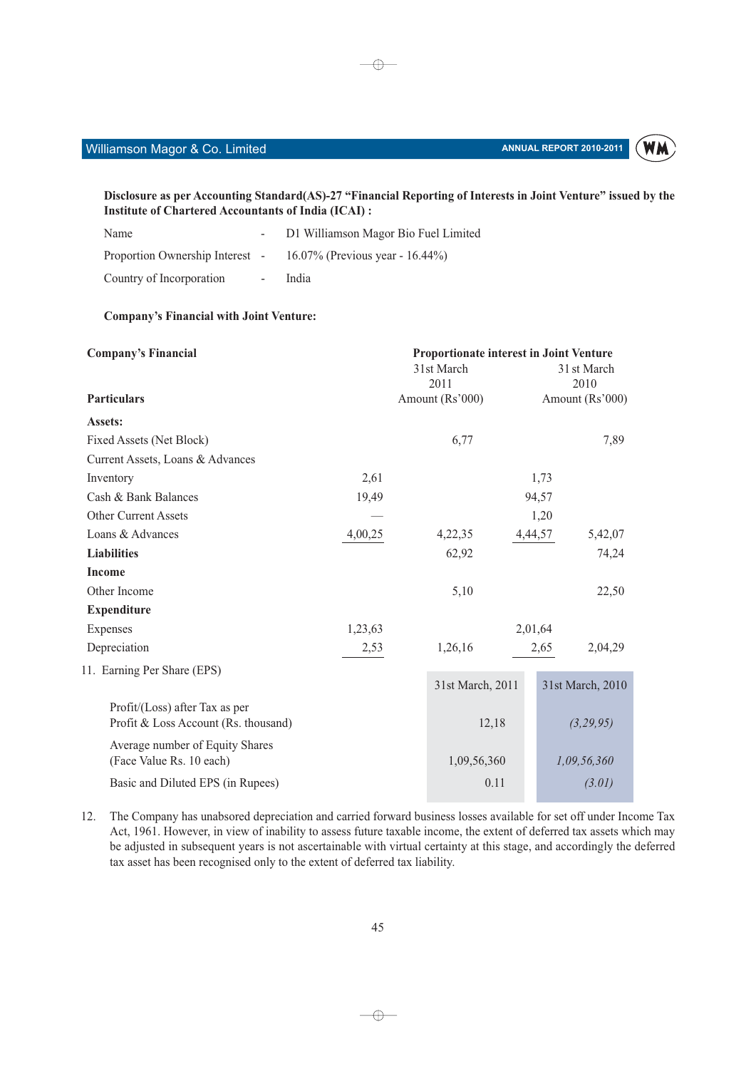**Disclosure as per Accounting Standard(AS)-27 "Financial Reporting of Interests in Joint Venture" issued by the Institute of Chartered Accountants of India (ICAI) :**

| | | |
|---|---|---|
| Name | - | D1 Williamson Magor Bio Fuel Limited |
| Proportion Ownership Interest | - | 16.07% (Previous year - 16.44%) |
| Country of Incorporation | - | India |

**Company's Financial with Joint Venture:**

| **Company's Financial** | Proportionate interest in Joint Venture | | | |
|---|---|---|---|---|
| **Particulars** | | 31st March 2011 Amount (Rs'000) | | 31 st March 2010 Amount (Rs'000) |
| **Assets:** | | | | |
| Fixed Assets (Net Block) | | 6,77 | | 7,89 |
| Current Assets, Loans & Advances | | | | |
| Inventory | 2,61 | | 1,73 | |
| Cash & Bank Balances | 19,49 | | 94,57 | |
| Other Current Assets | — | | 1,20 | |
| Loans & Advances | 4,00,25 | 4,22,35 | 4,44,57 | 5,42,07 |
| **Liabilities** | | 62,92 | | 74,24 |
| **Income** | | | | |
| Other Income | | 5,10 | | 22,50 |
| **Expenditure** | | | | |
| Expenses | 1,23,63 | | 2,01,64 | |
| Depreciation | 2,53 | 1,26,16 | 2,65 | 2,04,29 |

11. Earning Per Share (EPS)

| | 31st March, 2011 | 31st March, 2010 |
|---|---|---|
| Profit/(Loss) after Tax as per Profit & Loss Account (Rs. thousand) | 12,18 | *(3,29,95)* |
| Average number of Equity Shares (Face Value Rs. 10 each) | 1,09,56,360 | *1,09,56,360* |
| Basic and Diluted EPS (in Rupees) | 0.11 | *(3.01)* |

12. The Company has unabsored depreciation and carried forward business losses available for set off under Income Tax Act, 1961. However, in view of inability to assess future taxable income, the extent of deferred tax assets which may be adjusted in subsequent years is not ascertainable with virtual certainty at this stage, and accordingly the deferred tax asset has been recognised only to the extent of deferred tax liability.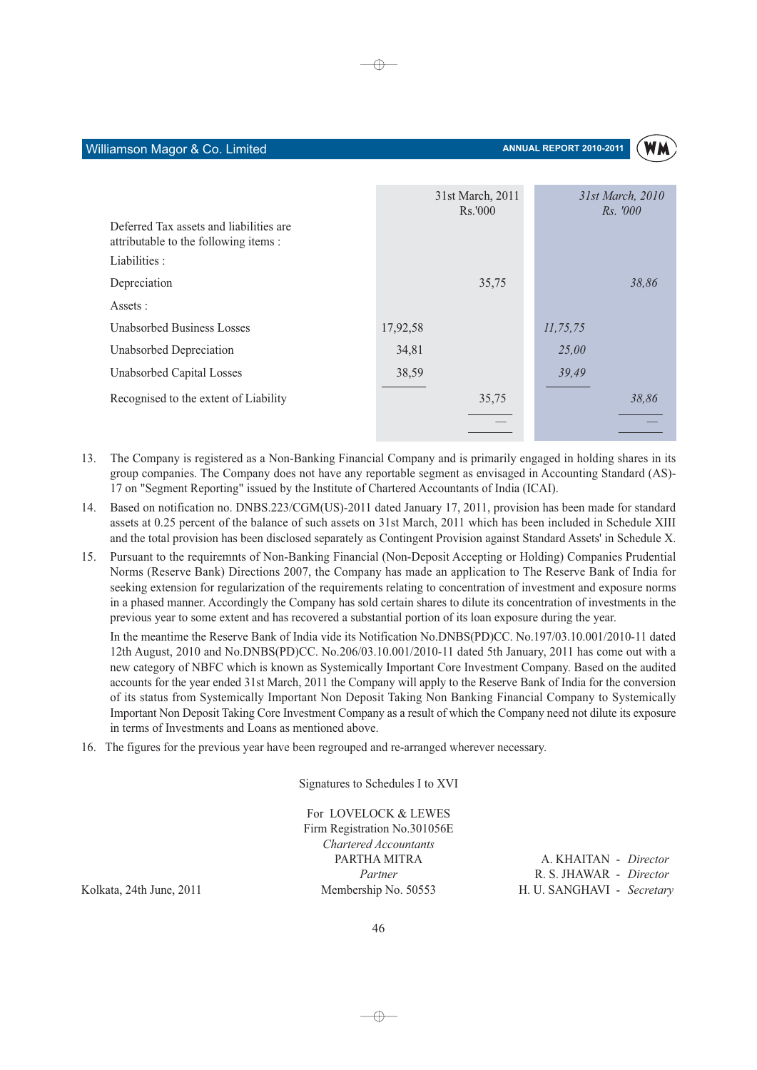| | 31st March, 2011 Rs.'000 | | *31st March, 2010 Rs. '000* | |
|---|---|---|---|---|
| Deferred Tax assets and liabilities are attributable to the following items : | | | | |
| Liabilities : | | | | |
| Depreciation | | 35,75 | | *38,86* |
| Assets : | | | | |
| Unabsorbed Business Losses | 17,92,58 | | *11,75,75* | |
| Unabsorbed Depreciation | 34,81 | | *25,00* | |
| Unabsorbed Capital Losses | 38,59 | | *39,49* | |
| Recognised to the extent of Liability | | 35,75 | | *38,86* |
| | | — | | — |

13. The Company is registered as a Non-Banking Financial Company and is primarily engaged in holding shares in its group companies. The Company does not have any reportable segment as envisaged in Accounting Standard (AS)-17 on "Segment Reporting" issued by the Institute of Chartered Accountants of India (ICAI).

14. Based on notification no. DNBS.223/CGM(US)-2011 dated January 17, 2011, provision has been made for standard assets at 0.25 percent of the balance of such assets on 31st March, 2011 which has been included in Schedule XIII and the total provision has been disclosed separately as Contingent Provision against Standard Assets' in Schedule X.

15. Pursuant to the requiremnts of Non-Banking Financial (Non-Deposit Accepting or Holding) Companies Prudential Norms (Reserve Bank) Directions 2007, the Company has made an application to The Reserve Bank of India for seeking extension for regularization of the requirements relating to concentration of investment and exposure norms in a phased manner. Accordingly the Company has sold certain shares to dilute its concentration of investments in the previous year to some extent and has recovered a substantial portion of its loan exposure during the year.

    In the meantime the Reserve Bank of India vide its Notification No.DNBS(PD)CC. No.197/03.10.001/2010-11 dated 12th August, 2010 and No.DNBS(PD)CC. No.206/03.10.001/2010-11 dated 5th January, 2011 has come out with a new category of NBFC which is known as Systemically Important Core Investment Company. Based on the audited accounts for the year ended 31st March, 2011 the Company will apply to the Reserve Bank of India for the conversion of its status from Systemically Important Non Deposit Taking Non Banking Financial Company to Systemically Important Non Deposit Taking Core Investment Company as a result of which the Company need not dilute its exposure in terms of Investments and Loans as mentioned above.

16. The figures for the previous year have been regrouped and re-arranged wherever necessary.

Signatures to Schedules I to XVI

For LOVELOCK & LEWES
Firm Registration No.301056E
*Chartered Accountants*
PARTHA MITRA
*Partner*
Membership No. 50553

A. KHAITAN - *Director*
R. S. JHAWAR - *Director*
H. U. SANGHAVI - *Secretary*

Kolkata, 24th June, 2011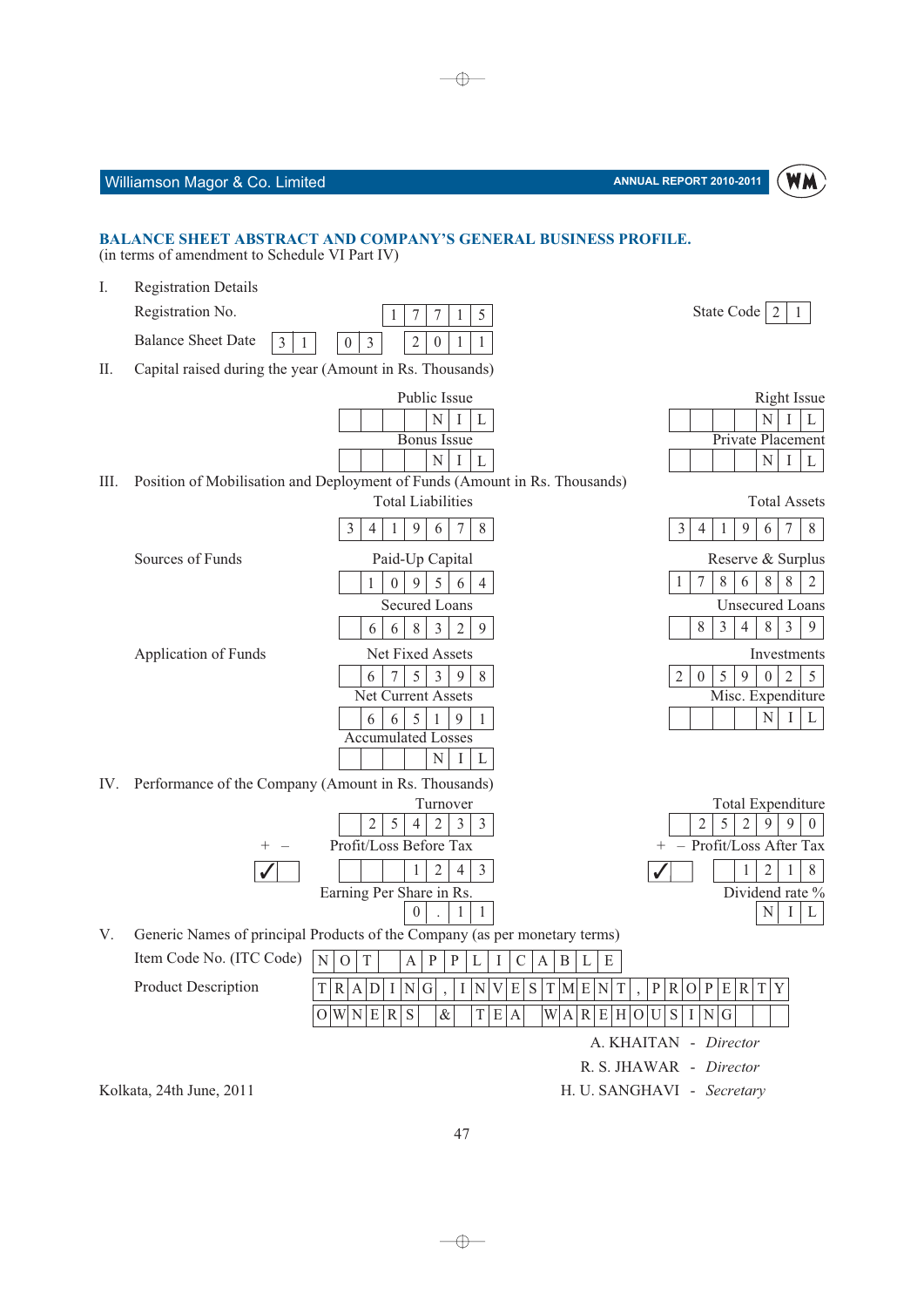## BALANCE SHEET ABSTRACT AND COMPANY'S GENERAL BUSINESS PROFILE.

(in terms of amendment to Schedule VI Part IV)

**I. Registration Details**

| | | | |
|---|---|---|---|
| Registration No. | 17715 | State Code | 21 |
| Balance Sheet Date | 31 03 2011 | | |

**II. Capital raised during the year (Amount in Rs. Thousands)**

| | | | |
|---|---|---|---|
| Public Issue | NIL | Right Issue | NIL |
| Bonus Issue | NIL | Private Placement | NIL |

**III. Position of Mobilisation and Deployment of Funds (Amount in Rs. Thousands)**

| | | | |
|---|---|---|---|
| Total Liabilities | 3419678 | Total Assets | 3419678 |

**Sources of Funds**

| | | | |
|---|---|---|---|
| Paid-Up Capital | 109564 | Reserve & Surplus | 1786882 |
| Secured Loans | 668329 | Unsecured Loans | 834839 |

**Application of Funds**

| | | | |
|---|---|---|---|
| Net Fixed Assets | 675398 | Investments | 2059025 |
| Net Current Assets | 665191 | Misc. Expenditure | NIL |
| Accumulated Losses | NIL | | |

**IV. Performance of the Company (Amount in Rs. Thousands)**

| | | | |
|---|---|---|---|
| Turnover | 254233 | Total Expenditure | 252990 |
| + – Profit/Loss Before Tax | ✓ (+) 1243 | + – Profit/Loss After Tax | ✓ (+) 1218 |
| Earning Per Share in Rs. | 0.11 | Dividend rate % | NIL |

**V. Generic Names of principal Products of the Company (as per monetary terms)**

| | |
|---|---|
| Item Code No. (ITC Code) | NOT APPLICABLE |
| Product Description | TRADING, INVESTMENT, PROPERTY OWNERS & TEA WAREHOUSING |

Kolkata, 24th June, 2011

A. KHAITAN - *Director*

R. S. JHAWAR - *Director*

H. U. SANGHAVI - *Secretary*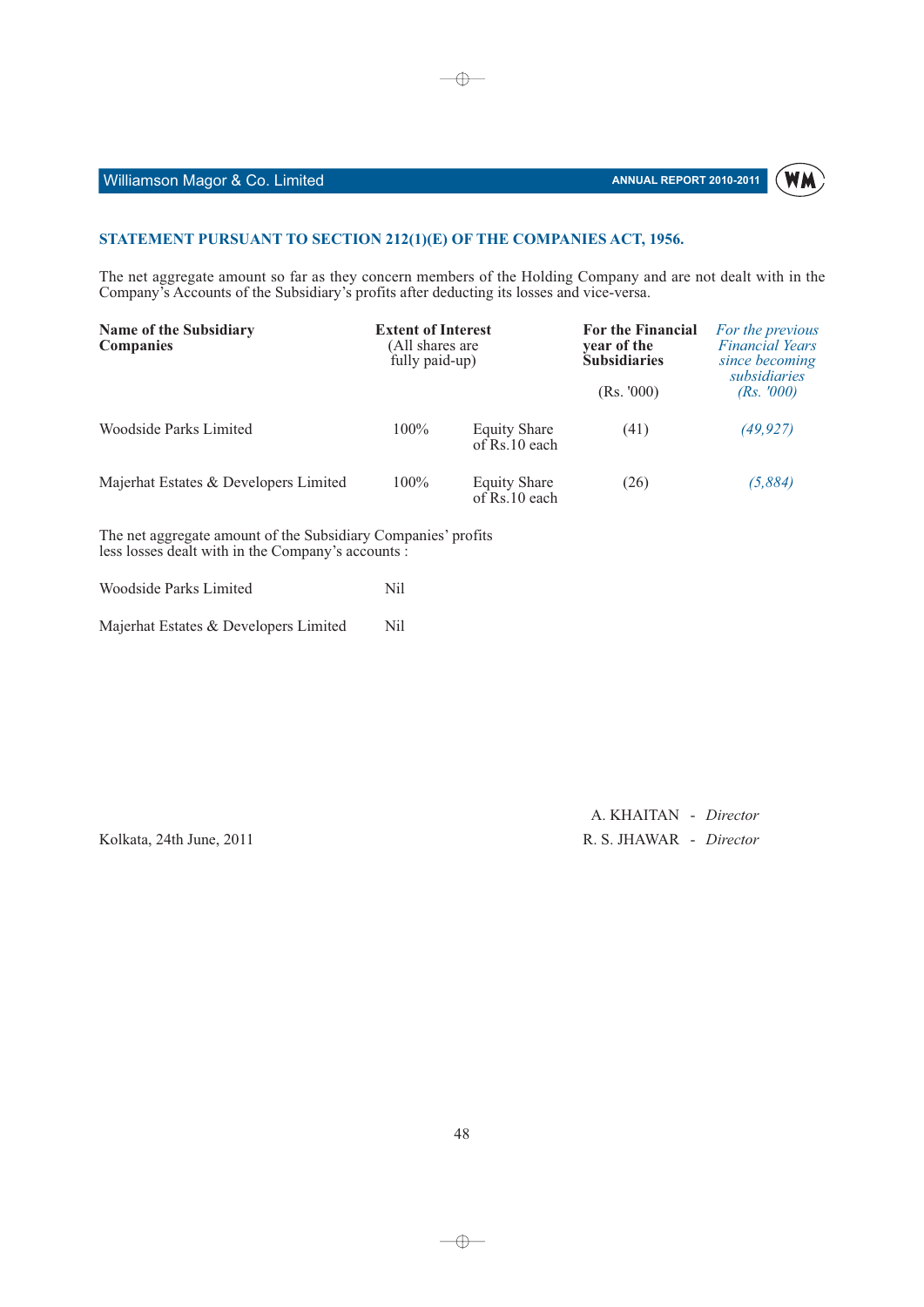## STATEMENT PURSUANT TO SECTION 212(1)(E) OF THE COMPANIES ACT, 1956.

The net aggregate amount so far as they concern members of the Holding Company and are not dealt with in the Company's Accounts of the Subsidiary's profits after deducting its losses and vice-versa.

| **Name of the Subsidiary Companies** | **Extent of Interest** (All shares are fully paid-up) | | **For the Financial year of the Subsidiaries** (Rs. '000) | *For the previous Financial Years since becoming subsidiaries (Rs. '000)* |
|---|---|---|---|---|
| Woodside Parks Limited | 100% | Equity Share of Rs.10 each | (41) | *(49,927)* |
| Majerhat Estates & Developers Limited | 100% | Equity Share of Rs.10 each | (26) | *(5,884)* |

The net aggregate amount of the Subsidiary Companies' profits less losses dealt with in the Company's accounts :

| | |
|---|---|
| Woodside Parks Limited | Nil |
| Majerhat Estates & Developers Limited | Nil |

Kolkata, 24th June, 2011

A. KHAITAN - *Director*

R. S. JHAWAR - *Director*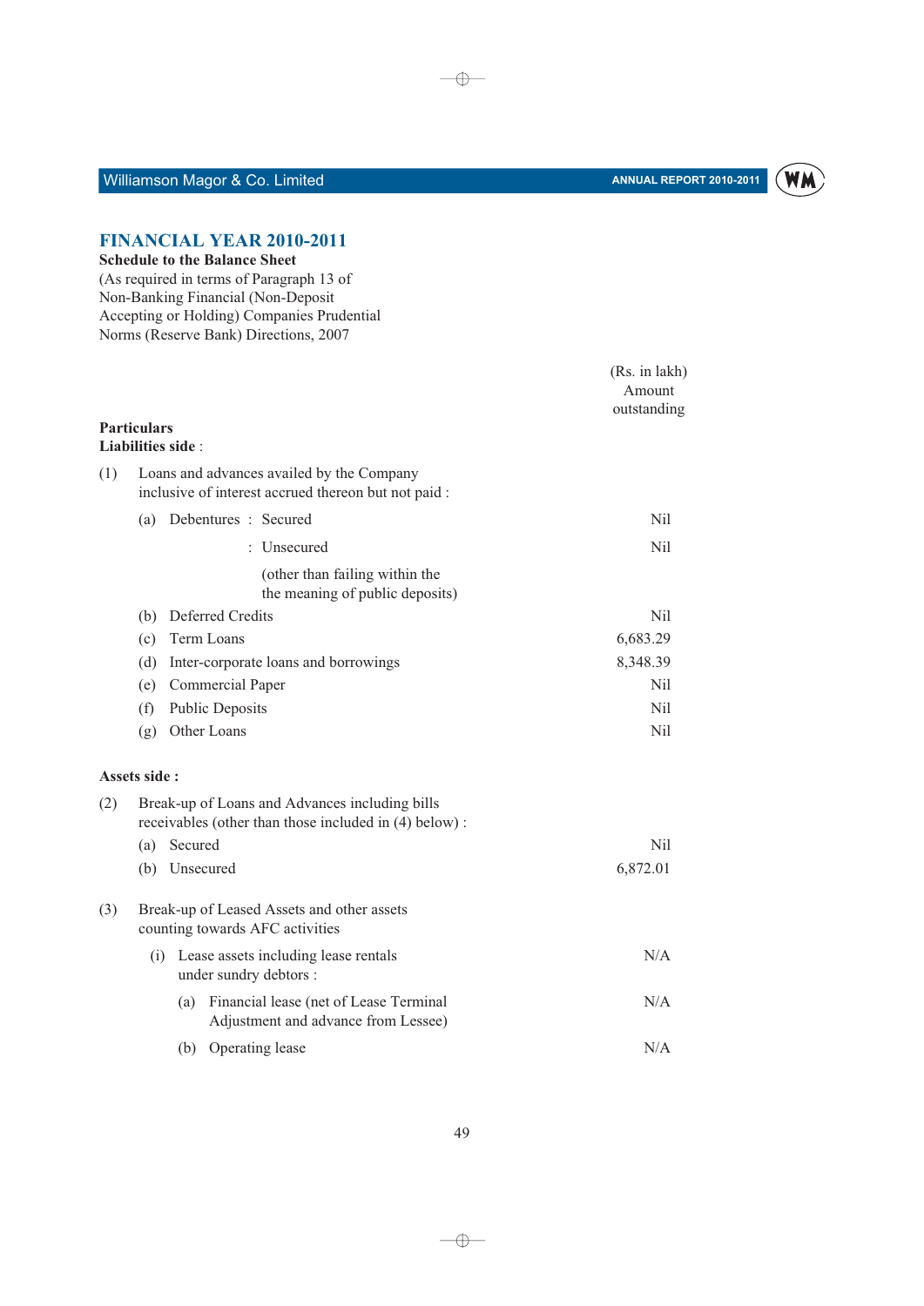## FINANCIAL YEAR 2010-2011

**Schedule to the Balance Sheet**

(As required in terms of Paragraph 13 of Non-Banking Financial (Non-Deposit Accepting or Holding) Companies Prudential Norms (Reserve Bank) Directions, 2007

| **Particulars** | (Rs. in lakh) Amount outstanding |
|---|---|
| **Liabilities side** : | |
| (1) Loans and advances availed by the Company inclusive of interest accrued thereon but not paid : | |
| (a) Debentures : Secured | Nil |
| : Unsecured | Nil |
| (other than failing within the the meaning of public deposits) | |
| (b) Deferred Credits | Nil |
| (c) Term Loans | 6,683.29 |
| (d) Inter-corporate loans and borrowings | 8,348.39 |
| (e) Commercial Paper | Nil |
| (f) Public Deposits | Nil |
| (g) Other Loans | Nil |
| **Assets side :** | |
| (2) Break-up of Loans and Advances including bills receivables (other than those included in (4) below) : | |
| (a) Secured | Nil |
| (b) Unsecured | 6,872.01 |
| (3) Break-up of Leased Assets and other assets counting towards AFC activities | |
| (i) Lease assets including lease rentals under sundry debtors : | N/A |
| (a) Financial lease (net of Lease Terminal Adjustment and advance from Lessee) | N/A |
| (b) Operating lease | N/A |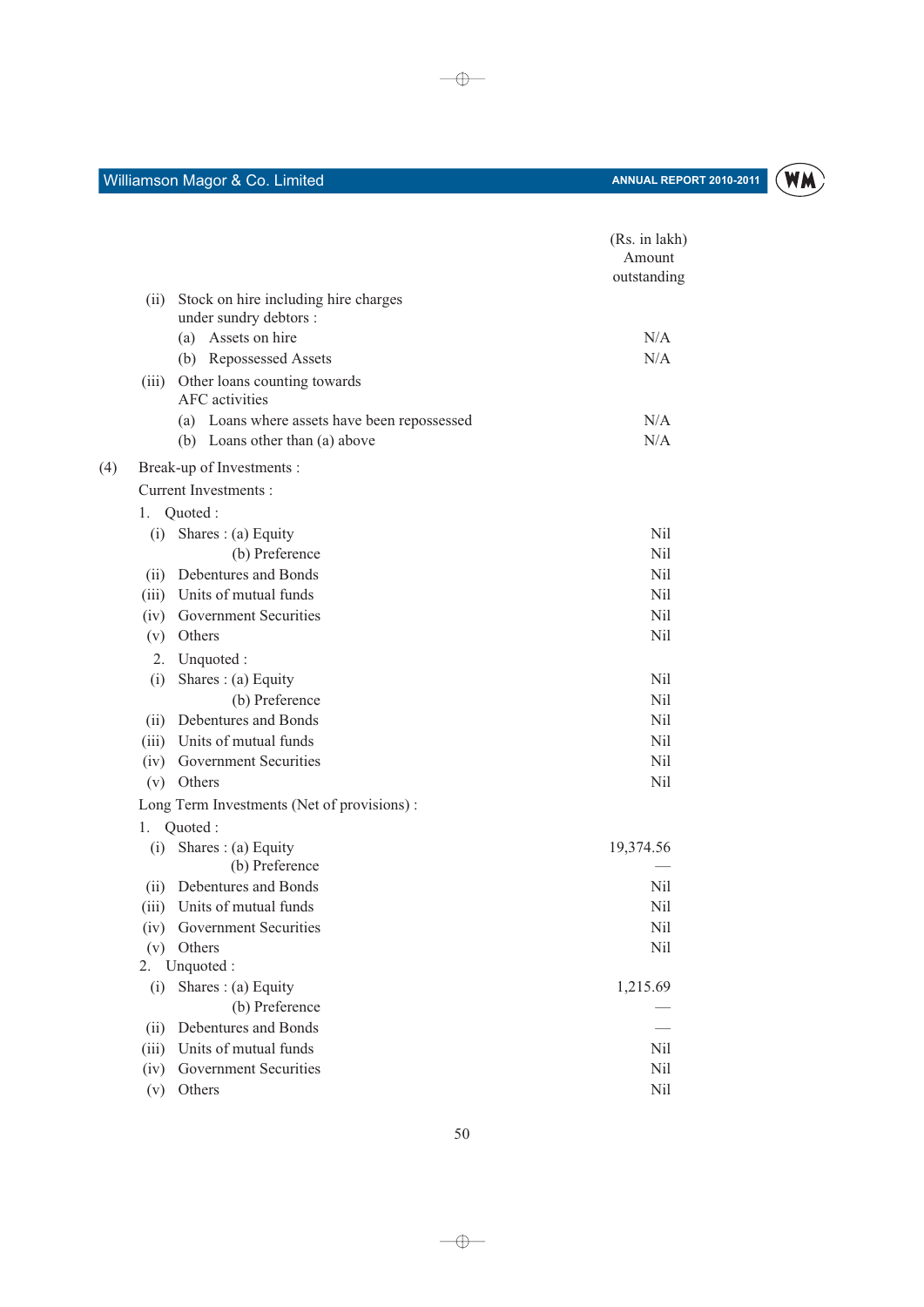| | (Rs. in lakh) Amount outstanding |
|---|---|
| (ii) Stock on hire including hire charges under sundry debtors : | |
| (a) Assets on hire | N/A |
| (b) Repossessed Assets | N/A |
| (iii) Other loans counting towards AFC activities | |
| (a) Loans where assets have been repossessed | N/A |
| (b) Loans other than (a) above | N/A |
| **(4) Break-up of Investments :** | |
| Current Investments : | |
| 1. Quoted : | |
| (i) Shares : (a) Equity | Nil |
| (b) Preference | Nil |
| (ii) Debentures and Bonds | Nil |
| (iii) Units of mutual funds | Nil |
| (iv) Government Securities | Nil |
| (v) Others | Nil |
| 2. Unquoted : | |
| (i) Shares : (a) Equity | Nil |
| (b) Preference | Nil |
| (ii) Debentures and Bonds | Nil |
| (iii) Units of mutual funds | Nil |
| (iv) Government Securities | Nil |
| (v) Others | Nil |
| Long Term Investments (Net of provisions) : | |
| 1. Quoted : | |
| (i) Shares : (a) Equity | 19,374.56 |
| (b) Preference | — |
| (ii) Debentures and Bonds | Nil |
| (iii) Units of mutual funds | Nil |
| (iv) Government Securities | Nil |
| (v) Others | Nil |
| 2. Unquoted : | |
| (i) Shares : (a) Equity | 1,215.69 |
| (b) Preference | — |
| (ii) Debentures and Bonds | — |
| (iii) Units of mutual funds | Nil |
| (iv) Government Securities | Nil |
| (v) Others | Nil |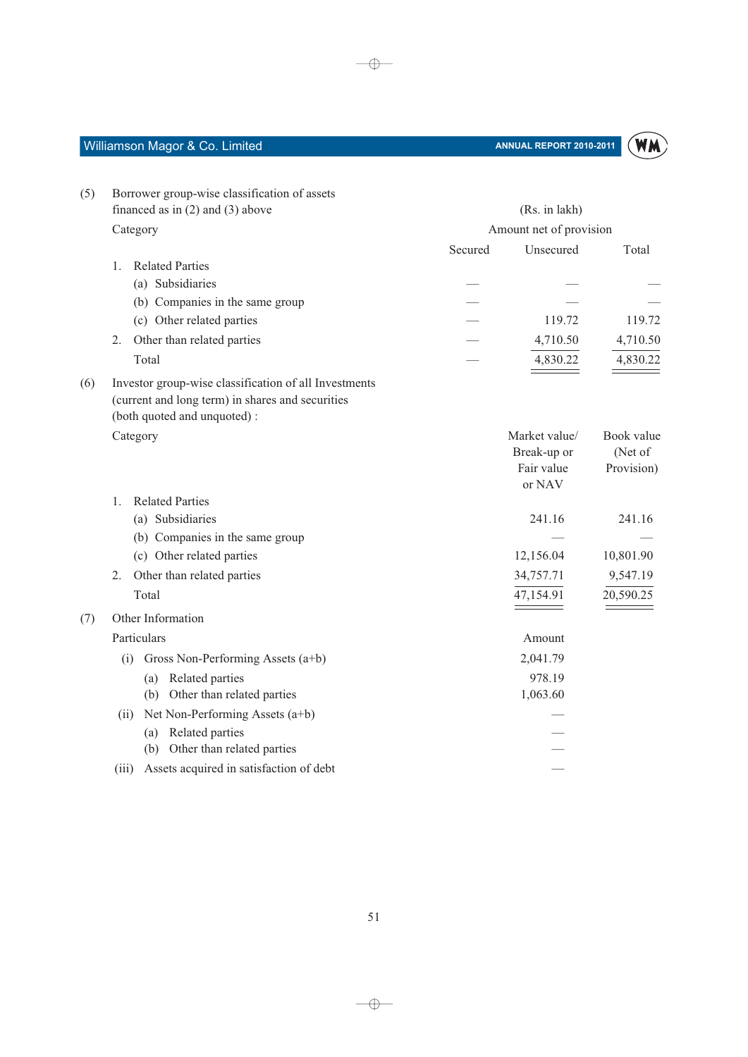(5) Borrower group-wise classification of assets financed as in (2) and (3) above

(Rs. in lakh)

| Category | Amount net of provision | | |
|---|---|---|---|
| | Secured | Unsecured | Total |
| 1. Related Parties | | | |
| (a) Subsidiaries | — | — | — |
| (b) Companies in the same group | — | — | — |
| (c) Other related parties | — | 119.72 | 119.72 |
| 2. Other than related parties | — | 4,710.50 | 4,710.50 |
| Total | — | 4,830.22 | 4,830.22 |

(6) Investor group-wise classification of all Investments (current and long term) in shares and securities (both quoted and unquoted) :

| Category | Market value/ Break-up or Fair value or NAV | Book value (Net of Provision) |
|---|---|---|
| 1. Related Parties | | |
| (a) Subsidiaries | 241.16 | 241.16 |
| (b) Companies in the same group | — | — |
| (c) Other related parties | 12,156.04 | 10,801.90 |
| 2. Other than related parties | 34,757.71 | 9,547.19 |
| Total | 47,154.91 | 20,590.25 |

(7) Other Information

| Particulars | Amount |
|---|---|
| (i) Gross Non-Performing Assets (a+b) | 2,041.79 |
| (a) Related parties | 978.19 |
| (b) Other than related parties | 1,063.60 |
| (ii) Net Non-Performing Assets (a+b) | — |
| (a) Related parties | — |
| (b) Other than related parties | — |
| (iii) Assets acquired in satisfaction of debt | — |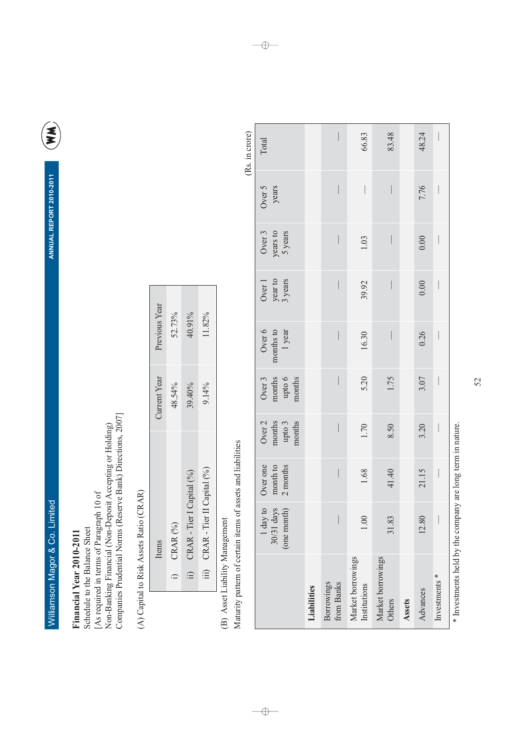**Financial Year 2010-2011**

Schedule to the Balance Sheet

[As required in terms of Paragraph 10 of Non-Banking Financial (Non-Deposit Accepting or Holding) Companies Prudential Norms (Reserve Bank) Directions, 2007]

(A) Capital to Risk Assets Ratio (CRAR)

| Items | Current Year | Previous Year |
|---|---|---|
| i) CRAR (%) | 48.54% | 52.73% |
| ii) CRAR - Tier I Capital (%) | 39.40% | 40.91% |
| iii) CRAR - Tier II Capital (%) | 9.14% | 11.82% |

(B) Asset Liability Management

Maturity pattern of certain items of assets and liabilities

(Rs. in crore)

| | 1 day to 30/31 days (one month) | Over one month to 2 months | Over 2 months upto 3 months | Over 3 months upto 6 months | Over 6 months to 1 year | Over 1 year to 3 years | Over 3 years to 5 years | Over 5 years | Total |
|---|---|---|---|---|---|---|---|---|---|
| **Liabilities** | | | | | | | | | |
| Borrowings from Banks | — | — | — | — | — | — | — | — | — |
| Market borrowings Institutions | 1.00 | 1.68 | 1.70 | 5.20 | 16.30 | 39.92 | 1.03 | — | 66.83 |
| Market borrowings Others | 31.83 | 41.40 | 8.50 | 1.75 | — | — | — | — | 83.48 |
| **Assets** | | | | | | | | | |
| Advances | 12.80 | 21.15 | 3.20 | 3.07 | 0.26 | 0.00 | 0.00 | 7.76 | 48.24 |
| Investments * | — | — | — | — | — | — | — | — | — |

\* Investments held by the company are long term in nature.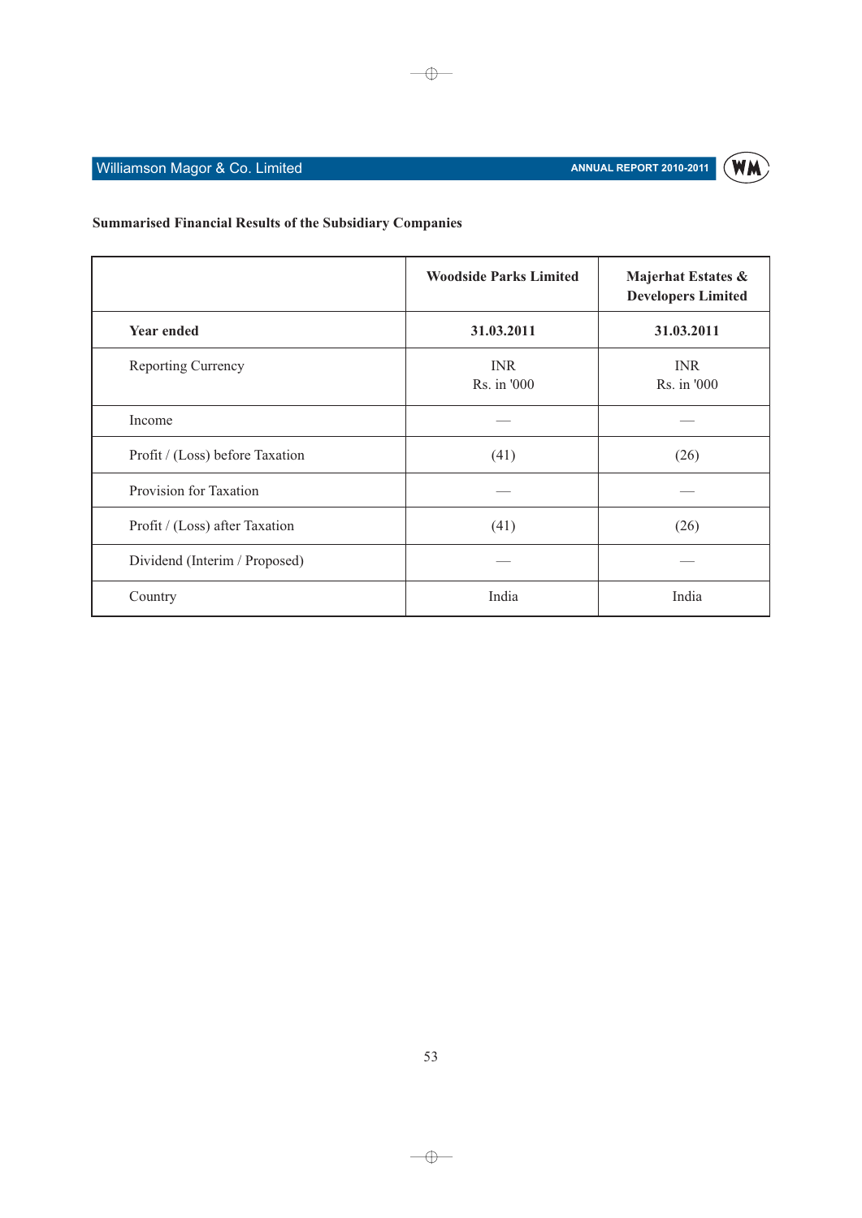**Summarised Financial Results of the Subsidiary Companies**

| | **Woodside Parks Limited** | **Majerhat Estates & Developers Limited** |
|---|---|---|
| **Year ended** | **31.03.2011** | **31.03.2011** |
| Reporting Currency | INR<br>Rs. in '000 | INR<br>Rs. in '000 |
| Income | — | — |
| Profit / (Loss) before Taxation | (41) | (26) |
| Provision for Taxation | — | — |
| Profit / (Loss) after Taxation | (41) | (26) |
| Dividend (Interim / Proposed) | — | — |
| Country | India | India |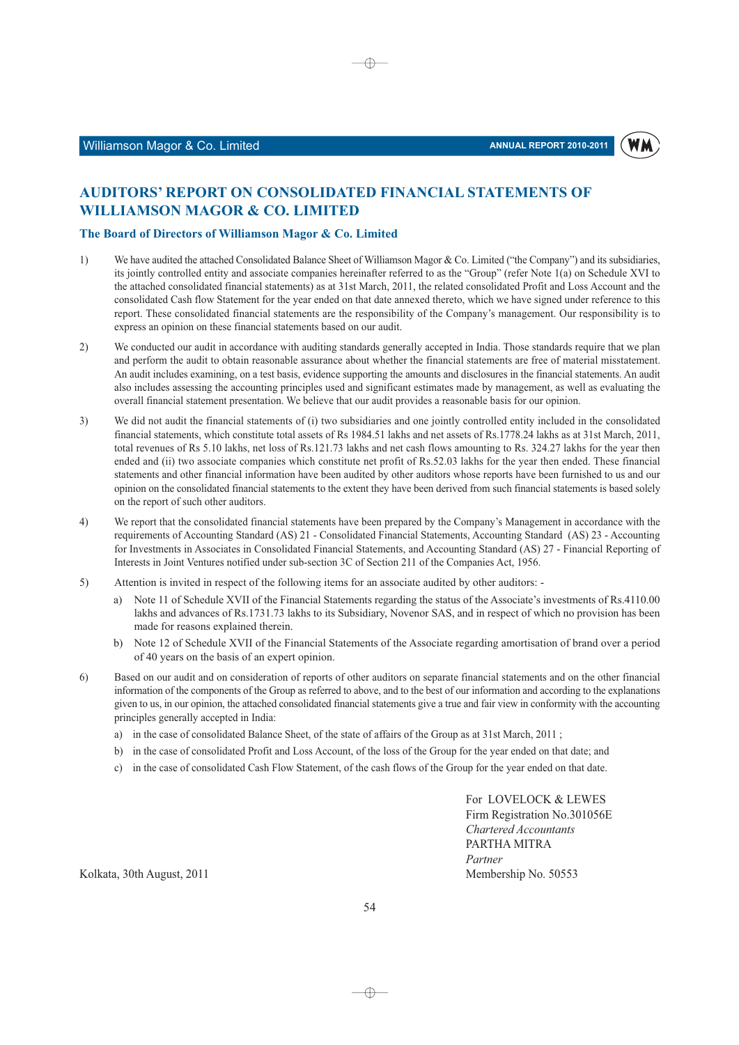# AUDITORS' REPORT ON CONSOLIDATED FINANCIAL STATEMENTS OF WILLIAMSON MAGOR & CO. LIMITED

## The Board of Directors of Williamson Magor & Co. Limited

1) We have audited the attached Consolidated Balance Sheet of Williamson Magor & Co. Limited ("the Company") and its subsidiaries, its jointly controlled entity and associate companies hereinafter referred to as the "Group" (refer Note 1(a) on Schedule XVI to the attached consolidated financial statements) as at 31st March, 2011, the related consolidated Profit and Loss Account and the consolidated Cash flow Statement for the year ended on that date annexed thereto, which we have signed under reference to this report. These consolidated financial statements are the responsibility of the Company's management. Our responsibility is to express an opinion on these financial statements based on our audit.

2) We conducted our audit in accordance with auditing standards generally accepted in India. Those standards require that we plan and perform the audit to obtain reasonable assurance about whether the financial statements are free of material misstatement. An audit includes examining, on a test basis, evidence supporting the amounts and disclosures in the financial statements. An audit also includes assessing the accounting principles used and significant estimates made by management, as well as evaluating the overall financial statement presentation. We believe that our audit provides a reasonable basis for our opinion.

3) We did not audit the financial statements of (i) two subsidiaries and one jointly controlled entity included in the consolidated financial statements, which constitute total assets of Rs 1984.51 lakhs and net assets of Rs.1778.24 lakhs as at 31st March, 2011, total revenues of Rs 5.10 lakhs, net loss of Rs.121.73 lakhs and net cash flows amounting to Rs. 324.27 lakhs for the year then ended and (ii) two associate companies which constitute net profit of Rs.52.03 lakhs for the year then ended. These financial statements and other financial information have been audited by other auditors whose reports have been furnished to us and our opinion on the consolidated financial statements to the extent they have been derived from such financial statements is based solely on the report of such other auditors.

4) We report that the consolidated financial statements have been prepared by the Company's Management in accordance with the requirements of Accounting Standard (AS) 21 - Consolidated Financial Statements, Accounting Standard (AS) 23 - Accounting for Investments in Associates in Consolidated Financial Statements, and Accounting Standard (AS) 27 - Financial Reporting of Interests in Joint Ventures notified under sub-section 3C of Section 211 of the Companies Act, 1956.

5) Attention is invited in respect of the following items for an associate audited by other auditors: -

   a) Note 11 of Schedule XVII of the Financial Statements regarding the status of the Associate's investments of Rs.4110.00 lakhs and advances of Rs.1731.73 lakhs to its Subsidiary, Novenor SAS, and in respect of which no provision has been made for reasons explained therein.

   b) Note 12 of Schedule XVII of the Financial Statements of the Associate regarding amortisation of brand over a period of 40 years on the basis of an expert opinion.

6) Based on our audit and on consideration of reports of other auditors on separate financial statements and on the other financial information of the components of the Group as referred to above, and to the best of our information and according to the explanations given to us, in our opinion, the attached consolidated financial statements give a true and fair view in conformity with the accounting principles generally accepted in India:

   a) in the case of consolidated Balance Sheet, of the state of affairs of the Group as at 31st March, 2011 ;

   b) in the case of consolidated Profit and Loss Account, of the loss of the Group for the year ended on that date; and

   c) in the case of consolidated Cash Flow Statement, of the cash flows of the Group for the year ended on that date.

For LOVELOCK & LEWES
Firm Registration No.301056E
*Chartered Accountants*
PARTHA MITRA
*Partner*
Membership No. 50553

Kolkata, 30th August, 2011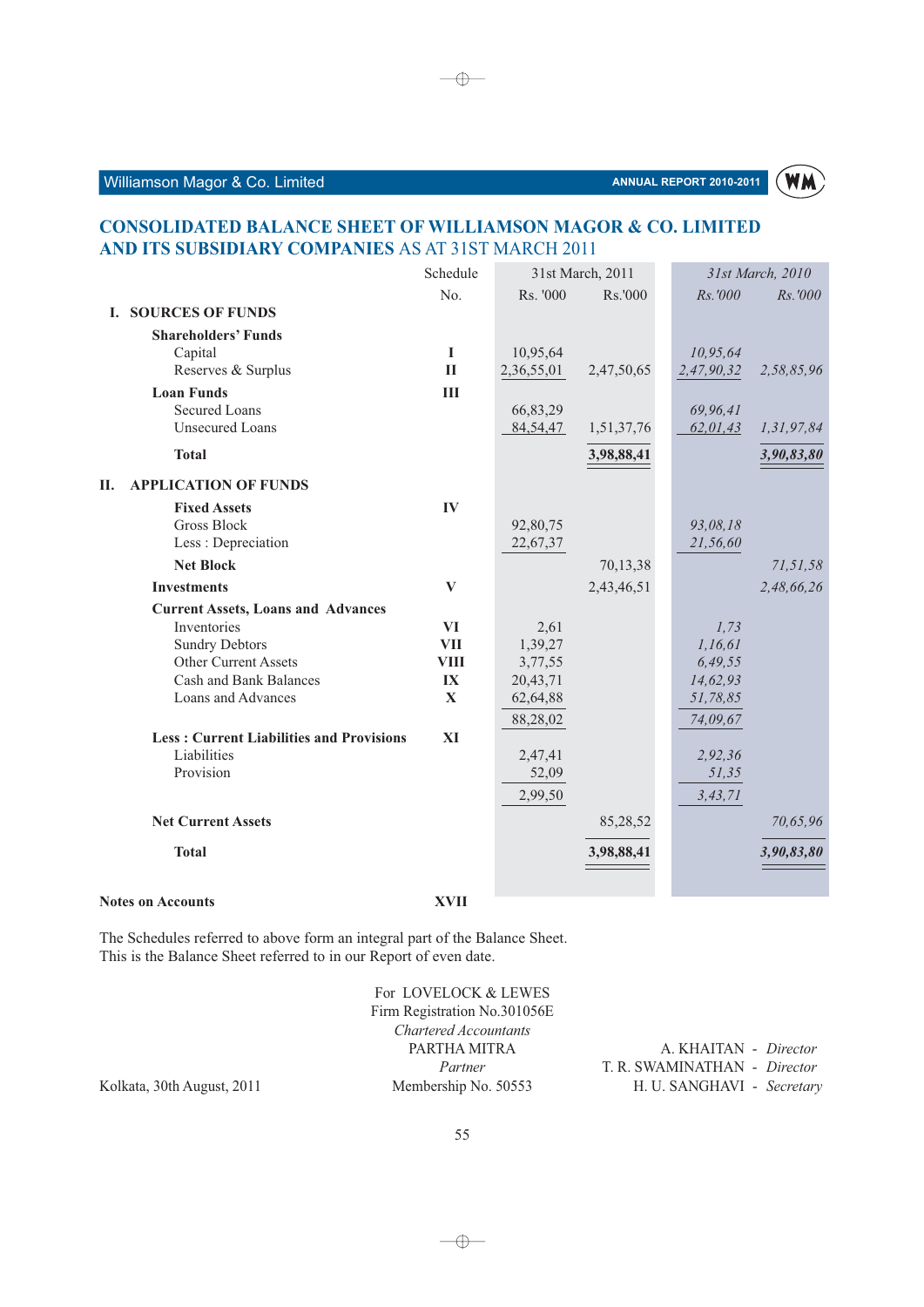# CONSOLIDATED BALANCE SHEET OF WILLIAMSON MAGOR & CO. LIMITED AND ITS SUBSIDIARY COMPANIES AS AT 31ST MARCH 2011

| | Schedule No. | 31st March, 2011 Rs. '000 | Rs.'000 | *31st March, 2010 Rs.'000* | *Rs.'000* |
|---|---|---|---|---|---|
| **I. SOURCES OF FUNDS** | | | | | |
| **Shareholders' Funds** | | | | | |
| Capital | I | 10,95,64 | | *10,95,64* | |
| Reserves & Surplus | II | 2,36,55,01 | 2,47,50,65 | *2,47,90,32* | *2,58,85,96* |
| **Loan Funds** | III | | | | |
| Secured Loans | | 66,83,29 | | *69,96,41* | |
| Unsecured Loans | | 84,54,47 | 1,51,37,76 | *62,01,43* | *1,31,97,84* |
| **Total** | | | **3,98,88,41** | | ***3,90,83,80*** |
| **II. APPLICATION OF FUNDS** | | | | | |
| **Fixed Assets** | IV | | | | |
| Gross Block | | 92,80,75 | | *93,08,18* | |
| Less : Depreciation | | 22,67,37 | | *21,56,60* | |
| **Net Block** | | | 70,13,38 | | *71,51,58* |
| **Investments** | V | | 2,43,46,51 | | *2,48,66,26* |
| **Current Assets, Loans and Advances** | | | | | |
| Inventories | VI | 2,61 | | *1,73* | |
| Sundry Debtors | VII | 1,39,27 | | *1,16,61* | |
| Other Current Assets | VIII | 3,77,55 | | *6,49,55* | |
| Cash and Bank Balances | IX | 20,43,71 | | *14,62,93* | |
| Loans and Advances | X | 62,64,88 | | *51,78,85* | |
| | | 88,28,02 | | *74,09,67* | |
| **Less : Current Liabilities and Provisions** | XI | | | | |
| Liabilities | | 2,47,41 | | *2,92,36* | |
| Provision | | 52,09 | | *51,35* | |
| | | 2,99,50 | | *3,43,71* | |
| **Net Current Assets** | | | 85,28,52 | | *70,65,96* |
| **Total** | | | **3,98,88,41** | | ***3,90,83,80*** |
| **Notes on Accounts** | XVII | | | | |

The Schedules referred to above form an integral part of the Balance Sheet.
This is the Balance Sheet referred to in our Report of even date.

For LOVELOCK & LEWES
Firm Registration No.301056E
*Chartered Accountants*
PARTHA MITRA
*Partner*
Membership No. 50553

Kolkata, 30th August, 2011

A. KHAITAN - *Director*
T. R. SWAMINATHAN - *Director*
H. U. SANGHAVI - *Secretary*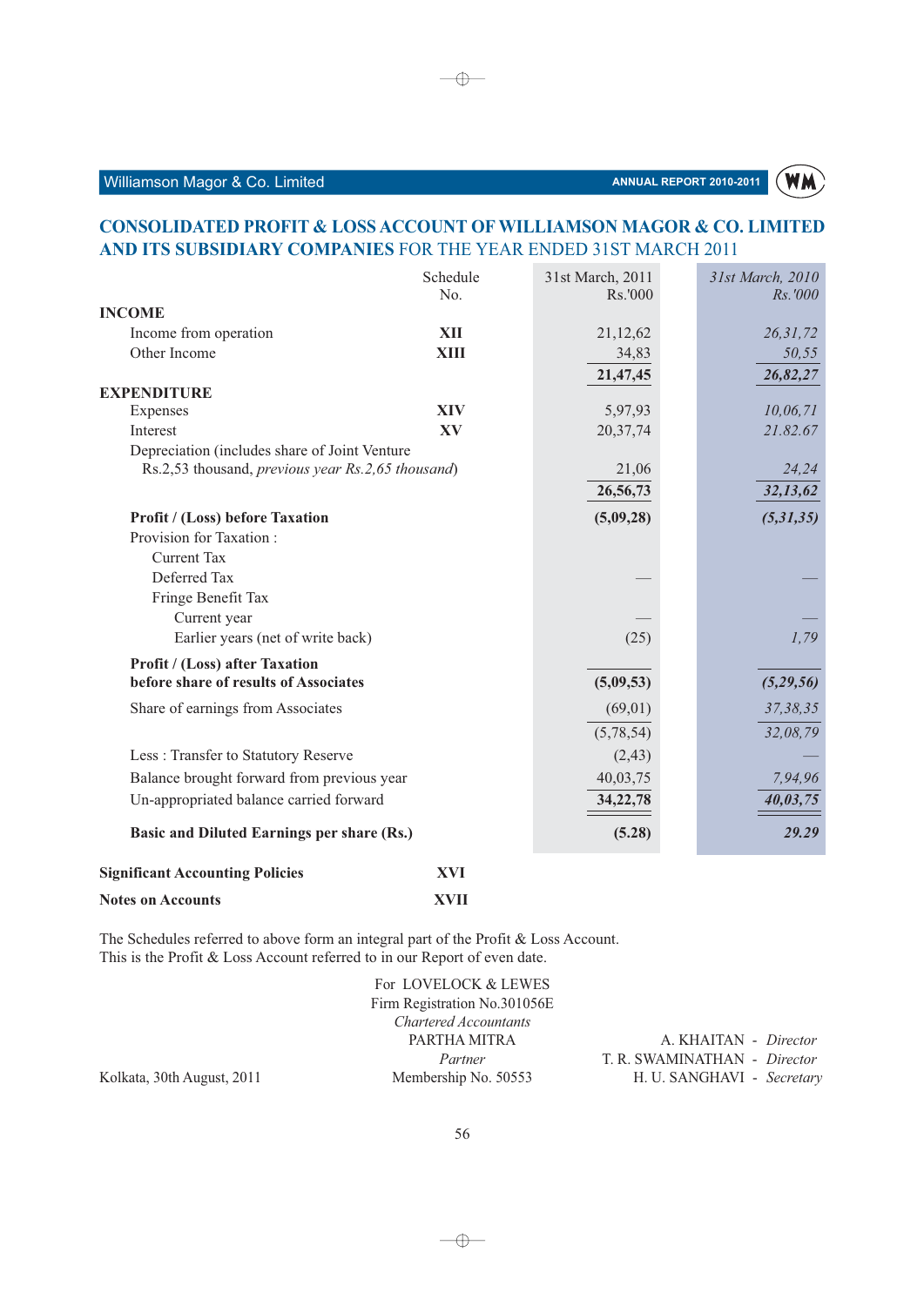## CONSOLIDATED PROFIT & LOSS ACCOUNT OF WILLIAMSON MAGOR & CO. LIMITED AND ITS SUBSIDIARY COMPANIES FOR THE YEAR ENDED 31ST MARCH 2011

| | Schedule No. | 31st March, 2011 Rs.'000 | *31st March, 2010 Rs.'000* |
|---|---|---|---|
| **INCOME** | | | |
| Income from operation | **XII** | 21,12,62 | *26,31,72* |
| Other Income | **XIII** | 34,83 | *50,55* |
| | | **21,47,45** | ***26,82,27*** |
| **EXPENDITURE** | | | |
| Expenses | **XIV** | 5,97,93 | *10,06,71* |
| Interest | **XV** | 20,37,74 | *21.82.67* |
| Depreciation (includes share of Joint Venture Rs.2,53 thousand, *previous year Rs.2,65 thousand*) | | 21,06 | *24,24* |
| | | **26,56,73** | ***32,13,62*** |
| **Profit / (Loss) before Taxation** | | **(5,09,28)** | ***(5,31,35)*** |
| Provision for Taxation : | | | |
| Current Tax | | | |
| Deferred Tax | | — | — |
| Fringe Benefit Tax | | | |
| Current year | | — | — |
| Earlier years (net of write back) | | (25) | *1,79* |
| **Profit / (Loss) after Taxation before share of results of Associates** | | **(5,09,53)** | ***(5,29,56)*** |
| Share of earnings from Associates | | (69,01) | *37,38,35* |
| | | (5,78,54) | *32,08,79* |
| Less : Transfer to Statutory Reserve | | (2,43) | — |
| Balance brought forward from previous year | | 40,03,75 | *7,94,96* |
| Un-appropriated balance carried forward | | **34,22,78** | ***40,03,75*** |
| **Basic and Diluted Earnings per share (Rs.)** | | **(5.28)** | ***29.29*** |

**Significant Accounting Policies** **XVI**

**Notes on Accounts** **XVII**

The Schedules referred to above form an integral part of the Profit & Loss Account.
This is the Profit & Loss Account referred to in our Report of even date.

For LOVELOCK & LEWES
Firm Registration No.301056E
*Chartered Accountants*
PARTHA MITRA
*Partner*
Membership No. 50553

Kolkata, 30th August, 2011

A. KHAITAN - *Director*
T. R. SWAMINATHAN - *Director*
H. U. SANGHAVI - *Secretary*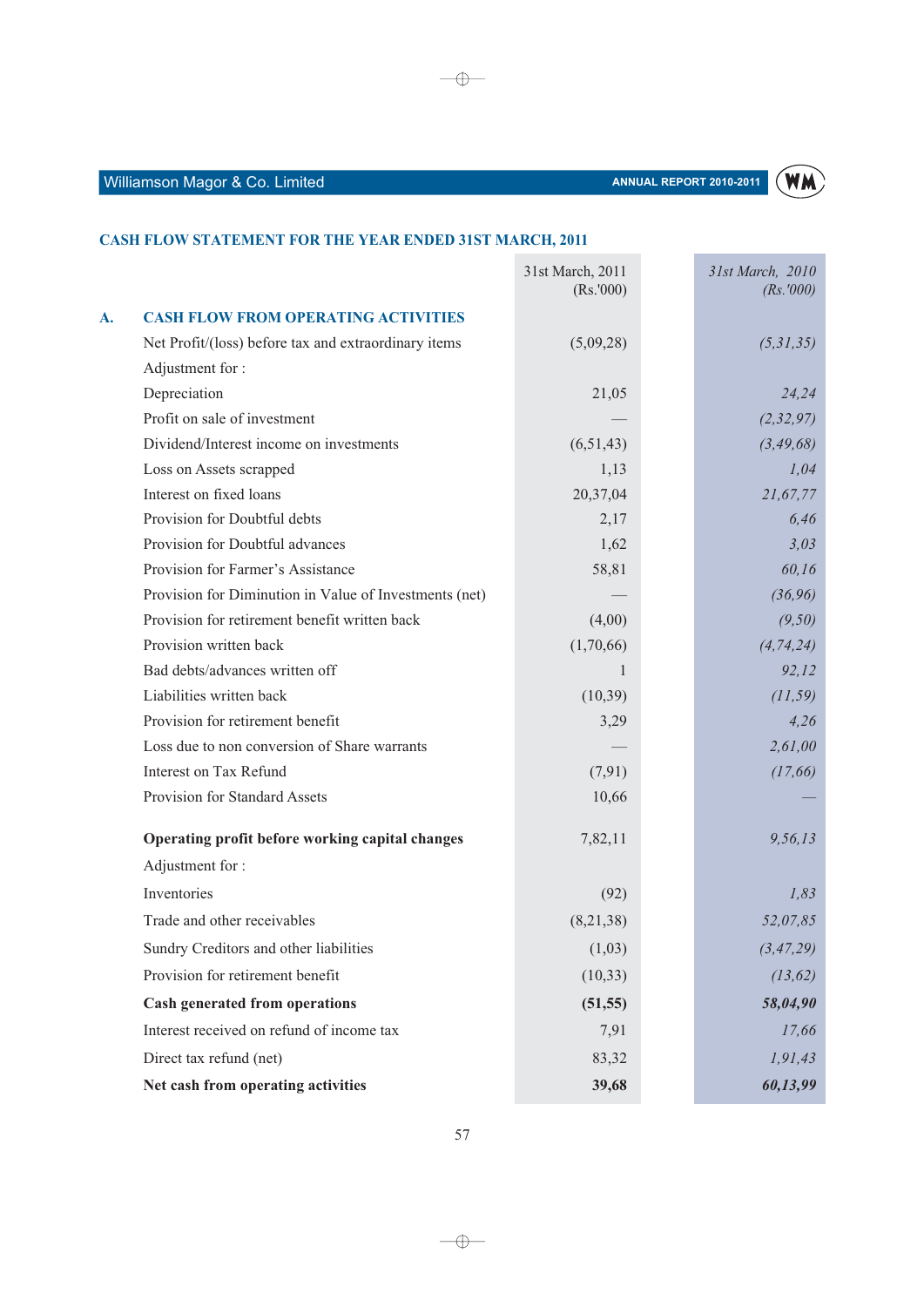## CASH FLOW STATEMENT FOR THE YEAR ENDED 31ST MARCH, 2011

| | | 31st March, 2011 (Rs.'000) | *31st March, 2010 (Rs.'000)* |
|---|---|---|---|
| **A.** | **CASH FLOW FROM OPERATING ACTIVITIES** | | |
| | Net Profit/(loss) before tax and extraordinary items | (5,09,28) | *(5,31,35)* |
| | Adjustment for : | | |
| | Depreciation | 21,05 | *24,24* |
| | Profit on sale of investment | — | *(2,32,97)* |
| | Dividend/Interest income on investments | (6,51,43) | *(3,49,68)* |
| | Loss on Assets scrapped | 1,13 | *1,04* |
| | Interest on fixed loans | 20,37,04 | *21,67,77* |
| | Provision for Doubtful debts | 2,17 | *6,46* |
| | Provision for Doubtful advances | 1,62 | *3,03* |
| | Provision for Farmer's Assistance | 58,81 | *60,16* |
| | Provision for Diminution in Value of Investments (net) | — | *(36,96)* |
| | Provision for retirement benefit written back | (4,00) | *(9,50)* |
| | Provision written back | (1,70,66) | *(4,74,24)* |
| | Bad debts/advances written off | 1 | *92,12* |
| | Liabilities written back | (10,39) | *(11,59)* |
| | Provision for retirement benefit | 3,29 | *4,26* |
| | Loss due to non conversion of Share warrants | — | *2,61,00* |
| | Interest on Tax Refund | (7,91) | *(17,66)* |
| | Provision for Standard Assets | 10,66 | *—* |
| | **Operating profit before working capital changes** | 7,82,11 | *9,56,13* |
| | Adjustment for : | | |
| | Inventories | (92) | *1,83* |
| | Trade and other receivables | (8,21,38) | *52,07,85* |
| | Sundry Creditors and other liabilities | (1,03) | *(3,47,29)* |
| | Provision for retirement benefit | (10,33) | *(13,62)* |
| | **Cash generated from operations** | **(51,55)** | ***58,04,90*** |
| | Interest received on refund of income tax | 7,91 | *17,66* |
| | Direct tax refund (net) | 83,32 | *1,91,43* |
| | **Net cash from operating activities** | **39,68** | ***60,13,99*** |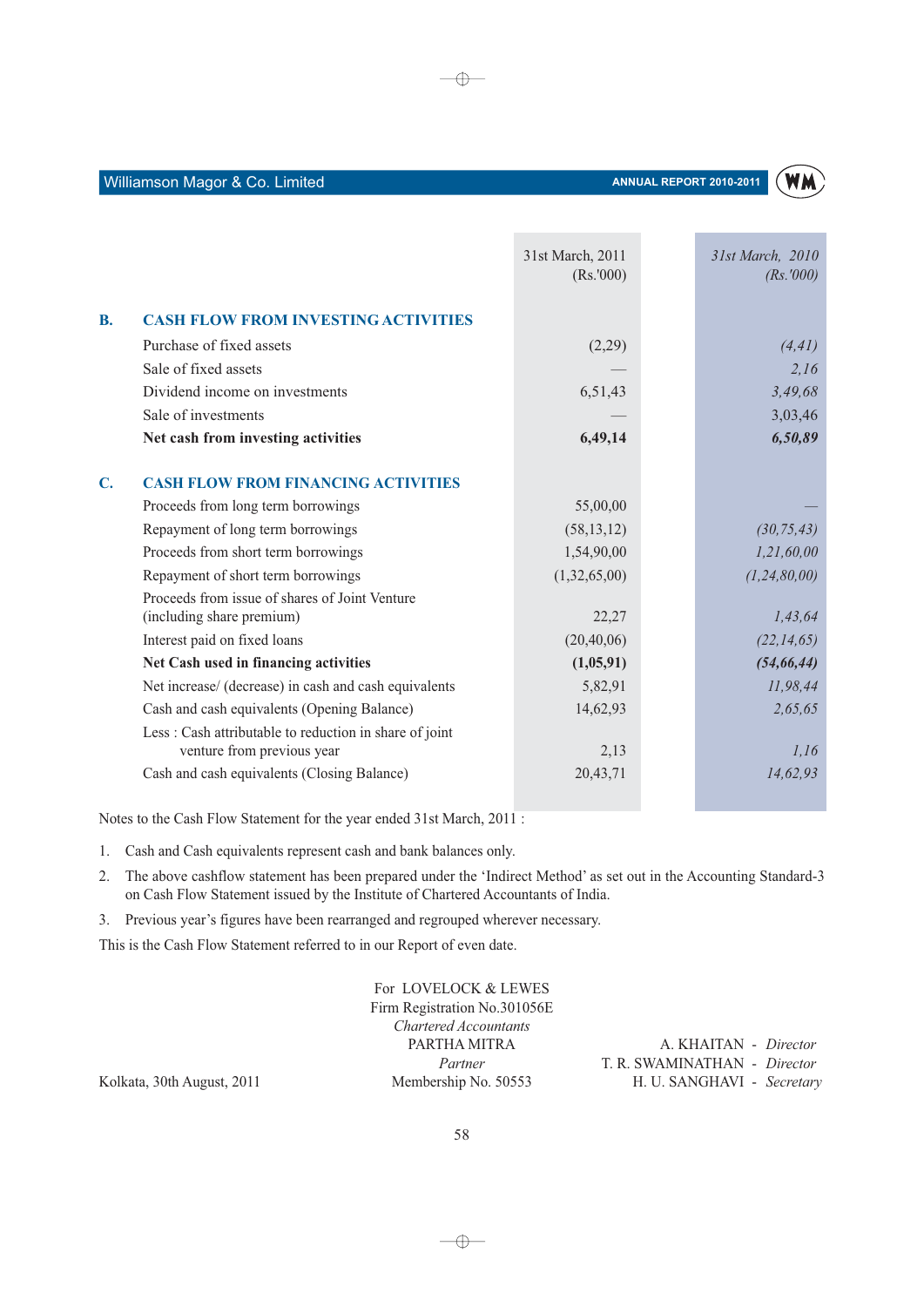| | | 31st March, 2011 (Rs.'000) | *31st March, 2010 (Rs.'000)* |
|---|---|---|---|
| **B.** | **CASH FLOW FROM INVESTING ACTIVITIES** | | |
| | Purchase of fixed assets | (2,29) | *(4,41)* |
| | Sale of fixed assets | — | *2,16* |
| | Dividend income on investments | 6,51,43 | *3,49,68* |
| | Sale of investments | — | 3,03,46 |
| | **Net cash from investing activities** | **6,49,14** | ***6,50,89*** |
| **C.** | **CASH FLOW FROM FINANCING ACTIVITIES** | | |
| | Proceeds from long term borrowings | 55,00,00 | — |
| | Repayment of long term borrowings | (58,13,12) | *(30,75,43)* |
| | Proceeds from short term borrowings | 1,54,90,00 | *1,21,60,00* |
| | Repayment of short term borrowings | (1,32,65,00) | *(1,24,80,00)* |
| | Proceeds from issue of shares of Joint Venture (including share premium) | 22,27 | *1,43,64* |
| | Interest paid on fixed loans | (20,40,06) | *(22,14,65)* |
| | **Net Cash used in financing activities** | **(1,05,91)** | ***(54,66,44)*** |
| | Net increase/ (decrease) in cash and cash equivalents | 5,82,91 | *11,98,44* |
| | Cash and cash equivalents (Opening Balance) | 14,62,93 | *2,65,65* |
| | Less : Cash attributable to reduction in share of joint venture from previous year | 2,13 | *1,16* |
| | Cash and cash equivalents (Closing Balance) | 20,43,71 | *14,62,93* |

Notes to the Cash Flow Statement for the year ended 31st March, 2011 :

1. Cash and Cash equivalents represent cash and bank balances only.
2. The above cashflow statement has been prepared under the 'Indirect Method' as set out in the Accounting Standard-3 on Cash Flow Statement issued by the Institute of Chartered Accountants of India.
3. Previous year's figures have been rearranged and regrouped wherever necessary.

This is the Cash Flow Statement referred to in our Report of even date.

For LOVELOCK & LEWES
Firm Registration No.301056E
*Chartered Accountants*
PARTHA MITRA
*Partner*
Membership No. 50553

Kolkata, 30th August, 2011

A. KHAITAN - *Director*
T. R. SWAMINATHAN - *Director*
H. U. SANGHAVI - *Secretary*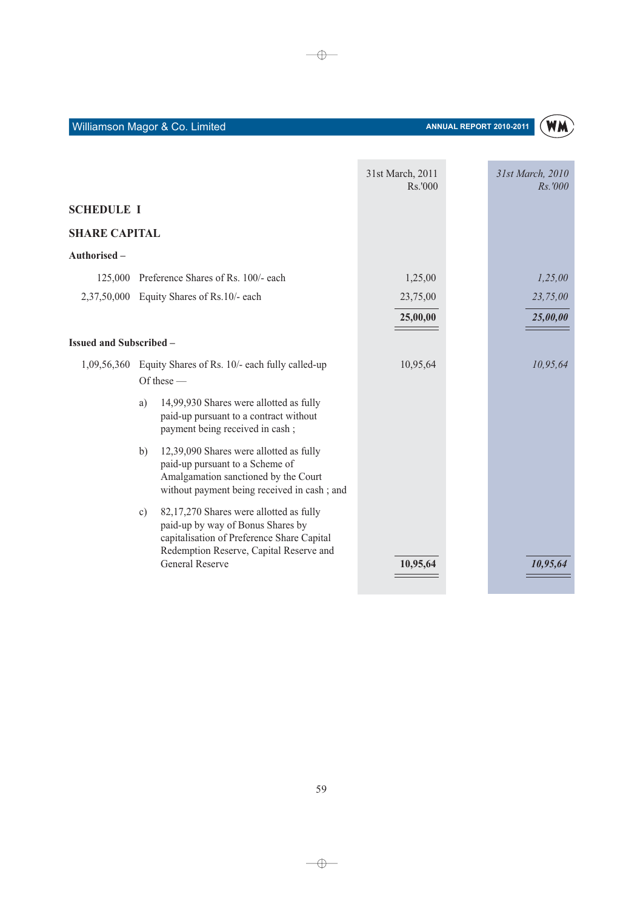## SCHEDULE I

## SHARE CAPITAL

| | | 31st March, 2011 Rs.'000 | *31st March, 2010 Rs.'000* |
|---|---|---|---|
| **Authorised –** | | | |
| 125,000 | Preference Shares of Rs. 100/- each | 1,25,00 | *1,25,00* |
| 2,37,50,000 | Equity Shares of Rs.10/- each | 23,75,00 | *23,75,00* |
| | | **25,00,00** | ***25,00,00*** |
| **Issued and Subscribed –** | | | |
| 1,09,56,360 | Equity Shares of Rs. 10/- each fully called-up<br>Of these —<br>a) 14,99,930 Shares were allotted as fully paid-up pursuant to a contract without payment being received in cash ;<br>b) 12,39,090 Shares were allotted as fully paid-up pursuant to a Scheme of Amalgamation sanctioned by the Court without payment being received in cash ; and<br>c) 82,17,270 Shares were allotted as fully paid-up by way of Bonus Shares by capitalisation of Preference Share Capital Redemption Reserve, Capital Reserve and General Reserve | 10,95,64 | *10,95,64* |
| | | **10,95,64** | ***10,95,64*** |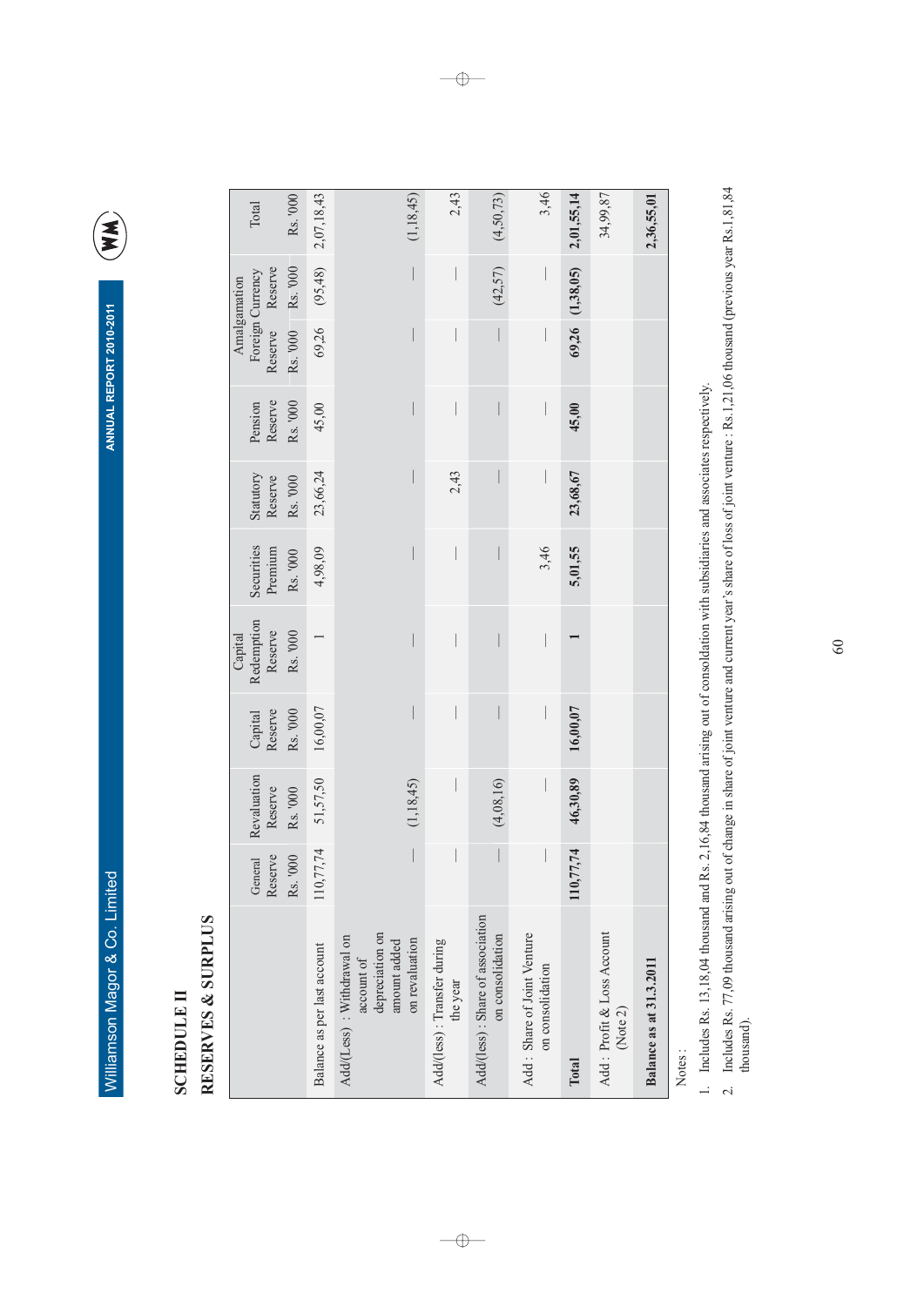## SCHEDULE II

## RESERVES & SURPLUS

| | General Reserve | Revaluation Reserve | Capital Reserve | Capital Redemption Reserve | Securities Premium | Statutory Reserve | Pension Reserve | Amalgamation Reserve | Foreign Currency Reserve | Total |
|---|---|---|---|---|---|---|---|---|---|---|
| | Rs. '000 | Rs. '000 | Rs. '000 | Rs. '000 | Rs. '000 | Rs. '000 | Rs. '000 | Rs. '000 | Rs. '000 | Rs. '000 |
| Balance as per last account | 110,77,74 | 51,57,50 | 16,00,07 | 1 | 4,98,09 | 23,66,24 | 45,00 | 69,26 | (95,48) | 2,07,18,43 |
| Add/(Less) : Withdrawal on account of depreciation on amount added on revaluation | — | (1,18,45) | — | — | — | — | — | — | — | (1,18,45) |
| Add/(less) : Transfer during the year | — | — | — | — | — | 2,43 | — | — | — | 2,43 |
| Add/(less) : Share of association on consolidation | — | (4,08,16) | — | — | — | — | — | — | (42,57) | (4,50,73) |
| Add : Share of Joint Venture on consolidation | — | — | — | — | 3,46 | — | — | — | — | 3,46 |
| **Total** | **110,77,74** | **46,30,89** | **16,00,07** | **1** | **5,01,55** | **23,68,67** | **45,00** | **69,26** | **(1,38,05)** | **2,01,55,14** |
| Add : Profit & Loss Account (Note 2) | | | | | | | | | | 34,99,87 |
| **Balance as at 31.3.2011** | | | | | | | | | | **2,36,55,01** |

Notes :

1. Includes Rs. 13,18,04 thousand and Rs. 2,16,84 thousand arising out of consolidation with subsidiaries and associates respectively.
2. Includes Rs. 77,09 thousand arising out of change in share of joint venture and current year's share of loss of joint venture : Rs.1,21,06 thousand (previous year Rs.1,81,84 thousand).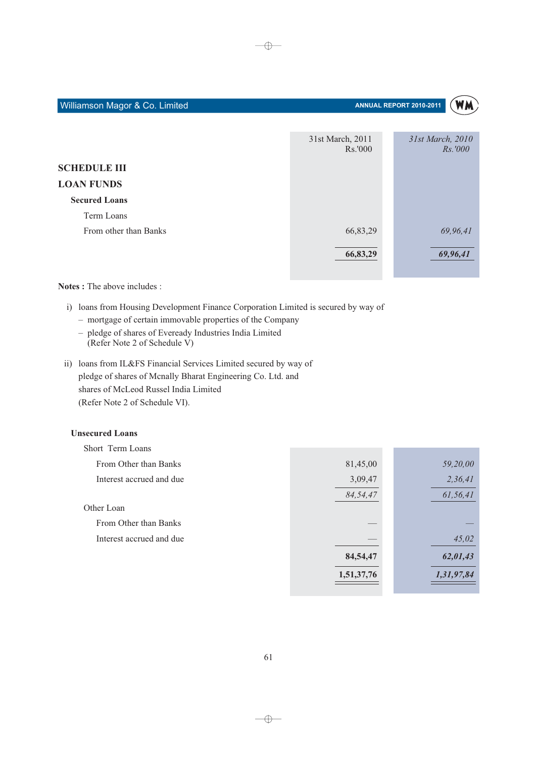| | 31st March, 2011 Rs.'000 | *31st March, 2010 Rs.'000* |
|---|---|---|
| **SCHEDULE III** | | |
| **LOAN FUNDS** | | |
| **Secured Loans** | | |
| Term Loans | | |
| From other than Banks | 66,83,29 | *69,96,41* |
| | **66,83,29** | ***69,96,41*** |

**Notes :** The above includes :

i) loans from Housing Development Finance Corporation Limited is secured by way of
   – mortgage of certain immovable properties of the Company
   – pledge of shares of Eveready Industries India Limited
     (Refer Note 2 of Schedule V)

ii) loans from IL&FS Financial Services Limited secured by way of pledge of shares of Mcnally Bharat Engineering Co. Ltd. and shares of McLeod Russel India Limited
    (Refer Note 2 of Schedule VI).

| | 31st March, 2011 Rs.'000 | *31st March, 2010 Rs.'000* |
|---|---|---|
| **Unsecured Loans** | | |
| Short Term Loans | | |
| From Other than Banks | 81,45,00 | *59,20,00* |
| Interest accrued and due | 3,09,47 | *2,36,41* |
| | *84,54,47* | *61,56,41* |
| Other Loan | | |
| From Other than Banks | — | *—* |
| Interest accrued and due | — | *45,02* |
| | **84,54,47** | ***62,01,43*** |
| | **1,51,37,76** | ***1,31,97,84*** |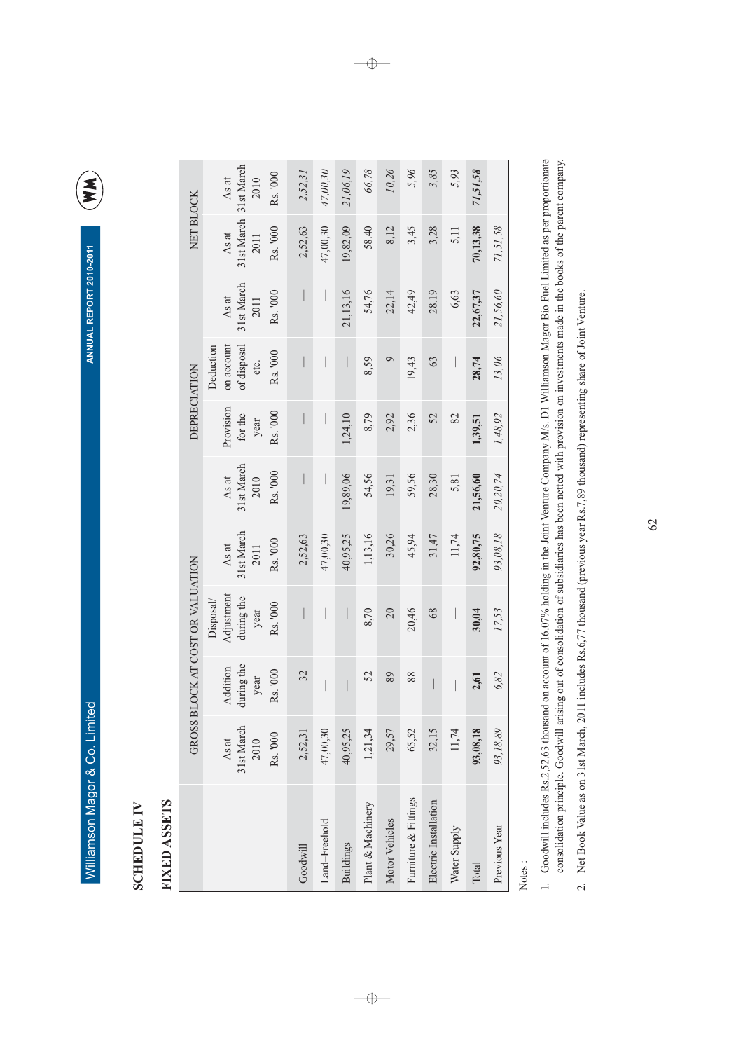## SCHEDULE IV

### FIXED ASSETS

| | GROSS BLOCK AT COST OR VALUATION | | | | DEPRECIATION | | | | NET BLOCK | |
|---|---|---|---|---|---|---|---|---|---|---|
| | As at 31st March 2010 Rs. '000 | Addition during the year Rs. '000 | Disposal/ Adjustment during the year Rs. '000 | As at 31st March 2011 Rs. '000 | As at 31st March 2010 Rs. '000 | Provision for the year Rs. '000 | Deduction on account of disposal etc. Rs. '000 | As at 31st March 2011 Rs. '000 | As at 31st March 2011 Rs. '000 | As at 31st March 2010 Rs. '000 |
| Goodwill | 2,52,31 | 32 | — | 2,52,63 | — | — | — | — | 2,52,63 | *2,52,31* |
| Land–Freehold | 47,00,30 | — | — | 47,00,30 | — | — | — | — | 47,00,30 | *47,00,30* |
| Buildings | 40,95,25 | — | — | 40,95,25 | 19,89,06 | 1,24,10 | — | 21,13,16 | 19,82,09 | *21,06,19* |
| Plant & Machinery | 1,21,34 | 52 | 8,70 | 1,13,16 | 54,56 | 8,79 | 8,59 | 54,76 | 58,40 | *66,78* |
| Motor Vehicles | 29,57 | 89 | 20 | 30,26 | 19,31 | 2,92 | 9 | 22,14 | 8,12 | *10,26* |
| Furniture & Fittings | 65,52 | 88 | 20,46 | 45,94 | 59,56 | 2,36 | 19,43 | 42,49 | 3,45 | *5,96* |
| Electric Installation | 32,15 | — | 68 | 31,47 | 28,30 | 52 | 63 | 28,19 | 3,28 | *3,85* |
| Water Supply | 11,74 | — | — | 11,74 | 5,81 | 82 | — | 6,63 | 5,11 | *5,93* |
| **Total** | **93,08,18** | **2,61** | **30,04** | **92,80,75** | **21,56,60** | **1,39,51** | **28,74** | **22,67,37** | **70,13,38** | ***71,51,58*** |
| *Previous Year* | *93,18,89* | *6,82* | *17,53* | *93,08,18* | *20,20,74* | *1,48,92* | *13,06* | *21,56,60* | *71,51,58* | |

Notes :

1. Goodwill includes Rs.2,52,63 thousand on account of 16.07% holding in the Joint Venture Company M/s. D1 Williamson Magor Bio Fuel Limited as per proportionate consolidation principle. Goodwill arising out of consolidation of subsidiaries has been netted with provision on investments made in the books of the parent company.
2. Net Book Value as on 31st March, 2011 includes Rs.6,77 thousand (previous year Rs.7,89 thousand) representing share of Joint Venture.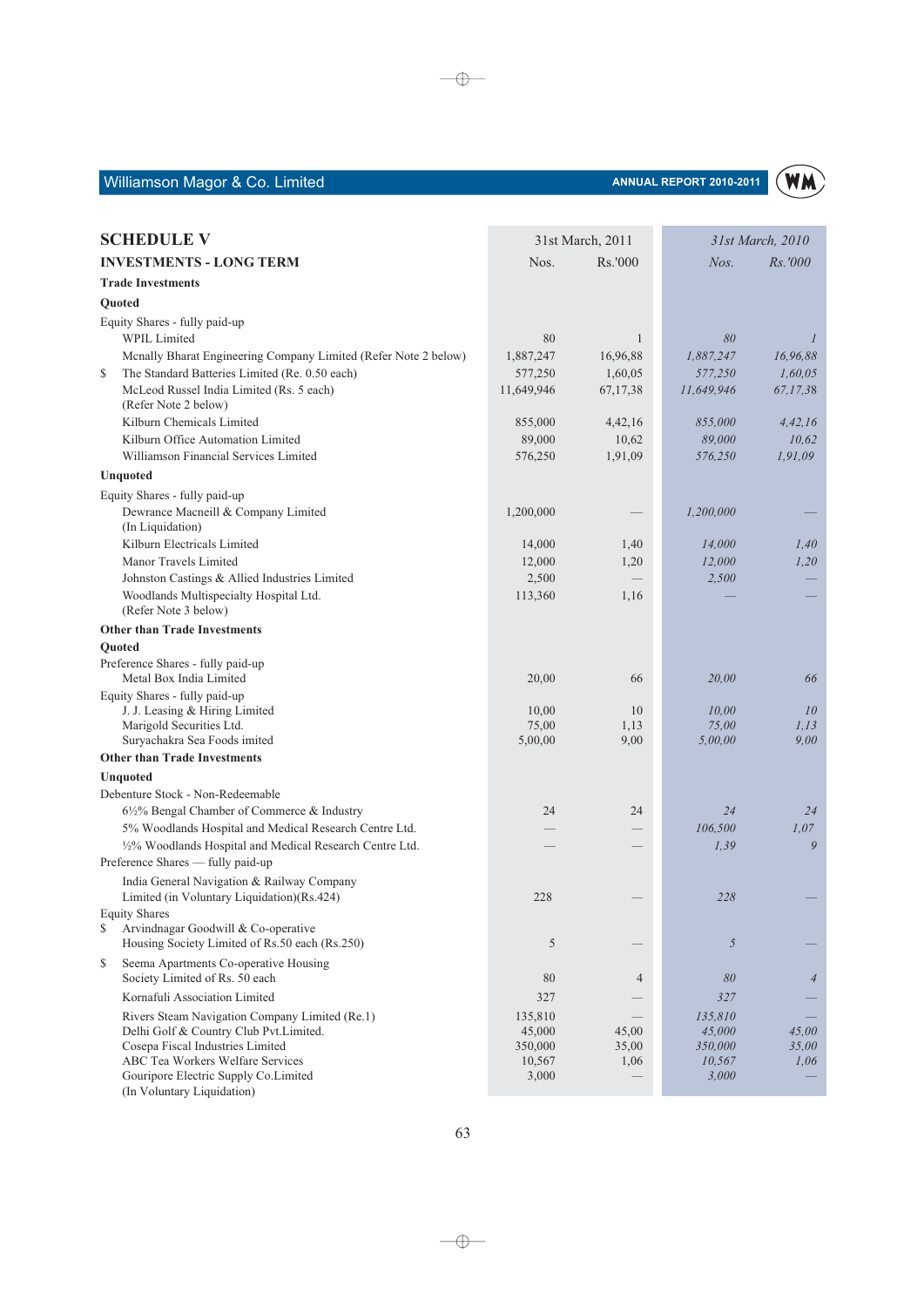## SCHEDULE V

## INVESTMENTS - LONG TERM

| | 31st March, 2011 | | *31st March, 2010* | |
|---|---|---|---|---|
| | Nos. | Rs.'000 | *Nos.* | *Rs.'000* |
| **Trade Investments** | | | | |
| **Quoted** | | | | |
| Equity Shares - fully paid-up | | | | |
| WPIL Limited | 80 | 1 | *80* | *1* |
| Mcnally Bharat Engineering Company Limited (Refer Note 2 below) | 1,887,247 | 16,96,88 | *1,887,247* | *16,96,88* |
| $ The Standard Batteries Limited (Re. 0.50 each) | 577,250 | 1,60,05 | *577,250* | *1,60,05* |
| McLeod Russel India Limited (Rs. 5 each) (Refer Note 2 below) | 11,649,946 | 67,17,38 | *11,649,946* | *67,17,38* |
| Kilburn Chemicals Limited | 855,000 | 4,42,16 | *855,000* | *4,42,16* |
| Kilburn Office Automation Limited | 89,000 | 10,62 | *89,000* | *10,62* |
| Williamson Financial Services Limited | 576,250 | 1,91,09 | *576,250* | *1,91,09* |
| **Unquoted** | | | | |
| Equity Shares - fully paid-up | | | | |
| Dewrance Macneill & Company Limited (In Liquidation) | 1,200,000 | — | *1,200,000* | — |
| Kilburn Electricals Limited | 14,000 | 1,40 | *14,000* | *1,40* |
| Manor Travels Limited | 12,000 | 1,20 | *12,000* | *1,20* |
| Johnston Castings & Allied Industries Limited | 2,500 | — | *2,500* | — |
| Woodlands Multispecialty Hospital Ltd. (Refer Note 3 below) | 113,360 | 1,16 | — | — |
| **Other than Trade Investments** | | | | |
| **Quoted** | | | | |
| Preference Shares - fully paid-up | | | | |
| Metal Box India Limited | 20,00 | 66 | *20,00* | *66* |
| Equity Shares - fully paid-up | | | | |
| J. J. Leasing & Hiring Limited | 10,00 | 10 | *10,00* | *10* |
| Marigold Securities Ltd. | 75,00 | 1,13 | *75,00* | *1,13* |
| Suryachakra Sea Foods imited | 5,00,00 | 9,00 | *5,00,00* | *9,00* |
| **Other than Trade Investments** | | | | |
| **Unquoted** | | | | |
| Debenture Stock - Non-Redeemable | | | | |
| 6½% Bengal Chamber of Commerce & Industry | 24 | 24 | *24* | *24* |
| 5% Woodlands Hospital and Medical Research Centre Ltd. | — | — | *106,500* | *1,07* |
| ½% Woodlands Hospital and Medical Research Centre Ltd. | — | — | *1,39* | *9* |
| Preference Shares — fully paid-up | | | | |
| India General Navigation & Railway Company Limited (in Voluntary Liquidation)(Rs.424) | 228 | — | *228* | — |
| Equity Shares | | | | |
| $ Arvindnagar Goodwill & Co-operative Housing Society Limited of Rs.50 each (Rs.250) | 5 | — | *5* | — |
| $ Seema Apartments Co-operative Housing Society Limited of Rs. 50 each | 80 | 4 | *80* | *4* |
| Kornafuli Association Limited | 327 | — | *327* | — |
| Rivers Steam Navigation Company Limited (Re.1) | 135,810 | — | *135,810* | — |
| Delhi Golf & Country Club Pvt.Limited. | 45,000 | 45,00 | *45,000* | *45,00* |
| Cosepa Fiscal Industries Limited | 350,000 | 35,00 | *350,000* | *35,00* |
| ABC Tea Workers Welfare Services | 10,567 | 1,06 | *10,567* | *1,06* |
| Gouripore Electric Supply Co.Limited (In Voluntary Liquidation) | 3,000 | — | *3,000* | — |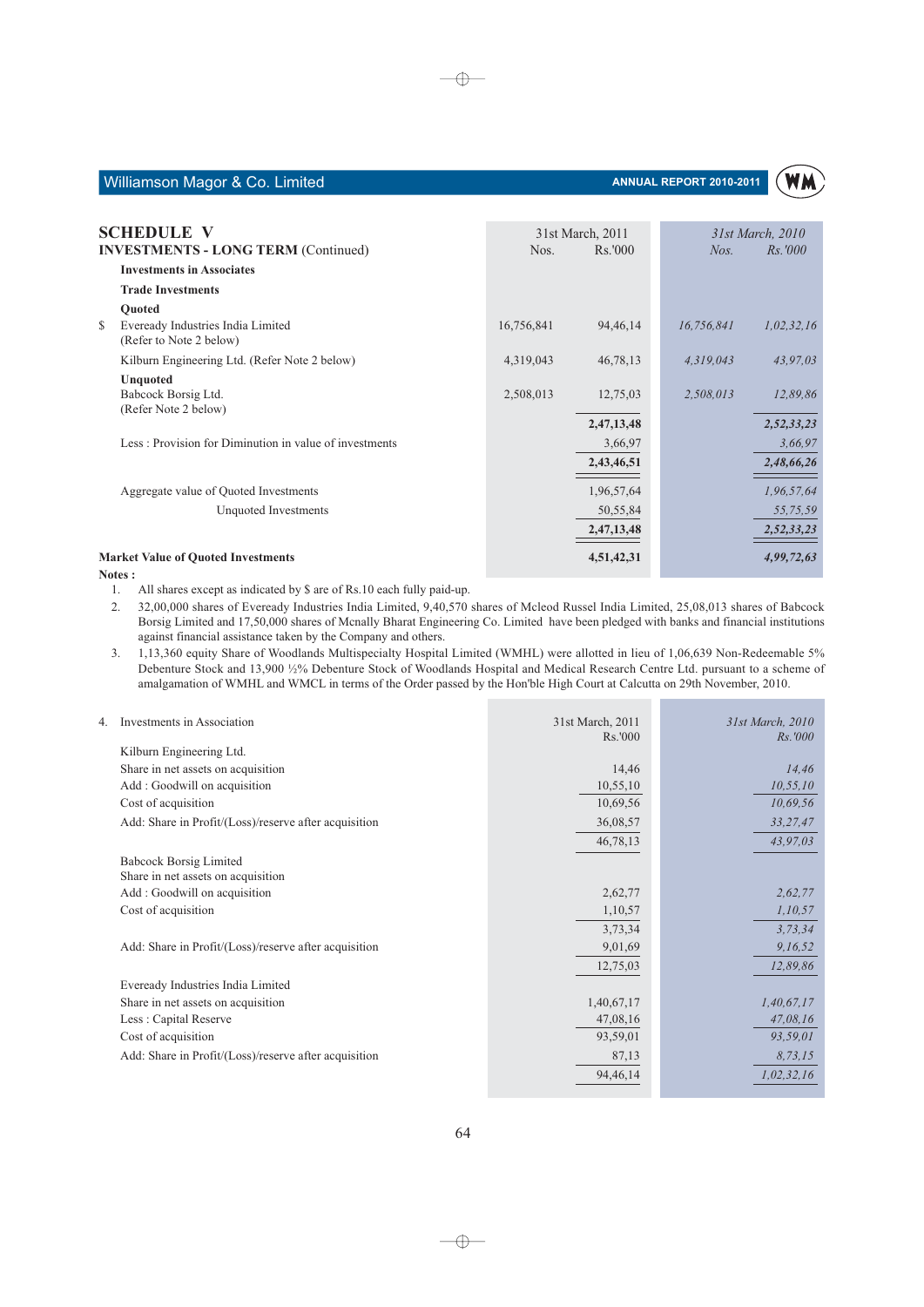## SCHEDULE V

**INVESTMENTS - LONG TERM** (Continued)

| | 31st March, 2011 Nos. | 31st March, 2011 Rs.'000 | *31st March, 2010 Nos.* | *31st March, 2010 Rs.'000* |
|---|---|---|---|---|
| **Investments in Associates** | | | | |
| **Trade Investments** | | | | |
| **Quoted** | | | | |
| $ Eveready Industries India Limited (Refer to Note 2 below) | 16,756,841 | 94,46,14 | *16,756,841* | *1,02,32,16* |
| Kilburn Engineering Ltd. (Refer Note 2 below) | 4,319,043 | 46,78,13 | *4,319,043* | *43,97,03* |
| **Unquoted** | | | | |
| Babcock Borsig Ltd. (Refer Note 2 below) | 2,508,013 | 12,75,03 | *2,508,013* | *12,89,86* |
| | | **2,47,13,48** | | ***2,52,33,23*** |
| Less : Provision for Diminution in value of investments | | 3,66,97 | | *3,66,97* |
| | | **2,43,46,51** | | ***2,48,66,26*** |
| Aggregate value of Quoted Investments | | 1,96,57,64 | | *1,96,57,64* |
| Unquoted Investments | | 50,55,84 | | *55,75,59* |
| | | **2,47,13,48** | | ***2,52,33,23*** |
| **Market Value of Quoted Investments** | | **4,51,42,31** | | ***4,99,72,63*** |

**Notes :**

1. All shares except as indicated by $ are of Rs.10 each fully paid-up.
2. 32,00,000 shares of Eveready Industries India Limited, 9,40,570 shares of Mcleod Russel India Limited, 25,08,013 shares of Babcock Borsig Limited and 17,50,000 shares of Mcnally Bharat Engineering Co. Limited have been pledged with banks and financial institutions against financial assistance taken by the Company and others.
3. 1,13,360 equity Share of Woodlands Multispecialty Hospital Limited (WMHL) were allotted in lieu of 1,06,639 Non-Redeemable 5% Debenture Stock and 13,900 ½% Debenture Stock of Woodlands Hospital and Medical Research Centre Ltd. pursuant to a scheme of amalgamation of WMHL and WMCL in terms of the Order passed by the Hon'ble High Court at Calcutta on 29th November, 2010.
4. Investments in Association

| | 31st March, 2011 Rs.'000 | *31st March, 2010 Rs.'000* |
|---|---|---|
| Kilburn Engineering Ltd. | | |
| Share in net assets on acquisition | 14,46 | *14,46* |
| Add : Goodwill on acquisition | 10,55,10 | *10,55,10* |
| Cost of acquisition | 10,69,56 | *10,69,56* |
| Add: Share in Profit/(Loss)/reserve after acquisition | 36,08,57 | *33,27,47* |
| | 46,78,13 | *43,97,03* |
| Babcock Borsig Limited | | |
| Share in net assets on acquisition | | |
| Add : Goodwill on acquisition | 2,62,77 | *2,62,77* |
| Cost of acquisition | 1,10,57 | *1,10,57* |
| | 3,73,34 | *3,73,34* |
| Add: Share in Profit/(Loss)/reserve after acquisition | 9,01,69 | *9,16,52* |
| | 12,75,03 | *12,89,86* |
| Eveready Industries India Limited | | |
| Share in net assets on acquisition | 1,40,67,17 | *1,40,67,17* |
| Less : Capital Reserve | 47,08,16 | *47,08,16* |
| Cost of acquisition | 93,59,01 | *93,59,01* |
| Add: Share in Profit/(Loss)/reserve after acquisition | 87,13 | *8,73,15* |
| | 94,46,14 | *1,02,32,16* |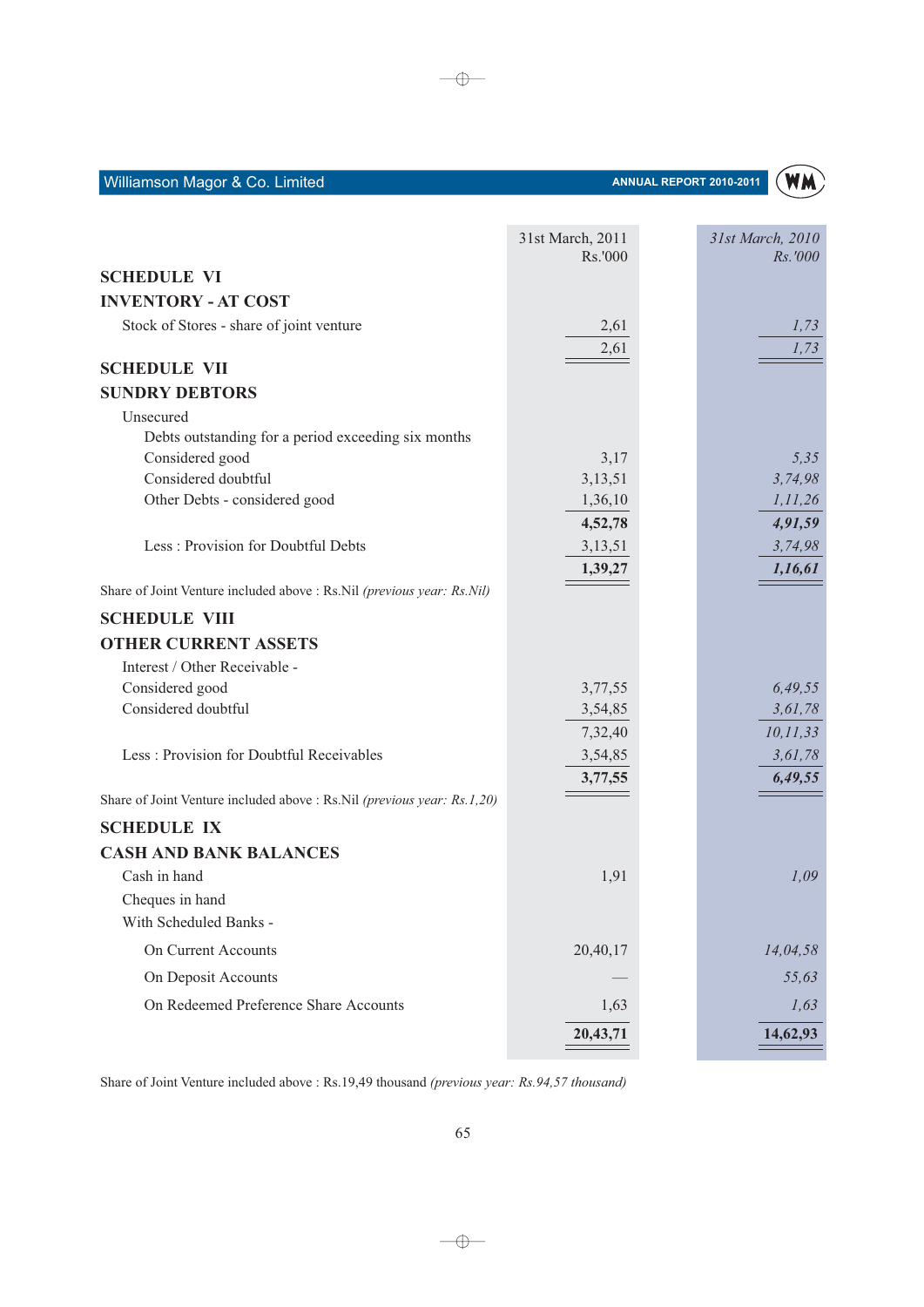| | 31st March, 2011 Rs.'000 | *31st March, 2010 Rs.'000* |
|---|---|---|
| **SCHEDULE VI** | | |
| **INVENTORY - AT COST** | | |
| Stock of Stores - share of joint venture | 2,61 | *1,73* |
| | 2,61 | *1,73* |
| **SCHEDULE VII** | | |
| **SUNDRY DEBTORS** | | |
| Unsecured | | |
| Debts outstanding for a period exceeding six months | | |
| Considered good | 3,17 | *5,35* |
| Considered doubtful | 3,13,51 | *3,74,98* |
| Other Debts - considered good | 1,36,10 | *1,11,26* |
| | **4,52,78** | ***4,91,59*** |
| Less : Provision for Doubtful Debts | 3,13,51 | *3,74,98* |
| | **1,39,27** | ***1,16,61*** |

Share of Joint Venture included above : Rs.Nil *(previous year: Rs.Nil)*

| | 31st March, 2011 Rs.'000 | *31st March, 2010 Rs.'000* |
|---|---|---|
| **SCHEDULE VIII** | | |
| **OTHER CURRENT ASSETS** | | |
| Interest / Other Receivable - | | |
| Considered good | 3,77,55 | *6,49,55* |
| Considered doubtful | 3,54,85 | *3,61,78* |
| | 7,32,40 | *10,11,33* |
| Less : Provision for Doubtful Receivables | 3,54,85 | *3,61,78* |
| | **3,77,55** | ***6,49,55*** |

Share of Joint Venture included above : Rs.Nil *(previous year: Rs.1,20)*

| | 31st March, 2011 Rs.'000 | *31st March, 2010 Rs.'000* |
|---|---|---|
| **SCHEDULE IX** | | |
| **CASH AND BANK BALANCES** | | |
| Cash in hand | 1,91 | *1,09* |
| Cheques in hand | | |
| With Scheduled Banks - | | |
| On Current Accounts | 20,40,17 | *14,04,58* |
| On Deposit Accounts | — | *55,63* |
| On Redeemed Preference Share Accounts | 1,63 | *1,63* |
| | **20,43,71** | **14,62,93** |

Share of Joint Venture included above : Rs.19,49 thousand *(previous year: Rs.94,57 thousand)*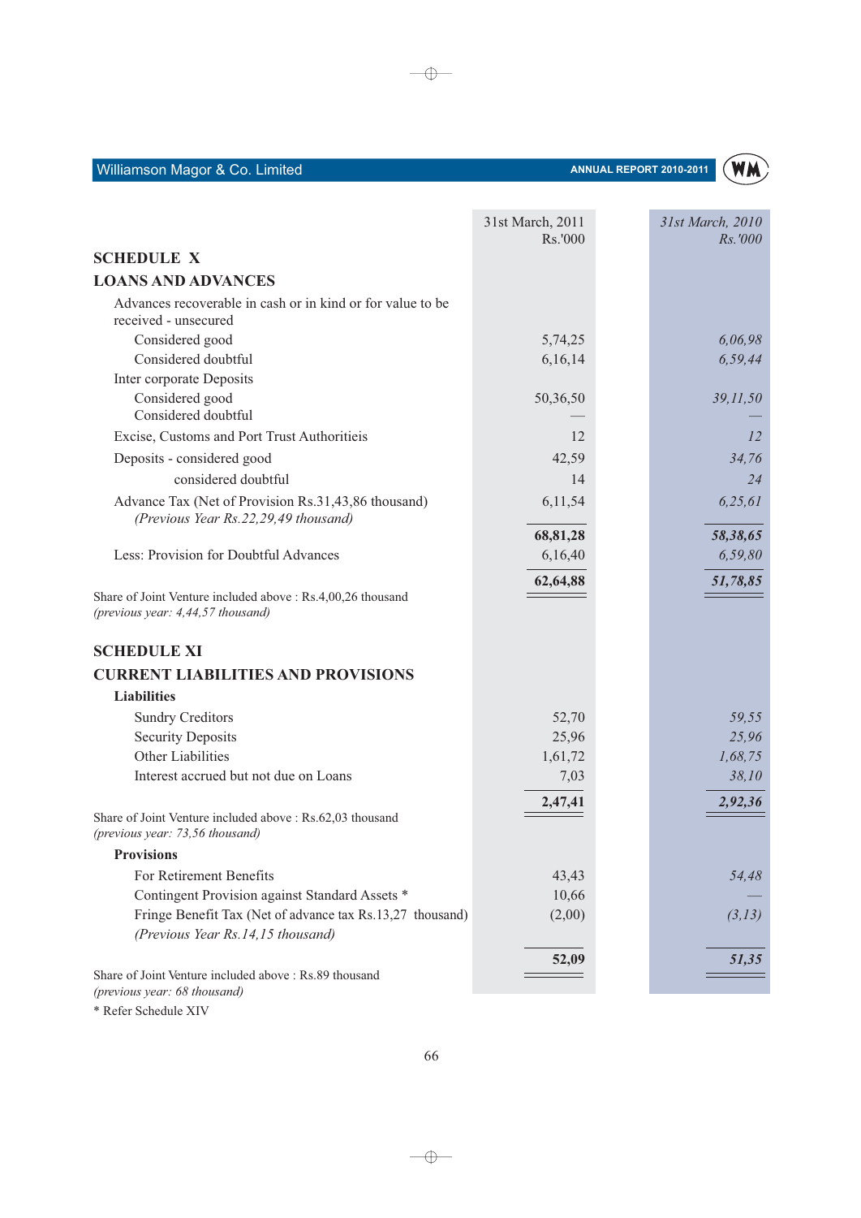| | 31st March, 2011 Rs.'000 | *31st March, 2010 Rs.'000* |
|---|---|---|
| **SCHEDULE X** | | |
| **LOANS AND ADVANCES** | | |
| Advances recoverable in cash or in kind or for value to be received - unsecured | | |
| Considered good | 5,74,25 | *6,06,98* |
| Considered doubtful | 6,16,14 | *6,59,44* |
| Inter corporate Deposits | | |
| Considered good | 50,36,50 | *39,11,50* |
| Considered doubtful | — | — |
| Excise, Customs and Port Trust Authoritieis | 12 | *12* |
| Deposits - considered good | 42,59 | *34,76* |
| considered doubtful | 14 | *24* |
| Advance Tax (Net of Provision Rs.31,43,86 thousand) *(Previous Year Rs.22,29,49 thousand)* | 6,11,54 | *6,25,61* |
| | **68,81,28** | ***58,38,65*** |
| Less: Provision for Doubtful Advances | 6,16,40 | *6,59,80* |
| | **62,64,88** | ***51,78,85*** |

Share of Joint Venture included above : Rs.4,00,26 thousand
*(previous year: 4,44,57 thousand)*

| | 31st March, 2011 Rs.'000 | *31st March, 2010 Rs.'000* |
|---|---|---|
| **SCHEDULE XI** | | |
| **CURRENT LIABILITIES AND PROVISIONS** | | |
| **Liabilities** | | |
| Sundry Creditors | 52,70 | *59,55* |
| Security Deposits | 25,96 | *25,96* |
| Other Liabilities | 1,61,72 | *1,68,75* |
| Interest accrued but not due on Loans | 7,03 | *38,10* |
| | **2,47,41** | ***2,92,36*** |

Share of Joint Venture included above : Rs.62,03 thousand
*(previous year: 73,56 thousand)*

| | 31st March, 2011 Rs.'000 | *31st March, 2010 Rs.'000* |
|---|---|---|
| **Provisions** | | |
| For Retirement Benefits | 43,43 | *54,48* |
| Contingent Provision against Standard Assets * | 10,66 | — |
| Fringe Benefit Tax (Net of advance tax Rs.13,27 thousand) *(Previous Year Rs.14,15 thousand)* | (2,00) | *(3,13)* |
| | **52,09** | ***51,35*** |

Share of Joint Venture included above : Rs.89 thousand
*(previous year: 68 thousand)*

\* Refer Schedule XIV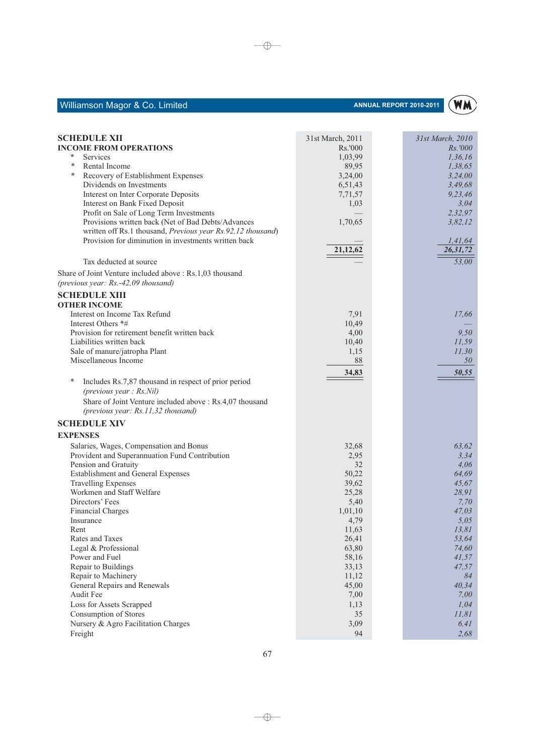## SCHEDULE XII

### INCOME FROM OPERATIONS

| | 31st March, 2011 | *31st March, 2010* |
|---|---|---|
| | Rs.'000 | *Rs.'000* |
| * Services | 1,03,99 | *1,36,16* |
| * Rental Income | 89,95 | *1,38,65* |
| * Recovery of Establishment Expenses | 3,24,00 | *3,24,00* |
| Dividends on Investments | 6,51,43 | *3,49,68* |
| Interest on Inter Corporate Deposits | 7,71,57 | *9,23,46* |
| Interest on Bank Fixed Deposit | 1,03 | *3,04* |
| Profit on Sale of Long Term Investments | — | *2,32,97* |
| Provisions written back (Net of Bad Debts/Advances written off Rs.1 thousand, *Previous year Rs.92,12 thousand*) | 1,70,65 | *3,82,12* |
| Provision for diminution in investments written back | — | *1,41,64* |
| | **21,12,62** | ***26,31,72*** |
| Tax deducted at source | — | *53,00* |

Share of Joint Venture included above : Rs.1,03 thousand
*(previous year: Rs.-42,09 thousand)*

## SCHEDULE XIII

### OTHER INCOME

| | 31st March, 2011 | *31st March, 2010* |
|---|---|---|
| Interest on Income Tax Refund | 7,91 | *17,66* |
| Interest Others *# | 10,49 | — |
| Provision for retirement benefit written back | 4,00 | *9,50* |
| Liabilities written back | 10,40 | *11,59* |
| Sale of manure/jatropha Plant | 1,15 | *11,30* |
| Miscellaneous Income | 88 | *50* |
| | **34,83** | ***50,55*** |

\* Includes Rs.7,87 thousand in respect of prior period
*(previous year : Rs.Nil)*

Share of Joint Venture included above : Rs.4,07 thousand
*(previous year: Rs.11,32 thousand)*

## SCHEDULE XIV

### EXPENSES

| | 31st March, 2011 | *31st March, 2010* |
|---|---|---|
| Salaries, Wages, Compensation and Bonus | 32,68 | *63,62* |
| Provident and Superannuation Fund Contribution | 2,95 | *3,34* |
| Pension and Gratuity | 32 | *4,06* |
| Establishment and General Expenses | 50,22 | *64,69* |
| Travelling Expenses | 39,62 | *45,67* |
| Workmen and Staff Welfare | 25,28 | *28,91* |
| Directors' Fees | 5,40 | *7,70* |
| Financial Charges | 1,01,10 | *47,03* |
| Insurance | 4,79 | *5,05* |
| Rent | 11,63 | *13,81* |
| Rates and Taxes | 26,41 | *53,64* |
| Legal & Professional | 63,80 | *74,60* |
| Power and Fuel | 58,16 | *41,57* |
| Repair to Buildings | 33,13 | *47,57* |
| Repair to Machinery | 11,12 | *84* |
| General Repairs and Renewals | 45,00 | *40,34* |
| Audit Fee | 7,00 | *7,00* |
| Loss for Assets Scrapped | 1,13 | *1,04* |
| Consumption of Stores | 35 | *11,81* |
| Nursery & Agro Facilitation Charges | 3,09 | *6,41* |
| Freight | 94 | *2,68* |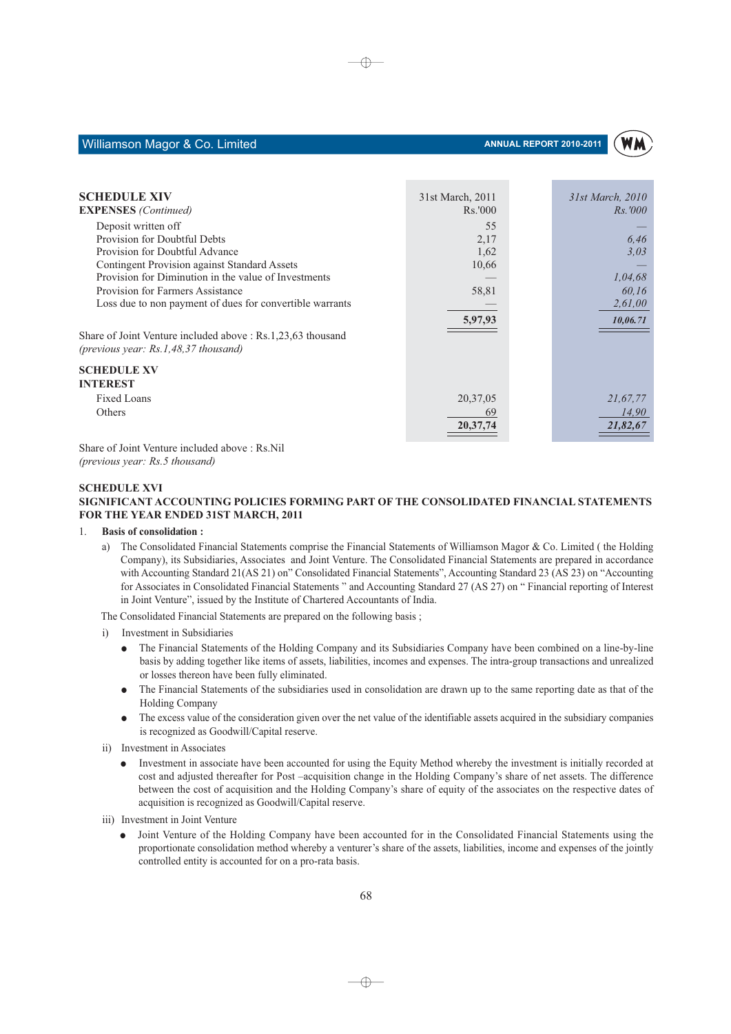## SCHEDULE XIV

**EXPENSES** *(Continued)*

| | 31st March, 2011 Rs.'000 | *31st March, 2010 Rs.'000* |
|---|---|---|
| Deposit written off | 55 | — |
| Provision for Doubtful Debts | 2,17 | *6,46* |
| Provision for Doubtful Advance | 1,62 | *3,03* |
| Contingent Provision against Standard Assets | 10,66 | — |
| Provision for Diminution in the value of Investments | — | *1,04,68* |
| Provision for Farmers Assistance | 58,81 | *60,16* |
| Loss due to non payment of dues for convertible warrants | — | *2,61,00* |
| | **5,97,93** | ***10,06.71*** |

Share of Joint Venture included above : Rs.1,23,63 thousand
*(previous year: Rs.1,48,37 thousand)*

## SCHEDULE XV

**INTEREST**

| | 31st March, 2011 Rs.'000 | *31st March, 2010 Rs.'000* |
|---|---|---|
| Fixed Loans | 20,37,05 | *21,67,77* |
| Others | 69 | *14,90* |
| | **20,37,74** | ***21,82,67*** |

Share of Joint Venture included above : Rs.Nil
*(previous year: Rs.5 thousand)*

## SCHEDULE XVI

**SIGNIFICANT ACCOUNTING POLICIES FORMING PART OF THE CONSOLIDATED FINANCIAL STATEMENTS FOR THE YEAR ENDED 31ST MARCH, 2011**

1. **Basis of consolidation :**

   a) The Consolidated Financial Statements comprise the Financial Statements of Williamson Magor & Co. Limited ( the Holding Company), its Subsidiaries, Associates and Joint Venture. The Consolidated Financial Statements are prepared in accordance with Accounting Standard 21(AS 21) on" Consolidated Financial Statements", Accounting Standard 23 (AS 23) on "Accounting for Associates in Consolidated Financial Statements " and Accounting Standard 27 (AS 27) on " Financial reporting of Interest in Joint Venture", issued by the Institute of Chartered Accountants of India.

   The Consolidated Financial Statements are prepared on the following basis ;

   i) Investment in Subsidiaries

   - The Financial Statements of the Holding Company and its Subsidiaries Company have been combined on a line-by-line basis by adding together like items of assets, liabilities, incomes and expenses. The intra-group transactions and unrealized or losses thereon have been fully eliminated.
   - The Financial Statements of the subsidiaries used in consolidation are drawn up to the same reporting date as that of the Holding Company
   - The excess value of the consideration given over the net value of the identifiable assets acquired in the subsidiary companies is recognized as Goodwill/Capital reserve.

   ii) Investment in Associates

   - Investment in associate have been accounted for using the Equity Method whereby the investment is initially recorded at cost and adjusted thereafter for Post –acquisition change in the Holding Company's share of net assets. The difference between the cost of acquisition and the Holding Company's share of equity of the associates on the respective dates of acquisition is recognized as Goodwill/Capital reserve.

   iii) Investment in Joint Venture

   - Joint Venture of the Holding Company have been accounted for in the Consolidated Financial Statements using the proportionate consolidation method whereby a venturer's share of the assets, liabilities, income and expenses of the jointly controlled entity is accounted for on a pro-rata basis.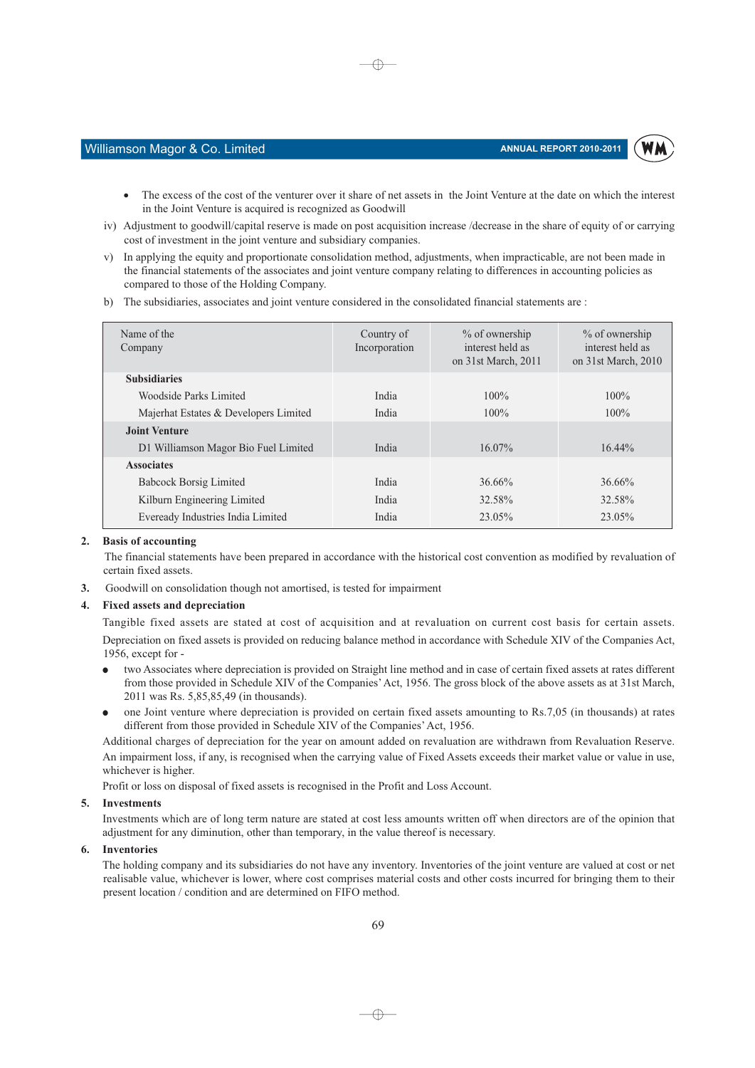- The excess of the cost of the venturer over it share of net assets in the Joint Venture at the date on which the interest in the Joint Venture is acquired is recognized as Goodwill

iv) Adjustment to goodwill/capital reserve is made on post acquisition increase /decrease in the share of equity of or carrying cost of investment in the joint venture and subsidiary companies.

v) In applying the equity and proportionate consolidation method, adjustments, when impracticable, are not been made in the financial statements of the associates and joint venture company relating to differences in accounting policies as compared to those of the Holding Company.

b) The subsidiaries, associates and joint venture considered in the consolidated financial statements are :

| Name of the Company | Country of Incorporation | % of ownership interest held as on 31st March, 2011 | % of ownership interest held as on 31st March, 2010 |
|---|---|---|---|
| **Subsidiaries** | | | |
| Woodside Parks Limited | India | 100% | 100% |
| Majerhat Estates & Developers Limited | India | 100% | 100% |
| **Joint Venture** | | | |
| D1 Williamson Magor Bio Fuel Limited | India | 16.07% | 16.44% |
| **Associates** | | | |
| Babcock Borsig Limited | India | 36.66% | 36.66% |
| Kilburn Engineering Limited | India | 32.58% | 32.58% |
| Eveready Industries India Limited | India | 23.05% | 23.05% |

**2. Basis of accounting**

The financial statements have been prepared in accordance with the historical cost convention as modified by revaluation of certain fixed assets.

**3.** Goodwill on consolidation though not amortised, is tested for impairment

**4. Fixed assets and depreciation**

Tangible fixed assets are stated at cost of acquisition and at revaluation on current cost basis for certain assets.

Depreciation on fixed assets is provided on reducing balance method in accordance with Schedule XIV of the Companies Act, 1956, except for -

- two Associates where depreciation is provided on Straight line method and in case of certain fixed assets at rates different from those provided in Schedule XIV of the Companies' Act, 1956. The gross block of the above assets as at 31st March, 2011 was Rs. 5,85,85,49 (in thousands).
- one Joint venture where depreciation is provided on certain fixed assets amounting to Rs.7,05 (in thousands) at rates different from those provided in Schedule XIV of the Companies' Act, 1956.

Additional charges of depreciation for the year on amount added on revaluation are withdrawn from Revaluation Reserve.

An impairment loss, if any, is recognised when the carrying value of Fixed Assets exceeds their market value or value in use, whichever is higher.

Profit or loss on disposal of fixed assets is recognised in the Profit and Loss Account.

**5. Investments**

Investments which are of long term nature are stated at cost less amounts written off when directors are of the opinion that adjustment for any diminution, other than temporary, in the value thereof is necessary.

**6. Inventories**

The holding company and its subsidiaries do not have any inventory. Inventories of the joint venture are valued at cost or net realisable value, whichever is lower, where cost comprises material costs and other costs incurred for bringing them to their present location / condition and are determined on FIFO method.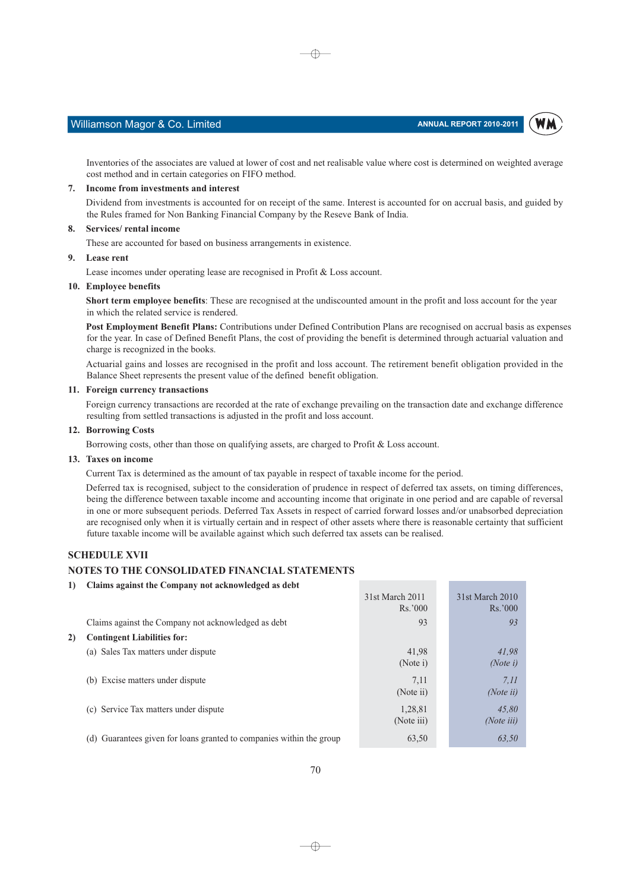Inventories of the associates are valued at lower of cost and net realisable value where cost is determined on weighted average cost method and in certain categories on FIFO method.

**7. Income from investments and interest**

Dividend from investments is accounted for on receipt of the same. Interest is accounted for on accrual basis, and guided by the Rules framed for Non Banking Financial Company by the Reseve Bank of India.

**8. Services/ rental income**

These are accounted for based on business arrangements in existence.

**9. Lease rent**

Lease incomes under operating lease are recognised in Profit & Loss account.

**10. Employee benefits**

**Short term employee benefits**: These are recognised at the undiscounted amount in the profit and loss account for the year in which the related service is rendered.

**Post Employment Benefit Plans:** Contributions under Defined Contribution Plans are recognised on accrual basis as expenses for the year. In case of Defined Benefit Plans, the cost of providing the benefit is determined through actuarial valuation and charge is recognized in the books.

Actuarial gains and losses are recognised in the profit and loss account. The retirement benefit obligation provided in the Balance Sheet represents the present value of the defined benefit obligation.

**11. Foreign currency transactions**

Foreign currency transactions are recorded at the rate of exchange prevailing on the transaction date and exchange difference resulting from settled transactions is adjusted in the profit and loss account.

**12. Borrowing Costs**

Borrowing costs, other than those on qualifying assets, are charged to Profit & Loss account.

**13. Taxes on income**

Current Tax is determined as the amount of tax payable in respect of taxable income for the period.

Deferred tax is recognised, subject to the consideration of prudence in respect of deferred tax assets, on timing differences, being the difference between taxable income and accounting income that originate in one period and are capable of reversal in one or more subsequent periods. Deferred Tax Assets in respect of carried forward losses and/or unabsorbed depreciation are recognised only when it is virtually certain and in respect of other assets where there is reasonable certainty that sufficient future taxable income will be available against which such deferred tax assets can be realised.

## SCHEDULE XVII

## NOTES TO THE CONSOLIDATED FINANCIAL STATEMENTS

| | 31st March 2011 Rs.'000 | 31st March 2010 Rs.'000 |
|---|---|---|
| **1) Claims against the Company not acknowledged as debt** | | |
| Claims against the Company not acknowledged as debt | 93 | *93* |
| **2) Contingent Liabilities for:** | | |
| (a) Sales Tax matters under dispute | 41,98 (Note i) | *41,98 (Note i)* |
| (b) Excise matters under dispute | 7,11 (Note ii) | *7,11 (Note ii)* |
| (c) Service Tax matters under dispute | 1,28,81 (Note iii) | *45,80 (Note iii)* |
| (d) Guarantees given for loans granted to companies within the group | 63,50 | *63,50* |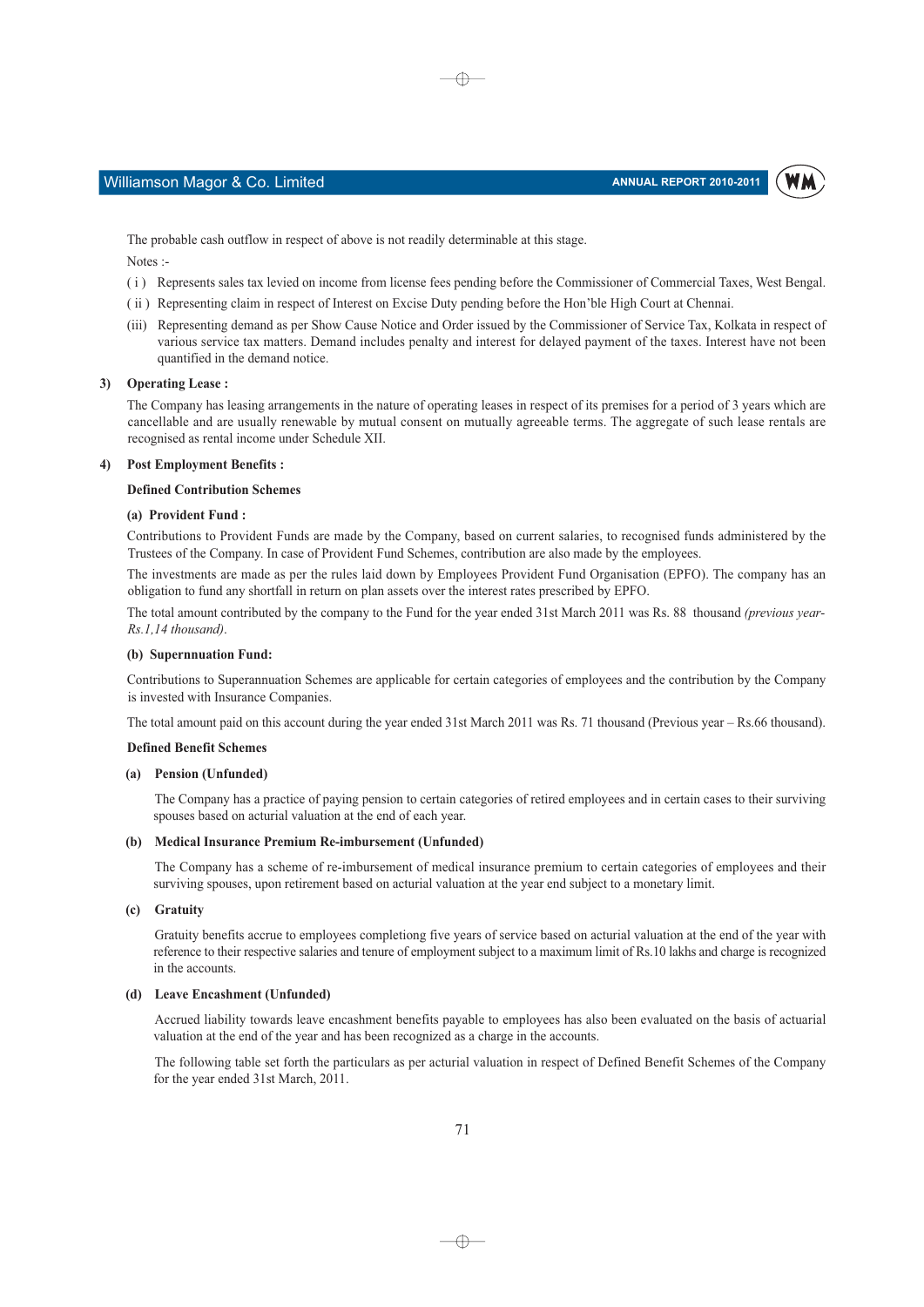The probable cash outflow in respect of above is not readily determinable at this stage.

Notes :-

( i ) Represents sales tax levied on income from license fees pending before the Commissioner of Commercial Taxes, West Bengal.

( ii ) Representing claim in respect of Interest on Excise Duty pending before the Hon'ble High Court at Chennai.

(iii) Representing demand as per Show Cause Notice and Order issued by the Commissioner of Service Tax, Kolkata in respect of various service tax matters. Demand includes penalty and interest for delayed payment of the taxes. Interest have not been quantified in the demand notice.

**3) Operating Lease :**

The Company has leasing arrangements in the nature of operating leases in respect of its premises for a period of 3 years which are cancellable and are usually renewable by mutual consent on mutually agreeable terms. The aggregate of such lease rentals are recognised as rental income under Schedule XII.

**4) Post Employment Benefits :**

**Defined Contribution Schemes**

**(a) Provident Fund :**

Contributions to Provident Funds are made by the Company, based on current salaries, to recognised funds administered by the Trustees of the Company. In case of Provident Fund Schemes, contribution are also made by the employees.

The investments are made as per the rules laid down by Employees Provident Fund Organisation (EPFO). The company has an obligation to fund any shortfall in return on plan assets over the interest rates prescribed by EPFO.

The total amount contributed by the company to the Fund for the year ended 31st March 2011 was Rs. 88 thousand *(previous year-Rs.1,14 thousand)*.

**(b) Supernnuation Fund:**

Contributions to Superannuation Schemes are applicable for certain categories of employees and the contribution by the Company is invested with Insurance Companies.

The total amount paid on this account during the year ended 31st March 2011 was Rs. 71 thousand (Previous year – Rs.66 thousand).

**Defined Benefit Schemes**

**(a) Pension (Unfunded)**

The Company has a practice of paying pension to certain categories of retired employees and in certain cases to their surviving spouses based on acturial valuation at the end of each year.

**(b) Medical Insurance Premium Re-imbursement (Unfunded)**

The Company has a scheme of re-imbursement of medical insurance premium to certain categories of employees and their surviving spouses, upon retirement based on acturial valuation at the year end subject to a monetary limit.

**(c) Gratuity**

Gratuity benefits accrue to employees completiong five years of service based on acturial valuation at the end of the year with reference to their respective salaries and tenure of employment subject to a maximum limit of Rs.10 lakhs and charge is recognized in the accounts.

**(d) Leave Encashment (Unfunded)**

Accrued liability towards leave encashment benefits payable to employees has also been evaluated on the basis of actuarial valuation at the end of the year and has been recognized as a charge in the accounts.

The following table set forth the particulars as per acturial valuation in respect of Defined Benefit Schemes of the Company for the year ended 31st March, 2011.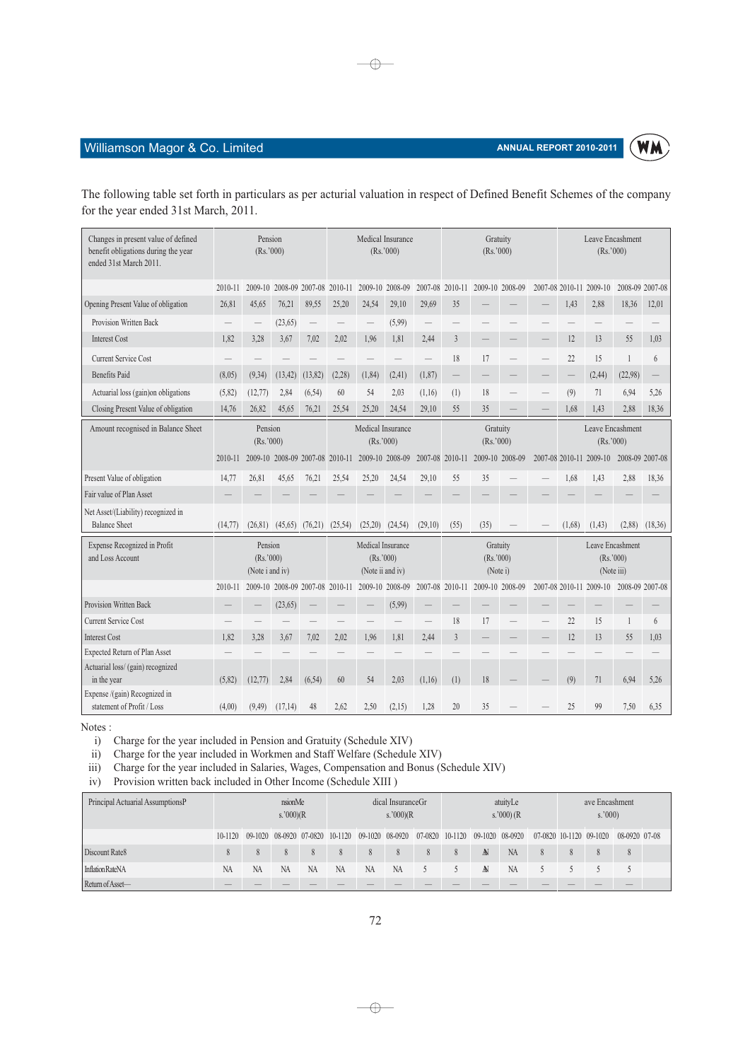The following table set forth in particulars as per acturial valuation in respect of Defined Benefit Schemes of the company for the year ended 31st March, 2011.

| Changes in present value of defined benefit obligations during the year ended 31st March 2011. | Pension (Rs.'000) | | | | Medical Insurance (Rs.'000) | | | | Gratuity (Rs.'000) | | | | Leave Encashment (Rs.'000) | | | |
|---|---|---|---|---|---|---|---|---|---|---|---|---|---|---|---|---|
| | 2010-11 | 2009-10 | 2008-09 | 2007-08 | 2010-11 | 2009-10 | 2008-09 | 2007-08 | 2010-11 | 2009-10 | 2008-09 | 2007-08 | 2010-11 | 2009-10 | 2008-09 | 2007-08 |
| Opening Present Value of obligation | 26,81 | 45,65 | 76,21 | 89,55 | 25,20 | 24,54 | 29,10 | 29,69 | 35 | — | — | — | 1,43 | 2,88 | 18,36 | 12,01 |
| Provision Written Back | — | — | (23,65) | — | — | — | (5,99) | — | — | — | — | — | — | — | — | — |
| Interest Cost | 1,82 | 3,28 | 3,67 | 7,02 | 2,02 | 1,96 | 1,81 | 2,44 | 3 | — | — | — | 12 | 13 | 55 | 1,03 |
| Current Service Cost | — | — | — | — | — | — | — | — | 18 | 17 | — | — | 22 | 15 | 1 | 6 |
| Benefits Paid | (8,05) | (9,34) | (13,42) | (13,82) | (2,28) | (1,84) | (2,41) | (1,87) | — | — | — | — | — | (2,44) | (22,98) | — |
| Actuarial loss (gain)on obligations | (5,82) | (12,77) | 2,84 | (6,54) | 60 | 54 | 2,03 | (1,16) | (1) | 18 | — | — | (9) | 71 | 6,94 | 5,26 |
| Closing Present Value of obligation | 14,76 | 26,82 | 45,65 | 76,21 | 25,54 | 25,20 | 24,54 | 29,10 | 55 | 35 | — | — | 1,68 | 1,43 | 2,88 | 18,36 |

| Amount recognised in Balance Sheet | Pension (Rs.'000) | | | | Medical Insurance (Rs.'000) | | | | Gratuity (Rs.'000) | | | | Leave Encashment (Rs.'000) | | | |
|---|---|---|---|---|---|---|---|---|---|---|---|---|---|---|---|---|
| | 2010-11 | 2009-10 | 2008-09 | 2007-08 | 2010-11 | 2009-10 | 2008-09 | 2007-08 | 2010-11 | 2009-10 | 2008-09 | 2007-08 | 2010-11 | 2009-10 | 2008-09 | 2007-08 |
| Present Value of obligation | 14,77 | 26,81 | 45,65 | 76,21 | 25,54 | 25,20 | 24,54 | 29,10 | 55 | 35 | — | — | 1,68 | 1,43 | 2,88 | 18,36 |
| Fair value of Plan Asset | — | — | — | — | — | — | — | — | — | — | — | — | — | — | — | — |
| Net Asset/(Liability) recognized in Balance Sheet | (14,77) | (26,81) | (45,65) | (76,21) | (25,54) | (25,20) | (24,54) | (29,10) | (55) | (35) | — | — | (1,68) | (1,43) | (2,88) | (18,36) |

| Expense Recognized in Profit and Loss Account | Pension (Rs.'000) (Note i and iv) | | | | Medical Insurance (Rs.'000) (Note ii and iv) | | | | Gratuity (Rs.'000) (Note i) | | | | Leave Encashment (Rs.'000) (Note iii) | | | |
|---|---|---|---|---|---|---|---|---|---|---|---|---|---|---|---|---|
| | 2010-11 | 2009-10 | 2008-09 | 2007-08 | 2010-11 | 2009-10 | 2008-09 | 2007-08 | 2010-11 | 2009-10 | 2008-09 | 2007-08 | 2010-11 | 2009-10 | 2008-09 | 2007-08 |
| Provision Written Back | — | — | (23,65) | — | — | — | (5,99) | — | — | — | — | — | — | — | — | — |
| Current Service Cost | — | — | — | — | — | — | — | — | 18 | 17 | — | — | 22 | 15 | 1 | 6 |
| Interest Cost | 1,82 | 3,28 | 3,67 | 7,02 | 2,02 | 1,96 | 1,81 | 2,44 | 3 | — | — | — | 12 | 13 | 55 | 1,03 |
| Expected Return of Plan Asset | — | — | — | — | — | — | — | — | — | — | — | — | — | — | — | — |
| Actuarial loss/ (gain) recognized in the year | (5,82) | (12,77) | 2,84 | (6,54) | 60 | 54 | 2,03 | (1,16) | (1) | 18 | — | — | (9) | 71 | 6,94 | 5,26 |
| Expense /(gain) Recognized in statement of Profit / Loss | (4,00) | (9,49) | (17,14) | 48 | 2,62 | 2,50 | (2,15) | 1,28 | 20 | 35 | — | — | 25 | 99 | 7,50 | 6,35 |

Notes :

i) Charge for the year included in Pension and Gratuity (Schedule XIV)

ii) Charge for the year included in Workmen and Staff Welfare (Schedule XIV)

iii) Charge for the year included in Salaries, Wages, Compensation and Bonus (Schedule XIV)

iv) Provision written back included in Other Income (Schedule XIII )

| Principal Actuarial AssumptionsP | nsionMe s.'000)(R | | | | dical InsuranceGr s.'000)(R | | | | atuityLe s.'000) (R | | | | ave Encashment s.'000) | | | |
|---|---|---|---|---|---|---|---|---|---|---|---|---|---|---|---|---|
| | 10-1120 | 09-1020 | 08-0920 | 07-0820 | 10-1120 | 09-1020 | 08-0920 | 07-0820 | 10-1120 | 09-1020 | 08-0920 | 07-0820 | 10-1120 | 09-1020 | 08-0920 | 07-08 |
| Discount Rate8 | 8 | 8 | 8 | 8 | 8 | 8 | 8 | 8 | 8 | AN | NA | 8 | 8 | 8 | 8 | |
| Inflation RateNA | NA | NA | NA | NA | NA | NA | NA | 5 | 5 | AN | NA | 5 | 5 | 5 | 5 | |
| Return of Asset— | — | — | — | — | — | — | — | — | — | — | — | — | — | — | — | |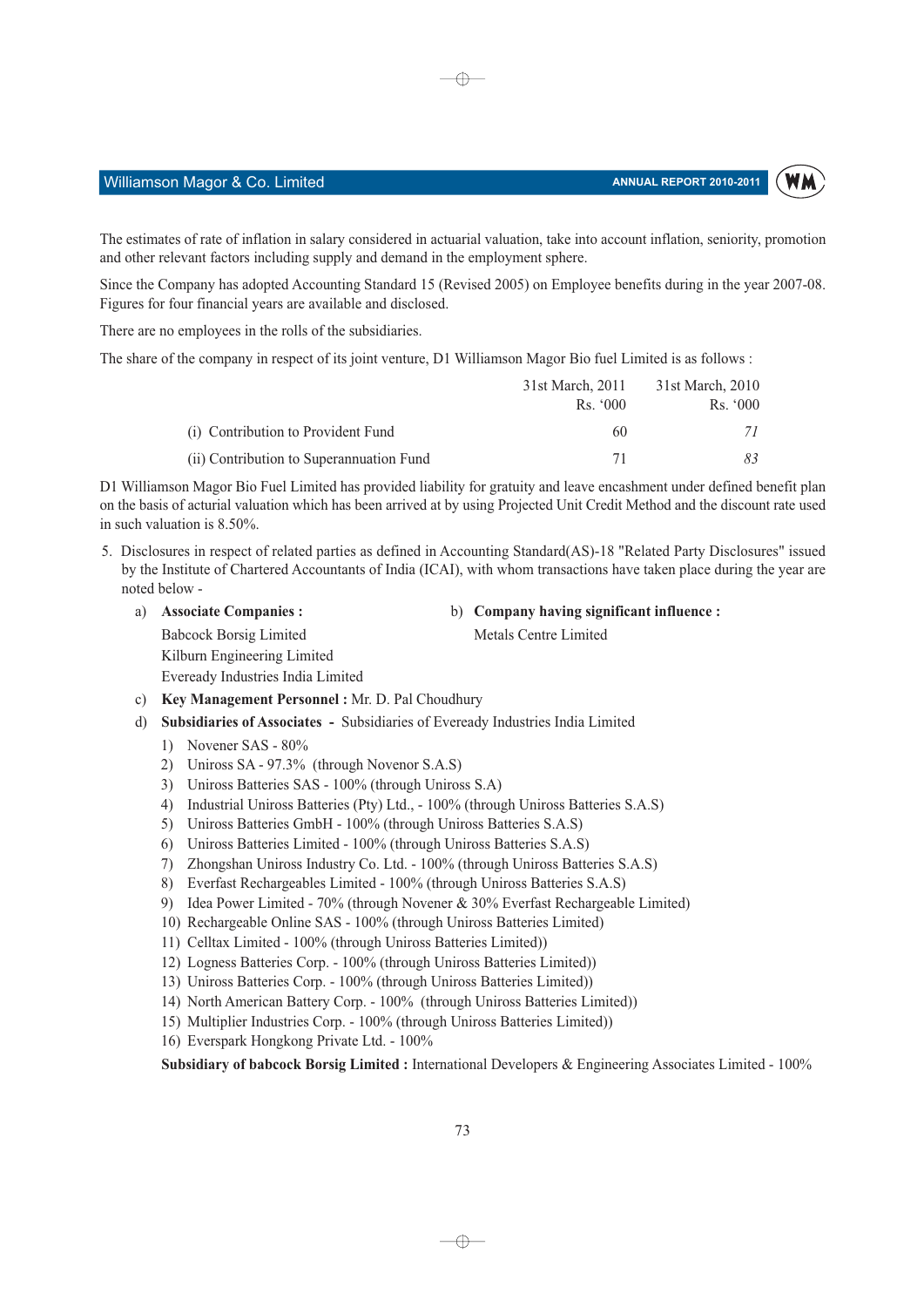The estimates of rate of inflation in salary considered in actuarial valuation, take into account inflation, seniority, promotion and other relevant factors including supply and demand in the employment sphere.

Since the Company has adopted Accounting Standard 15 (Revised 2005) on Employee benefits during in the year 2007-08. Figures for four financial years are available and disclosed.

There are no employees in the rolls of the subsidiaries.

The share of the company in respect of its joint venture, D1 Williamson Magor Bio fuel Limited is as follows :

| | 31st March, 2011 Rs. '000 | 31st March, 2010 Rs. '000 |
|---|---|---|
| (i) Contribution to Provident Fund | 60 | *71* |
| (ii) Contribution to Superannuation Fund | 71 | *83* |

D1 Williamson Magor Bio Fuel Limited has provided liability for gratuity and leave encashment under defined benefit plan on the basis of acturial valuation which has been arrived at by using Projected Unit Credit Method and the discount rate used in such valuation is 8.50%.

5. Disclosures in respect of related parties as defined in Accounting Standard(AS)-18 "Related Party Disclosures" issued by the Institute of Chartered Accountants of India (ICAI), with whom transactions have taken place during the year are noted below -

   a) **Associate Companies :**

      Babcock Borsig Limited
      Kilburn Engineering Limited
      Eveready Industries India Limited

   b) **Company having significant influence :**

      Metals Centre Limited

   c) **Key Management Personnel :** Mr. D. Pal Choudhury

   d) **Subsidiaries of Associates -** Subsidiaries of Eveready Industries India Limited

      1) Novener SAS - 80%
      2) Uniross SA - 97.3% (through Novenor S.A.S)
      3) Uniross Batteries SAS - 100% (through Uniross S.A)
      4) Industrial Uniross Batteries (Pty) Ltd., - 100% (through Uniross Batteries S.A.S)
      5) Uniross Batteries GmbH - 100% (through Uniross Batteries S.A.S)
      6) Uniross Batteries Limited - 100% (through Uniross Batteries S.A.S)
      7) Zhongshan Uniross Industry Co. Ltd. - 100% (through Uniross Batteries S.A.S)
      8) Everfast Rechargeables Limited - 100% (through Uniross Batteries S.A.S)
      9) Idea Power Limited - 70% (through Novener & 30% Everfast Rechargeable Limited)
      10) Rechargeable Online SAS - 100% (through Uniross Batteries Limited)
      11) Celltax Limited - 100% (through Uniross Batteries Limited))
      12) Logness Batteries Corp. - 100% (through Uniross Batteries Limited))
      13) Uniross Batteries Corp. - 100% (through Uniross Batteries Limited))
      14) North American Battery Corp. - 100% (through Uniross Batteries Limited))
      15) Multiplier Industries Corp. - 100% (through Uniross Batteries Limited))
      16) Everspark Hongkong Private Ltd. - 100%

      **Subsidiary of babcock Borsig Limited :** International Developers & Engineering Associates Limited - 100%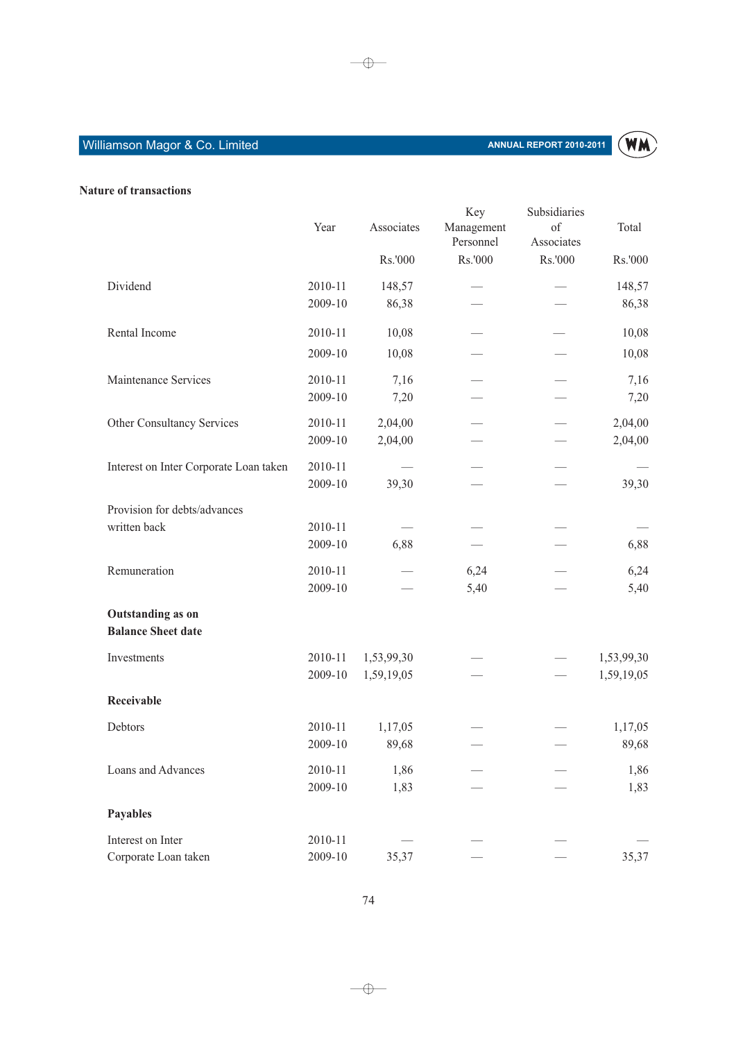**Nature of transactions**

| | Year | Associates | Key Management Personnel | Subsidiaries of Associates | Total |
|---|---|---|---|---|---|
| | | Rs.'000 | Rs.'000 | Rs.'000 | Rs.'000 |
| Dividend | 2010-11 | 148,57 | — | — | 148,57 |
| | 2009-10 | 86,38 | — | — | 86,38 |
| Rental Income | 2010-11 | 10,08 | — | — | 10,08 |
| | 2009-10 | 10,08 | — | — | 10,08 |
| Maintenance Services | 2010-11 | 7,16 | — | — | 7,16 |
| | 2009-10 | 7,20 | — | — | 7,20 |
| Other Consultancy Services | 2010-11 | 2,04,00 | — | — | 2,04,00 |
| | 2009-10 | 2,04,00 | — | — | 2,04,00 |
| Interest on Inter Corporate Loan taken | 2010-11 | — | — | — | — |
| | 2009-10 | 39,30 | — | — | 39,30 |
| Provision for debts/advances written back | 2010-11 | — | — | — | — |
| | 2009-10 | 6,88 | — | — | 6,88 |
| Remuneration | 2010-11 | — | 6,24 | — | 6,24 |
| | 2009-10 | — | 5,40 | — | 5,40 |
| **Outstanding as on Balance Sheet date** | | | | | |
| Investments | 2010-11 | 1,53,99,30 | — | — | 1,53,99,30 |
| | 2009-10 | 1,59,19,05 | — | — | 1,59,19,05 |
| **Receivable** | | | | | |
| Debtors | 2010-11 | 1,17,05 | — | — | 1,17,05 |
| | 2009-10 | 89,68 | — | — | 89,68 |
| Loans and Advances | 2010-11 | 1,86 | — | — | 1,86 |
| | 2009-10 | 1,83 | — | — | 1,83 |
| **Payables** | | | | | |
| Interest on Inter Corporate Loan taken | 2010-11 | — | — | — | — |
| | 2009-10 | 35,37 | — | — | 35,37 |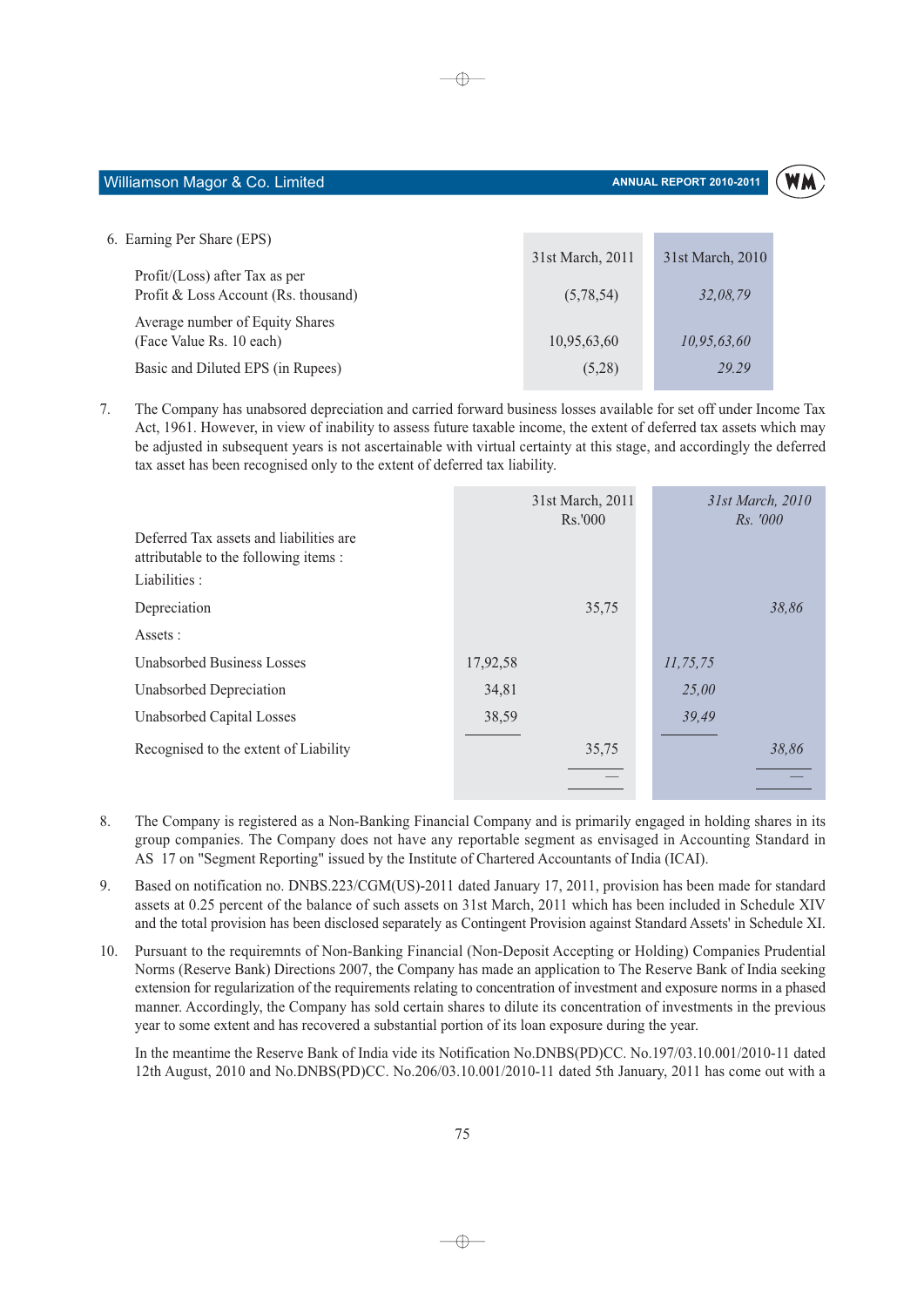6. Earning Per Share (EPS)

| | 31st March, 2011 | 31st March, 2010 |
|---|---|---|
| Profit/(Loss) after Tax as per Profit & Loss Account (Rs. thousand) | (5,78,54) | *32,08,79* |
| Average number of Equity Shares (Face Value Rs. 10 each) | 10,95,63,60 | *10,95,63,60* |
| Basic and Diluted EPS (in Rupees) | (5,28) | *29.29* |

7. The Company has unabsored depreciation and carried forward business losses available for set off under Income Tax Act, 1961. However, in view of inability to assess future taxable income, the extent of deferred tax assets which may be adjusted in subsequent years is not ascertainable with virtual certainty at this stage, and accordingly the deferred tax asset has been recognised only to the extent of deferred tax liability.

| | 31st March, 2011 Rs.'000 | | *31st March, 2010 Rs. '000* | |
|---|---|---|---|---|
| Deferred Tax assets and liabilities are attributable to the following items : | | | | |
| Liabilities : | | | | |
| Depreciation | | 35,75 | | *38,86* |
| Assets : | | | | |
| Unabsorbed Business Losses | 17,92,58 | | *11,75,75* | |
| Unabsorbed Depreciation | 34,81 | | *25,00* | |
| Unabsorbed Capital Losses | 38,59 | | *39,49* | |
| Recognised to the extent of Liability | | 35,75 | | *38,86* |
| | | — | | — |

8. The Company is registered as a Non-Banking Financial Company and is primarily engaged in holding shares in its group companies. The Company does not have any reportable segment as envisaged in Accounting Standard in AS 17 on "Segment Reporting" issued by the Institute of Chartered Accountants of India (ICAI).

9. Based on notification no. DNBS.223/CGM(US)-2011 dated January 17, 2011, provision has been made for standard assets at 0.25 percent of the balance of such assets on 31st March, 2011 which has been included in Schedule XIV and the total provision has been disclosed separately as Contingent Provision against Standard Assets' in Schedule XI.

10. Pursuant to the requiremnts of Non-Banking Financial (Non-Deposit Accepting or Holding) Companies Prudential Norms (Reserve Bank) Directions 2007, the Company has made an application to The Reserve Bank of India seeking extension for regularization of the requirements relating to concentration of investment and exposure norms in a phased manner. Accordingly, the Company has sold certain shares to dilute its concentration of investments in the previous year to some extent and has recovered a substantial portion of its loan exposure during the year.

    In the meantime the Reserve Bank of India vide its Notification No.DNBS(PD)CC. No.197/03.10.001/2010-11 dated 12th August, 2010 and No.DNBS(PD)CC. No.206/03.10.001/2010-11 dated 5th January, 2011 has come out with a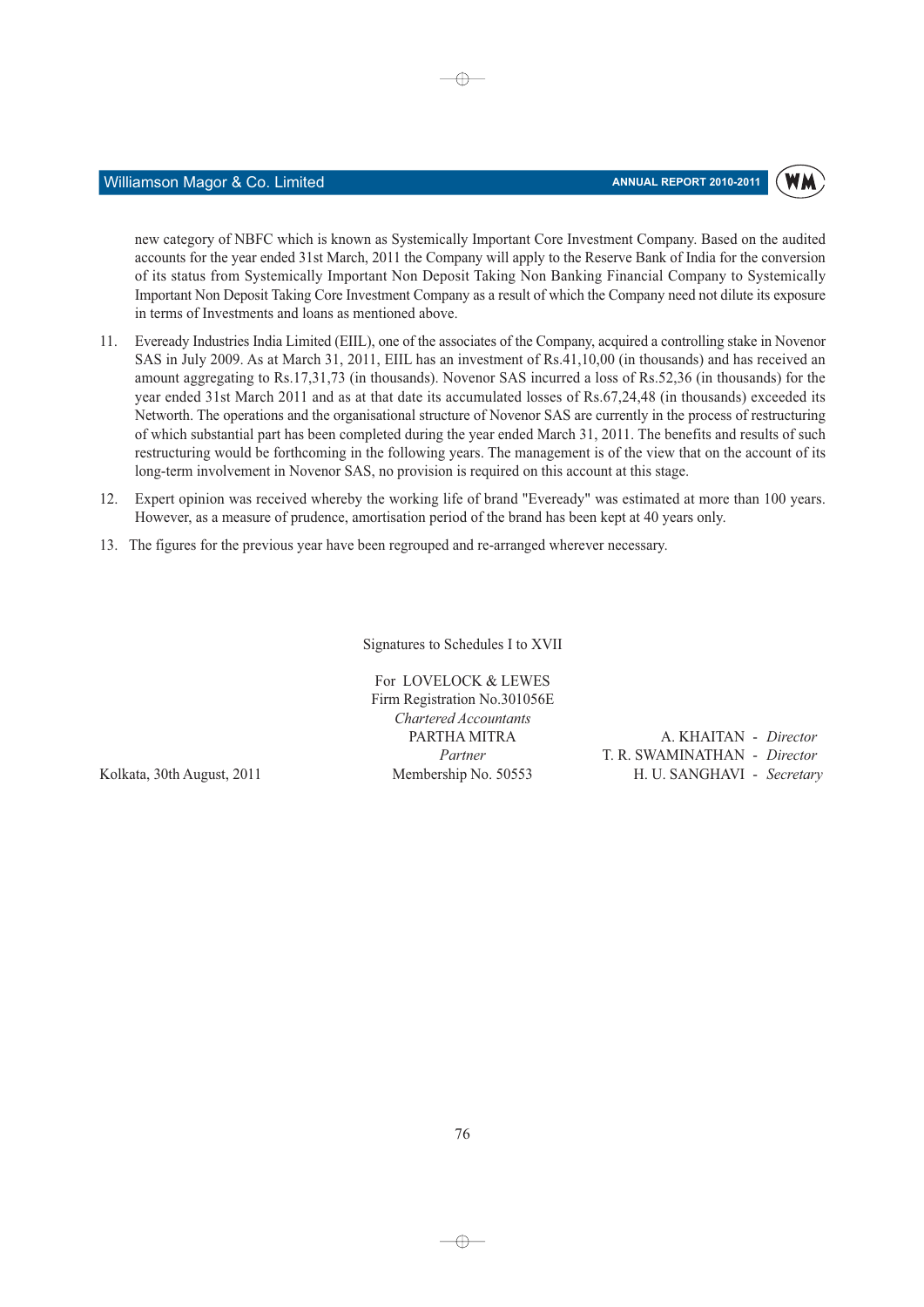new category of NBFC which is known as Systemically Important Core Investment Company. Based on the audited accounts for the year ended 31st March, 2011 the Company will apply to the Reserve Bank of India for the conversion of its status from Systemically Important Non Deposit Taking Non Banking Financial Company to Systemically Important Non Deposit Taking Core Investment Company as a result of which the Company need not dilute its exposure in terms of Investments and loans as mentioned above.

11. Eveready Industries India Limited (EIIL), one of the associates of the Company, acquired a controlling stake in Novenor SAS in July 2009. As at March 31, 2011, EIIL has an investment of Rs.41,10,00 (in thousands) and has received an amount aggregating to Rs.17,31,73 (in thousands). Novenor SAS incurred a loss of Rs.52,36 (in thousands) for the year ended 31st March 2011 and as at that date its accumulated losses of Rs.67,24,48 (in thousands) exceeded its Networth. The operations and the organisational structure of Novenor SAS are currently in the process of restructuring of which substantial part has been completed during the year ended March 31, 2011. The benefits and results of such restructuring would be forthcoming in the following years. The management is of the view that on the account of its long-term involvement in Novenor SAS, no provision is required on this account at this stage.

12. Expert opinion was received whereby the working life of brand "Eveready" was estimated at more than 100 years. However, as a measure of prudence, amortisation period of the brand has been kept at 40 years only.

13. The figures for the previous year have been regrouped and re-arranged wherever necessary.

Signatures to Schedules I to XVII

For LOVELOCK & LEWES
Firm Registration No.301056E
*Chartered Accountants*
PARTHA MITRA
*Partner*
Membership No. 50553

A. KHAITAN - *Director*
T. R. SWAMINATHAN - *Director*
H. U. SANGHAVI - *Secretary*

Kolkata, 30th August, 2011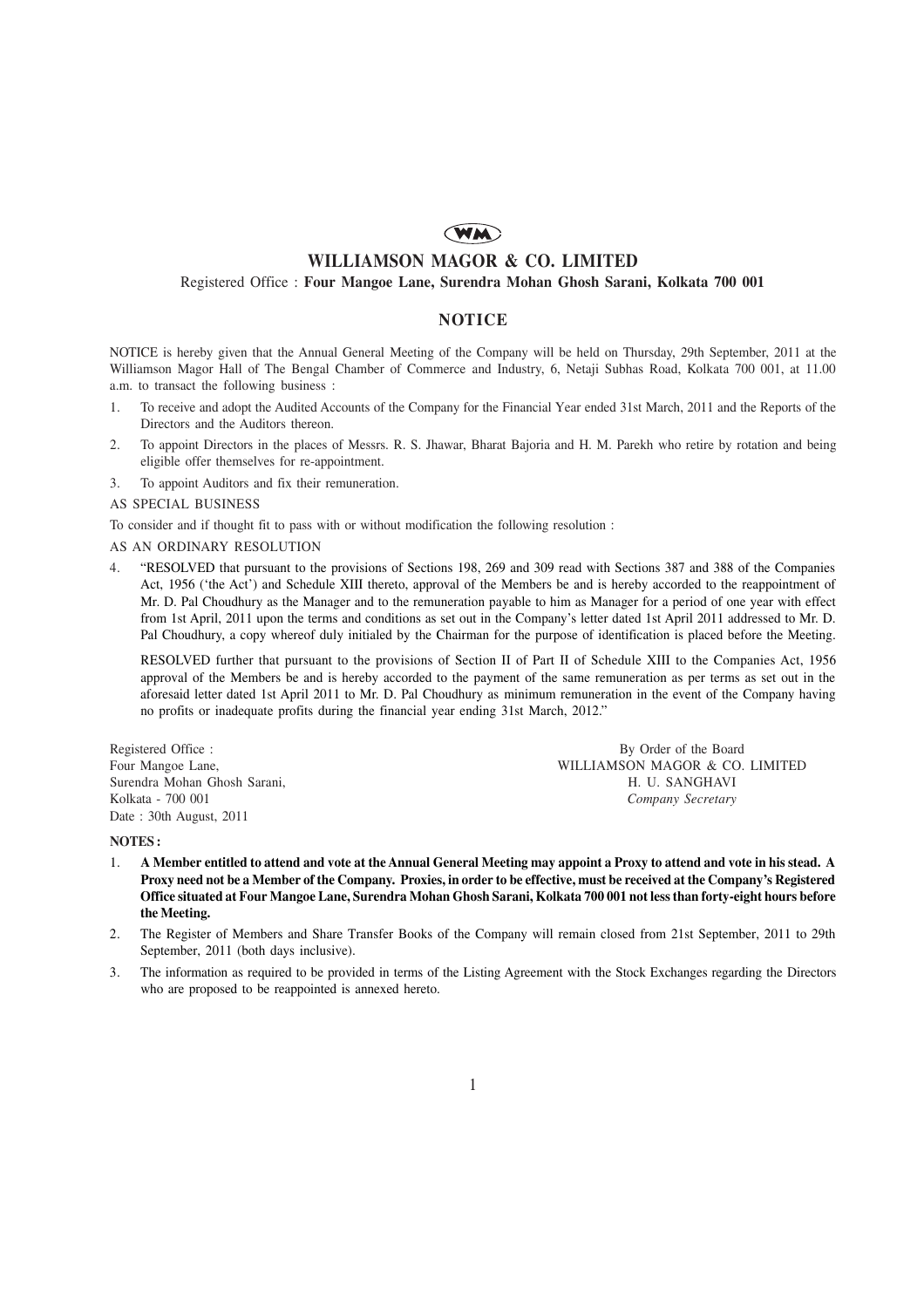WM

# WILLIAMSON MAGOR & CO. LIMITED

Registered Office : **Four Mangoe Lane, Surendra Mohan Ghosh Sarani, Kolkata 700 001**

## NOTICE

NOTICE is hereby given that the Annual General Meeting of the Company will be held on Thursday, 29th September, 2011 at the Williamson Magor Hall of The Bengal Chamber of Commerce and Industry, 6, Netaji Subhas Road, Kolkata 700 001, at 11.00 a.m. to transact the following business :

1. To receive and adopt the Audited Accounts of the Company for the Financial Year ended 31st March, 2011 and the Reports of the Directors and the Auditors thereon.
2. To appoint Directors in the places of Messrs. R. S. Jhawar, Bharat Bajoria and H. M. Parekh who retire by rotation and being eligible offer themselves for re-appointment.
3. To appoint Auditors and fix their remuneration.

AS SPECIAL BUSINESS

To consider and if thought fit to pass with or without modification the following resolution :

AS AN ORDINARY RESOLUTION

4. "RESOLVED that pursuant to the provisions of Sections 198, 269 and 309 read with Sections 387 and 388 of the Companies Act, 1956 ('the Act') and Schedule XIII thereto, approval of the Members be and is hereby accorded to the reappointment of Mr. D. Pal Choudhury as the Manager and to the remuneration payable to him as Manager for a period of one year with effect from 1st April, 2011 upon the terms and conditions as set out in the Company's letter dated 1st April 2011 addressed to Mr. D. Pal Choudhury, a copy whereof duly initialed by the Chairman for the purpose of identification is placed before the Meeting.

   RESOLVED further that pursuant to the provisions of Section II of Part II of Schedule XIII to the Companies Act, 1956 approval of the Members be and is hereby accorded to the payment of the same remuneration as per terms as set out in the aforesaid letter dated 1st April 2011 to Mr. D. Pal Choudhury as minimum remuneration in the event of the Company having no profits or inadequate profits during the financial year ending 31st March, 2012."

Registered Office :
Four Mangoe Lane,
Surendra Mohan Ghosh Sarani,
Kolkata - 700 001
Date : 30th August, 2011

By Order of the Board
WILLIAMSON MAGOR & CO. LIMITED
H. U. SANGHAVI
*Company Secretary*

**NOTES :**

1. **A Member entitled to attend and vote at the Annual General Meeting may appoint a Proxy to attend and vote in his stead. A Proxy need not be a Member of the Company. Proxies, in order to be effective, must be received at the Company's Registered Office situated at Four Mangoe Lane, Surendra Mohan Ghosh Sarani, Kolkata 700 001 not less than forty-eight hours before the Meeting.**
2. The Register of Members and Share Transfer Books of the Company will remain closed from 21st September, 2011 to 29th September, 2011 (both days inclusive).
3. The information as required to be provided in terms of the Listing Agreement with the Stock Exchanges regarding the Directors who are proposed to be reappointed is annexed hereto.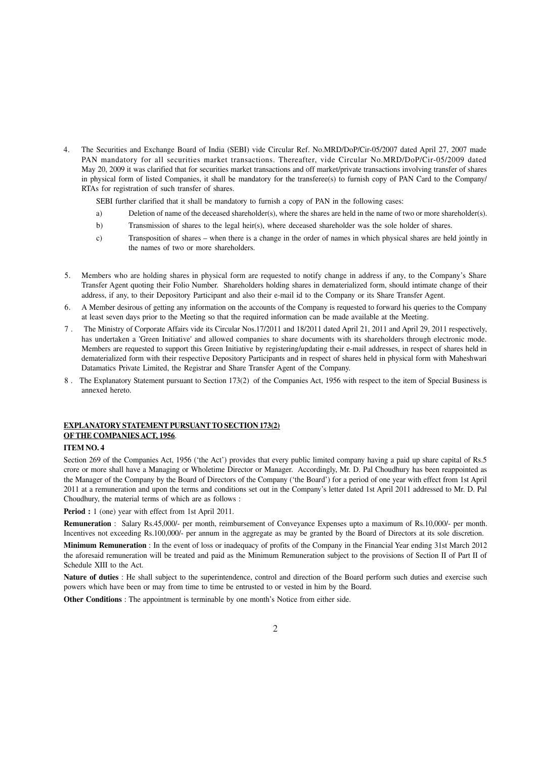4. The Securities and Exchange Board of India (SEBI) vide Circular Ref. No.MRD/DoP/Cir-05/2007 dated April 27, 2007 made PAN mandatory for all securities market transactions. Thereafter, vide Circular No.MRD/DoP/Cir-05/2009 dated May 20, 2009 it was clarified that for securities market transactions and off market/private transactions involving transfer of shares in physical form of listed Companies, it shall be mandatory for the transferee(s) to furnish copy of PAN Card to the Company/ RTAs for registration of such transfer of shares.

   SEBI further clarified that it shall be mandatory to furnish a copy of PAN in the following cases:

   a) Deletion of name of the deceased shareholder(s), where the shares are held in the name of two or more shareholder(s).

   b) Transmission of shares to the legal heir(s), where deceased shareholder was the sole holder of shares.

   c) Transposition of shares – when there is a change in the order of names in which physical shares are held jointly in the names of two or more shareholders.

5. Members who are holding shares in physical form are requested to notify change in address if any, to the Company's Share Transfer Agent quoting their Folio Number. Shareholders holding shares in dematerialized form, should intimate change of their address, if any, to their Depository Participant and also their e-mail id to the Company or its Share Transfer Agent.

6. A Member desirous of getting any information on the accounts of the Company is requested to forward his queries to the Company at least seven days prior to the Meeting so that the required information can be made available at the Meeting.

7. The Ministry of Corporate Affairs vide its Circular Nos.17/2011 and 18/2011 dated April 21, 2011 and April 29, 2011 respectively, has undertaken a 'Green Initiative' and allowed companies to share documents with its shareholders through electronic mode. Members are requested to support this Green Initiative by registering/updating their e-mail addresses, in respect of shares held in dematerialized form with their respective Depository Participants and in respect of shares held in physical form with Maheshwari Datamatics Private Limited, the Registrar and Share Transfer Agent of the Company.

8. The Explanatory Statement pursuant to Section 173(2) of the Companies Act, 1956 with respect to the item of Special Business is annexed hereto.

**EXPLANATORY STATEMENT PURSUANT TO SECTION 173(2) OF THE COMPANIES ACT, 1956.**

**ITEM NO. 4**

Section 269 of the Companies Act, 1956 ('the Act') provides that every public limited company having a paid up share capital of Rs.5 crore or more shall have a Managing or Wholetime Director or Manager. Accordingly, Mr. D. Pal Choudhury has been reappointed as the Manager of the Company by the Board of Directors of the Company ('the Board') for a period of one year with effect from 1st April 2011 at a remuneration and upon the terms and conditions set out in the Company's letter dated 1st April 2011 addressed to Mr. D. Pal Choudhury, the material terms of which are as follows :

**Period :** 1 (one) year with effect from 1st April 2011.

**Remuneration** : Salary Rs.45,000/- per month, reimbursement of Conveyance Expenses upto a maximum of Rs.10,000/- per month. Incentives not exceeding Rs.100,000/- per annum in the aggregate as may be granted by the Board of Directors at its sole discretion.

**Minimum Remuneration** : In the event of loss or inadequacy of profits of the Company in the Financial Year ending 31st March 2012 the aforesaid remuneration will be treated and paid as the Minimum Remuneration subject to the provisions of Section II of Part II of Schedule XIII to the Act.

**Nature of duties** : He shall subject to the superintendence, control and direction of the Board perform such duties and exercise such powers which have been or may from time to time be entrusted to or vested in him by the Board.

**Other Conditions** : The appointment is terminable by one month's Notice from either side.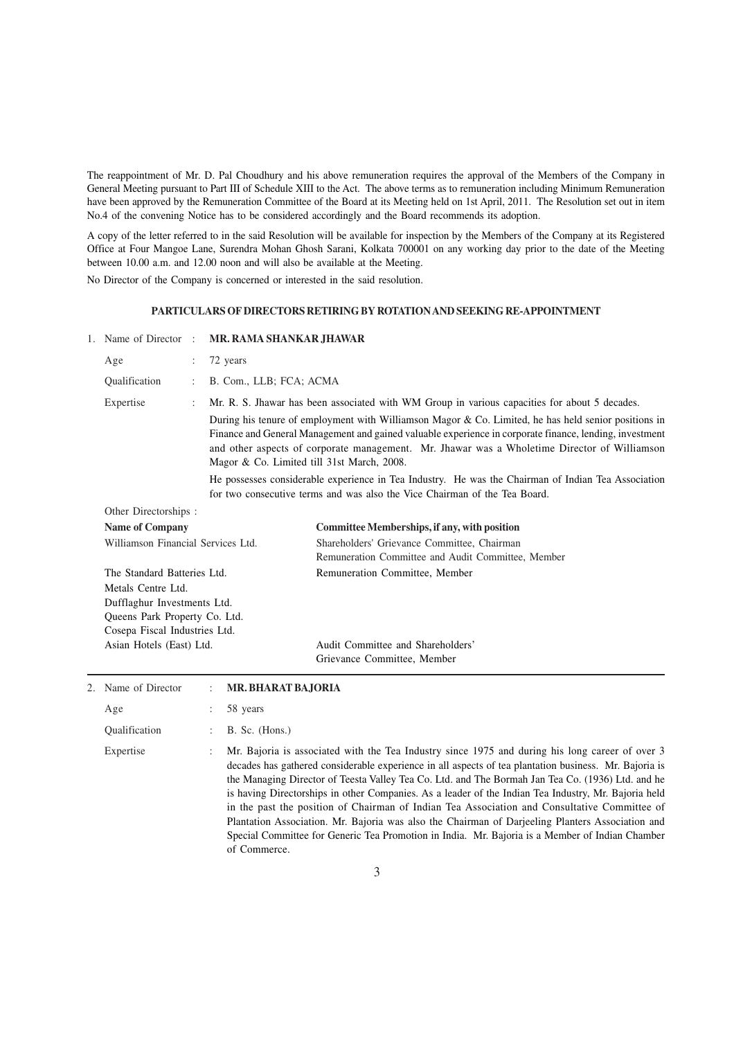The reappointment of Mr. D. Pal Choudhury and his above remuneration requires the approval of the Members of the Company in General Meeting pursuant to Part III of Schedule XIII to the Act. The above terms as to remuneration including Minimum Remuneration have been approved by the Remuneration Committee of the Board at its Meeting held on 1st April, 2011. The Resolution set out in item No.4 of the convening Notice has to be considered accordingly and the Board recommends its adoption.

A copy of the letter referred to in the said Resolution will be available for inspection by the Members of the Company at its Registered Office at Four Mangoe Lane, Surendra Mohan Ghosh Sarani, Kolkata 700001 on any working day prior to the date of the Meeting between 10.00 a.m. and 12.00 noon and will also be available at the Meeting.

No Director of the Company is concerned or interested in the said resolution.

## PARTICULARS OF DIRECTORS RETIRING BY ROTATION AND SEEKING RE-APPOINTMENT

1. Name of Director : **MR. RAMA SHANKAR JHAWAR**

Age : 72 years

Qualification : B. Com., LLB; FCA; ACMA

Expertise : Mr. R. S. Jhawar has been associated with WM Group in various capacities for about 5 decades.

During his tenure of employment with Williamson Magor & Co. Limited, he has held senior positions in Finance and General Management and gained valuable experience in corporate finance, lending, investment and other aspects of corporate management. Mr. Jhawar was a Wholetime Director of Williamson Magor & Co. Limited till 31st March, 2008.

He possesses considerable experience in Tea Industry. He was the Chairman of Indian Tea Association for two consecutive terms and was also the Vice Chairman of the Tea Board.

Other Directorships :

| Name of Company | Committee Memberships, if any, with position |
|---|---|
| Williamson Financial Services Ltd. | Shareholders' Grievance Committee, Chairman<br>Remuneration Committee and Audit Committee, Member |
| The Standard Batteries Ltd. | Remuneration Committee, Member |
| Metals Centre Ltd. | |
| Dufflaghur Investments Ltd. | |
| Queens Park Property Co. Ltd. | |
| Cosepa Fiscal Industries Ltd. | |
| Asian Hotels (East) Ltd. | Audit Committee and Shareholders' Grievance Committee, Member |

2. Name of Director : **MR. BHARAT BAJORIA**

Age : 58 years

Qualification : B. Sc. (Hons.)

Expertise : Mr. Bajoria is associated with the Tea Industry since 1975 and during his long career of over 3 decades has gathered considerable experience in all aspects of tea plantation business. Mr. Bajoria is the Managing Director of Teesta Valley Tea Co. Ltd. and The Bormah Jan Tea Co. (1936) Ltd. and he is having Directorships in other Companies. As a leader of the Indian Tea Industry, Mr. Bajoria held in the past the position of Chairman of Indian Tea Association and Consultative Committee of Plantation Association. Mr. Bajoria was also the Chairman of Darjeeling Planters Association and Special Committee for Generic Tea Promotion in India. Mr. Bajoria is a Member of Indian Chamber of Commerce.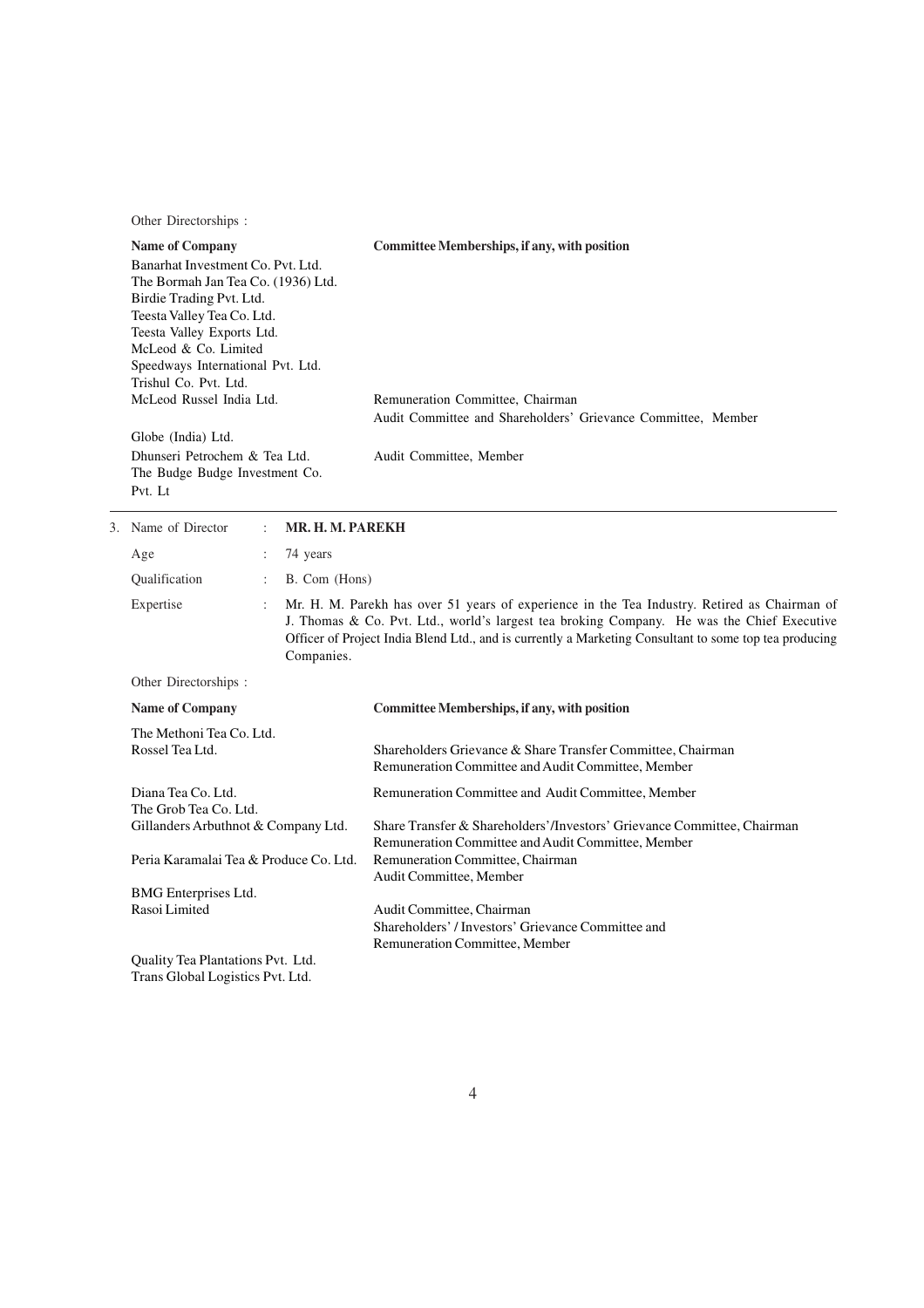Other Directorships :

| Name of Company | Committee Memberships, if any, with position |
|---|---|
| Banarhat Investment Co. Pvt. Ltd. | |
| The Bormah Jan Tea Co. (1936) Ltd. | |
| Birdie Trading Pvt. Ltd. | |
| Teesta Valley Tea Co. Ltd. | |
| Teesta Valley Exports Ltd. | |
| McLeod & Co. Limited | |
| Speedways International Pvt. Ltd. | |
| Trishul Co. Pvt. Ltd. | |
| McLeod Russel India Ltd. | Remuneration Committee, Chairman<br>Audit Committee and Shareholders' Grievance Committee, Member |
| Globe (India) Ltd. | |
| Dhunseri Petrochem & Tea Ltd. | Audit Committee, Member |
| The Budge Budge Investment Co. Pvt. Lt | |

---

3. Name of Director : **MR. H. M. PAREKH**

Age : 74 years

Qualification : B. Com (Hons)

Expertise : Mr. H. M. Parekh has over 51 years of experience in the Tea Industry. Retired as Chairman of J. Thomas & Co. Pvt. Ltd., world's largest tea broking Company. He was the Chief Executive Officer of Project India Blend Ltd., and is currently a Marketing Consultant to some top tea producing Companies.

Other Directorships :

| Name of Company | Committee Memberships, if any, with position |
|---|---|
| The Methoni Tea Co. Ltd. | |
| Rossel Tea Ltd. | Shareholders Grievance & Share Transfer Committee, Chairman<br>Remuneration Committee and Audit Committee, Member |
| Diana Tea Co. Ltd. | Remuneration Committee and Audit Committee, Member |
| The Grob Tea Co. Ltd. | |
| Gillanders Arbuthnot & Company Ltd. | Share Transfer & Shareholders'/Investors' Grievance Committee, Chairman<br>Remuneration Committee and Audit Committee, Member |
| Peria Karamalai Tea & Produce Co. Ltd. | Remuneration Committee, Chairman<br>Audit Committee, Member |
| BMG Enterprises Ltd. | |
| Rasoi Limited | Audit Committee, Chairman<br>Shareholders' / Investors' Grievance Committee and<br>Remuneration Committee, Member |
| Quality Tea Plantations Pvt. Ltd. | |
| Trans Global Logistics Pvt. Ltd. | |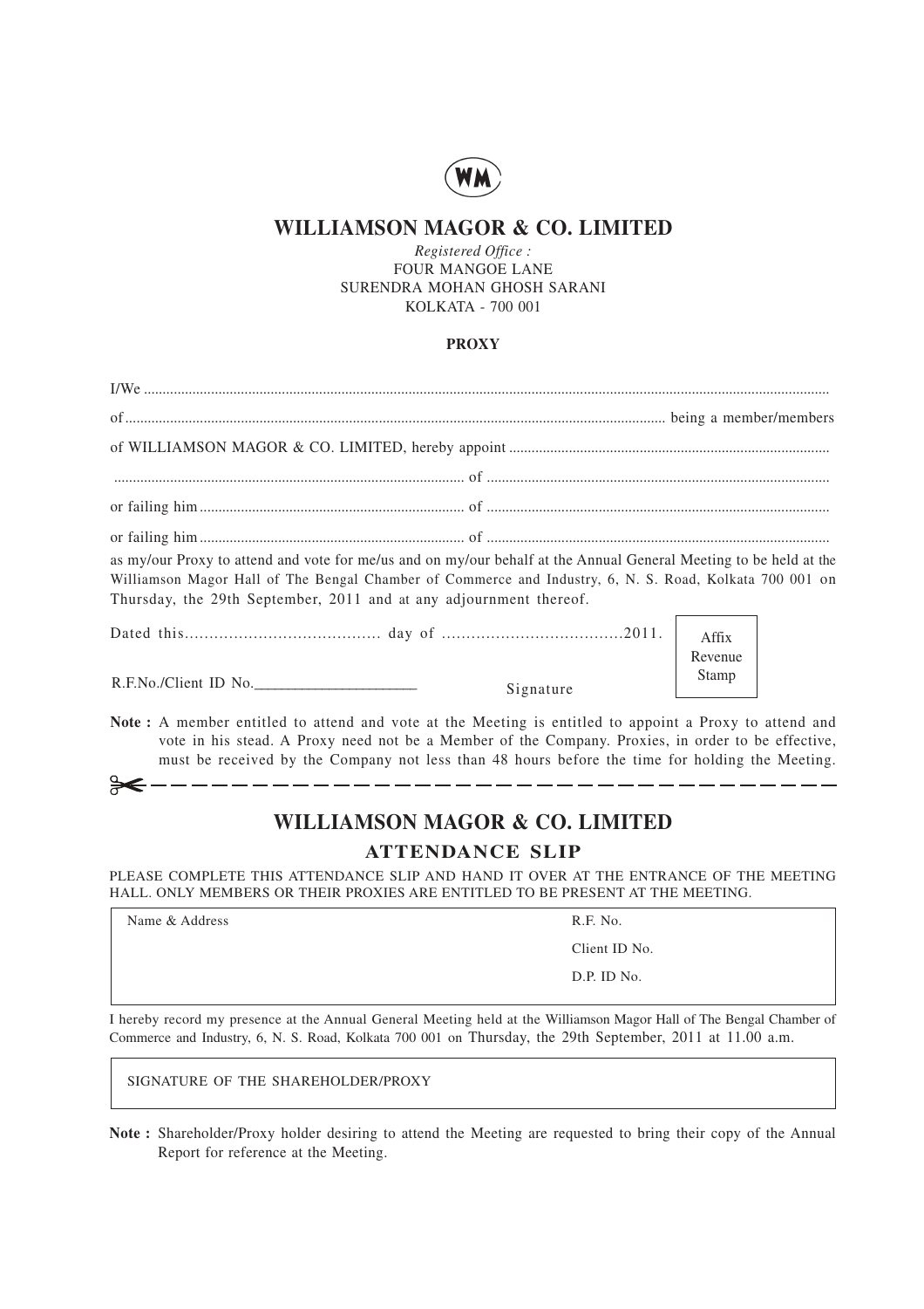WM

# WILLIAMSON MAGOR & CO. LIMITED

*Registered Office :*
FOUR MANGOE LANE
SURENDRA MOHAN GHOSH SARANI
KOLKATA - 700 001

**PROXY**

I/We ..........................................................................................................................................................................

of.............................................................................................................................................. being a member/members

of WILLIAMSON MAGOR & CO. LIMITED, hereby appoint ....................................................................................

............................................................................................ of ...........................................................................................

or failing him...................................................................... of ...........................................................................................

or failing him...................................................................... of ...........................................................................................

as my/our Proxy to attend and vote for me/us and on my/our behalf at the Annual General Meeting to be held at the Williamson Magor Hall of The Bengal Chamber of Commerce and Industry, 6, N. S. Road, Kolkata 700 001 on Thursday, the 29th September, 2011 and at any adjournment thereof.

Dated this....................................... day of ....................................2011.

Affix Revenue Stamp

R.F.No./Client ID No.____________________

Signature

**Note :** A member entitled to attend and vote at the Meeting is entitled to appoint a Proxy to attend and vote in his stead. A Proxy need not be a Member of the Company. Proxies, in order to be effective, must be received by the Company not less than 48 hours before the time for holding the Meeting.

---

# WILLIAMSON MAGOR & CO. LIMITED

## ATTENDANCE SLIP

PLEASE COMPLETE THIS ATTENDANCE SLIP AND HAND IT OVER AT THE ENTRANCE OF THE MEETING HALL. ONLY MEMBERS OR THEIR PROXIES ARE ENTITLED TO BE PRESENT AT THE MEETING.

| | |
|---|---|
| Name & Address | R.F. No. |
| | Client ID No. |
| | D.P. ID No. |

I hereby record my presence at the Annual General Meeting held at the Williamson Magor Hall of The Bengal Chamber of Commerce and Industry, 6, N. S. Road, Kolkata 700 001 on Thursday, the 29th September, 2011 at 11.00 a.m.

SIGNATURE OF THE SHAREHOLDER/PROXY

**Note :** Shareholder/Proxy holder desiring to attend the Meeting are requested to bring their copy of the Annual Report for reference at the Meeting.